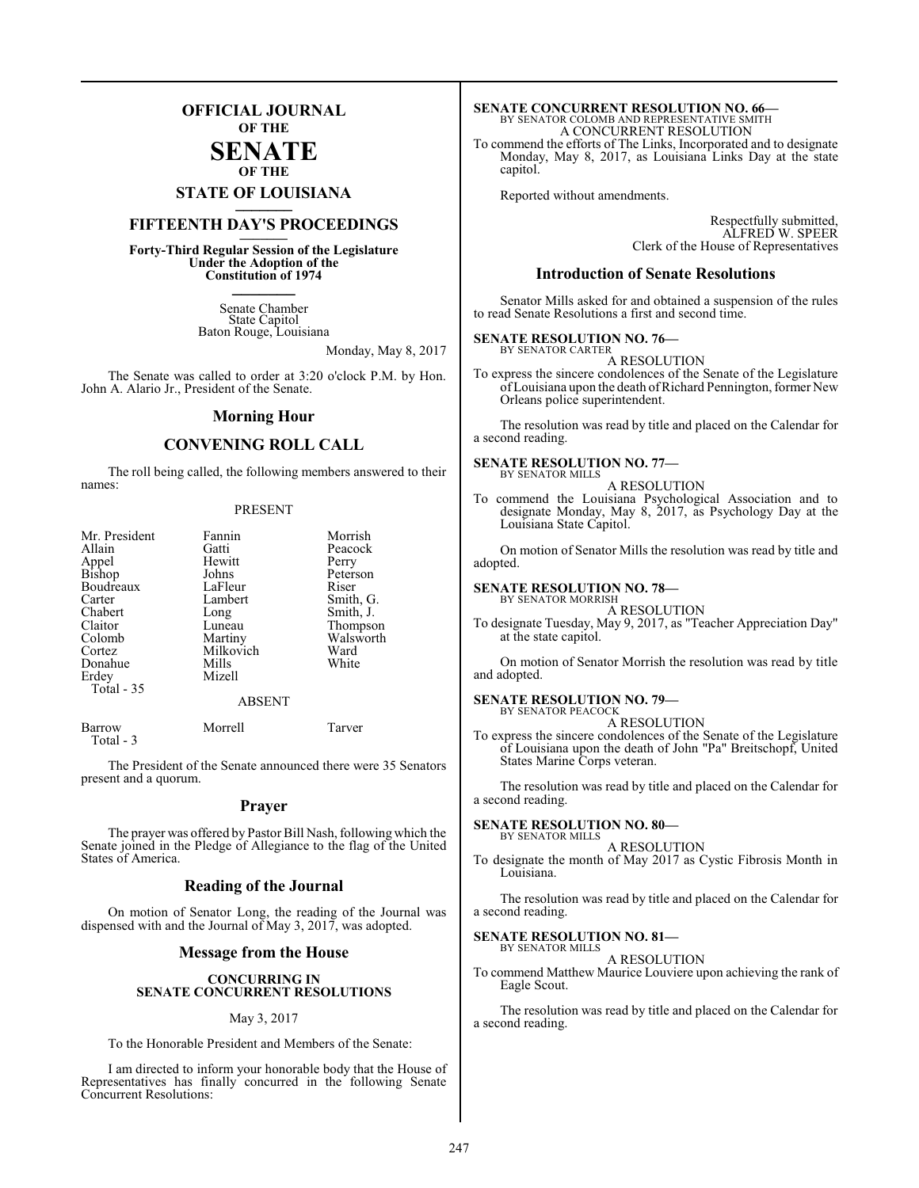# OFFICIAL JOURNAL OF THE SENATE OF THE STATE OF LOUISIANA

## FIFTEENTH DAY'S PROCEEDINGS

**Forty-Third Regular Session of the Legislature Under the Adoption of the Constitution of 1974**

Senate Chamber
State Capitol
Baton Rouge, Louisiana

Monday, May 8, 2017

The Senate was called to order at 3:20 o'clock P.M. by Hon. John A. Alario Jr., President of the Senate.

## Morning Hour

## CONVENING ROLL CALL

The roll being called, the following members answered to their names:

PRESENT

| | | |
|---|---|---|
| Mr. President | Fannin | Morrish |
| Allain | Gatti | Peacock |
| Appel | Hewitt | Perry |
| Bishop | Johns | Peterson |
| Boudreaux | LaFleur | Riser |
| Carter | Lambert | Smith, G. |
| Chabert | Long | Smith, J. |
| Claitor | Luneau | Thompson |
| Colomb | Martiny | Walsworth |
| Cortez | Milkovich | Ward |
| Donahue | Mills | White |
| Erdey | Mizell | |

Total - 35

ABSENT

| | | |
|---|---|---|
| Barrow | Morrell | Tarver |

Total - 3

The President of the Senate announced there were 35 Senators present and a quorum.

## Prayer

The prayer was offered by Pastor Bill Nash, following which the Senate joined in the Pledge of Allegiance to the flag of the United States of America.

## Reading of the Journal

On motion of Senator Long, the reading of the Journal was dispensed with and the Journal of May 3, 2017, was adopted.

## Message from the House

**CONCURRING IN SENATE CONCURRENT RESOLUTIONS**

May 3, 2017

To the Honorable President and Members of the Senate:

I am directed to inform your honorable body that the House of Representatives has finally concurred in the following Senate Concurrent Resolutions:

**SENATE CONCURRENT RESOLUTION NO. 66—**
BY SENATOR COLOMB AND REPRESENTATIVE SMITH
A CONCURRENT RESOLUTION

To commend the efforts of The Links, Incorporated and to designate Monday, May 8, 2017, as Louisiana Links Day at the state capitol.

Reported without amendments.

Respectfully submitted,
ALFRED W. SPEER
Clerk of the House of Representatives

## Introduction of Senate Resolutions

Senator Mills asked for and obtained a suspension of the rules to read Senate Resolutions a first and second time.

**SENATE RESOLUTION NO. 76—**
BY SENATOR CARTER
A RESOLUTION

To express the sincere condolences of the Senate of the Legislature of Louisiana upon the death of Richard Pennington, former New Orleans police superintendent.

The resolution was read by title and placed on the Calendar for a second reading.

**SENATE RESOLUTION NO. 77—**
BY SENATOR MILLS
A RESOLUTION

To commend the Louisiana Psychological Association and to designate Monday, May 8, 2017, as Psychology Day at the Louisiana State Capitol.

On motion of Senator Mills the resolution was read by title and adopted.

**SENATE RESOLUTION NO. 78—**
BY SENATOR MORRISH
A RESOLUTION

To designate Tuesday, May 9, 2017, as "Teacher Appreciation Day" at the state capitol.

On motion of Senator Morrish the resolution was read by title and adopted.

**SENATE RESOLUTION NO. 79—**
BY SENATOR PEACOCK
A RESOLUTION

To express the sincere condolences of the Senate of the Legislature of Louisiana upon the death of John "Pa" Breitschopf, United States Marine Corps veteran.

The resolution was read by title and placed on the Calendar for a second reading.

**SENATE RESOLUTION NO. 80—**
BY SENATOR MILLS
A RESOLUTION

To designate the month of May 2017 as Cystic Fibrosis Month in Louisiana.

The resolution was read by title and placed on the Calendar for a second reading.

**SENATE RESOLUTION NO. 81—**
BY SENATOR MILLS
A RESOLUTION

To commend Matthew Maurice Louviere upon achieving the rank of Eagle Scout.

The resolution was read by title and placed on the Calendar for a second reading.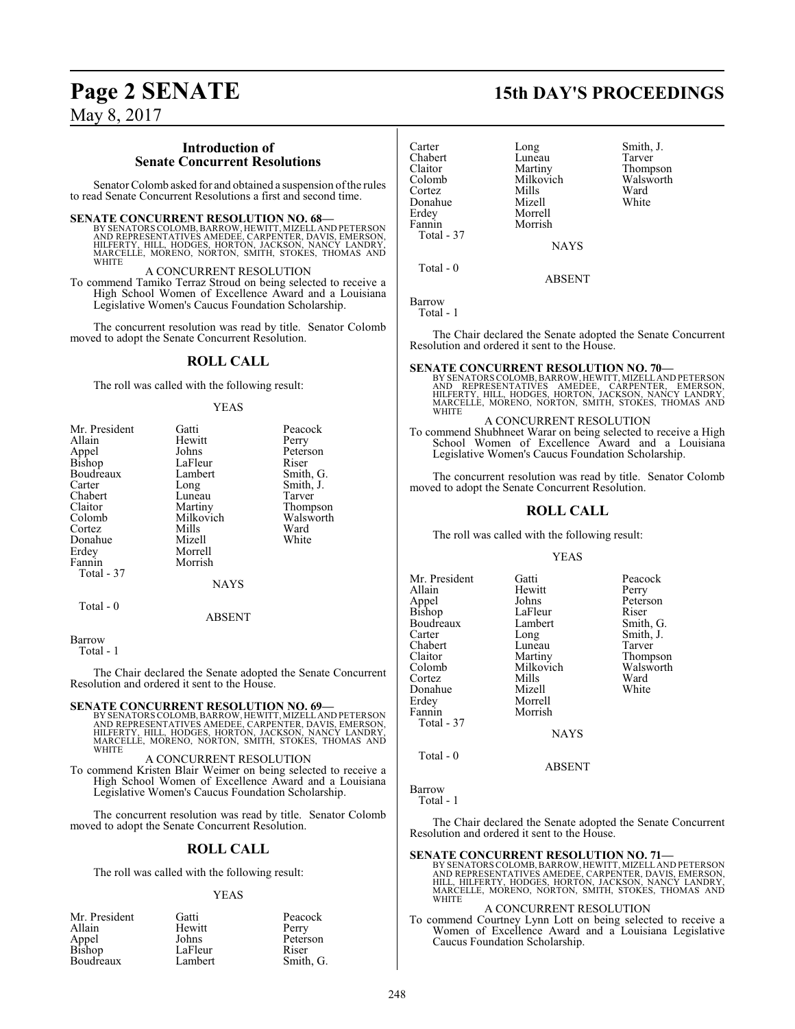## Introduction of Senate Concurrent Resolutions

Senator Colomb asked for and obtained a suspension of the rules to read Senate Concurrent Resolutions a first and second time.

**SENATE CONCURRENT RESOLUTION NO. 68—**
BY SENATORS COLOMB, BARROW, HEWITT, MIZELL AND PETERSON AND REPRESENTATIVES AMEDEE, CARPENTER, DAVIS, EMERSON, HILFERTY, HILL, HODGES, HORTON, JACKSON, NANCY LANDRY, MARCELLE, MORENO, NORTON, SMITH, STOKES, THOMAS AND WHITE

A CONCURRENT RESOLUTION

To commend Tamiko Terraz Stroud on being selected to receive a High School Women of Excellence Award and a Louisiana Legislative Women's Caucus Foundation Scholarship.

The concurrent resolution was read by title. Senator Colomb moved to adopt the Senate Concurrent Resolution.

### ROLL CALL

The roll was called with the following result:

YEAS

| | | |
|---|---|---|
| Mr. President | Gatti | Peacock |
| Allain | Hewitt | Perry |
| Appel | Johns | Peterson |
| Bishop | LaFleur | Riser |
| Boudreaux | Lambert | Smith, G. |
| Carter | Long | Smith, J. |
| Chabert | Luneau | Tarver |
| Claitor | Martiny | Thompson |
| Colomb | Milkovich | Walsworth |
| Cortez | Mills | Ward |
| Donahue | Mizell | White |
| Erdey | Morrell | |
| Fannin | Morrish | |

Total - 37

NAYS

Total - 0

ABSENT

Barrow

Total - 1

The Chair declared the Senate adopted the Senate Concurrent Resolution and ordered it sent to the House.

**SENATE CONCURRENT RESOLUTION NO. 69—**
BY SENATORS COLOMB, BARROW, HEWITT, MIZELL AND PETERSON AND REPRESENTATIVES AMEDEE, CARPENTER, DAVIS, EMERSON, HILFERTY, HILL, HODGES, HORTON, JACKSON, NANCY LANDRY, MARCELLE, MORENO, NORTON, SMITH, STOKES, THOMAS AND WHITE

A CONCURRENT RESOLUTION

To commend Kristen Blair Weimer on being selected to receive a High School Women of Excellence Award and a Louisiana Legislative Women's Caucus Foundation Scholarship.

The concurrent resolution was read by title. Senator Colomb moved to adopt the Senate Concurrent Resolution.

### ROLL CALL

The roll was called with the following result:

YEAS

| | | |
|---|---|---|
| Mr. President | Gatti | Peacock |
| Allain | Hewitt | Perry |
| Appel | Johns | Peterson |
| Bishop | LaFleur | Riser |
| Boudreaux | Lambert | Smith, G. |
| Carter | Long | Smith, J. |
| Chabert | Luneau | Tarver |
| Claitor | Martiny | Thompson |
| Colomb | Milkovich | Walsworth |
| Cortez | Mills | Ward |
| Donahue | Mizell | White |
| Erdey | Morrell | |
| Fannin | Morrish | |

Total - 37

NAYS

Total - 0

ABSENT

Barrow

Total - 1

The Chair declared the Senate adopted the Senate Concurrent Resolution and ordered it sent to the House.

**SENATE CONCURRENT RESOLUTION NO. 70—**
BY SENATORS COLOMB, BARROW, HEWITT, MIZELL AND PETERSON AND REPRESENTATIVES AMEDEE, CARPENTER, EMERSON, HILFERTY, HILL, HODGES, HORTON, JACKSON, NANCY LANDRY, MARCELLE, MORENO, NORTON, SMITH, STOKES, THOMAS AND WHITE

A CONCURRENT RESOLUTION

To commend Shubhneet Warar on being selected to receive a High School Women of Excellence Award and a Louisiana Legislative Women's Caucus Foundation Scholarship.

The concurrent resolution was read by title. Senator Colomb moved to adopt the Senate Concurrent Resolution.

### ROLL CALL

The roll was called with the following result:

YEAS

| | | |
|---|---|---|
| Mr. President | Gatti | Peacock |
| Allain | Hewitt | Perry |
| Appel | Johns | Peterson |
| Bishop | LaFleur | Riser |
| Boudreaux | Lambert | Smith, G. |
| Carter | Long | Smith, J. |
| Chabert | Luneau | Tarver |
| Claitor | Martiny | Thompson |
| Colomb | Milkovich | Walsworth |
| Cortez | Mills | Ward |
| Donahue | Mizell | White |
| Erdey | Morrell | |
| Fannin | Morrish | |

Total - 37

NAYS

Total - 0

ABSENT

Barrow

Total - 1

The Chair declared the Senate adopted the Senate Concurrent Resolution and ordered it sent to the House.

**SENATE CONCURRENT RESOLUTION NO. 71—**
BY SENATORS COLOMB, BARROW, HEWITT, MIZELL AND PETERSON AND REPRESENTATIVES AMEDEE, CARPENTER, DAVIS, EMERSON, HILL, HILFERTY, HODGES, HORTON, JACKSON, NANCY LANDRY, MARCELLE, MORENO, NORTON, SMITH, STOKES, THOMAS AND WHITE

A CONCURRENT RESOLUTION

To commend Courtney Lynn Lott on being selected to receive a Women of Excellence Award and a Louisiana Legislative Caucus Foundation Scholarship.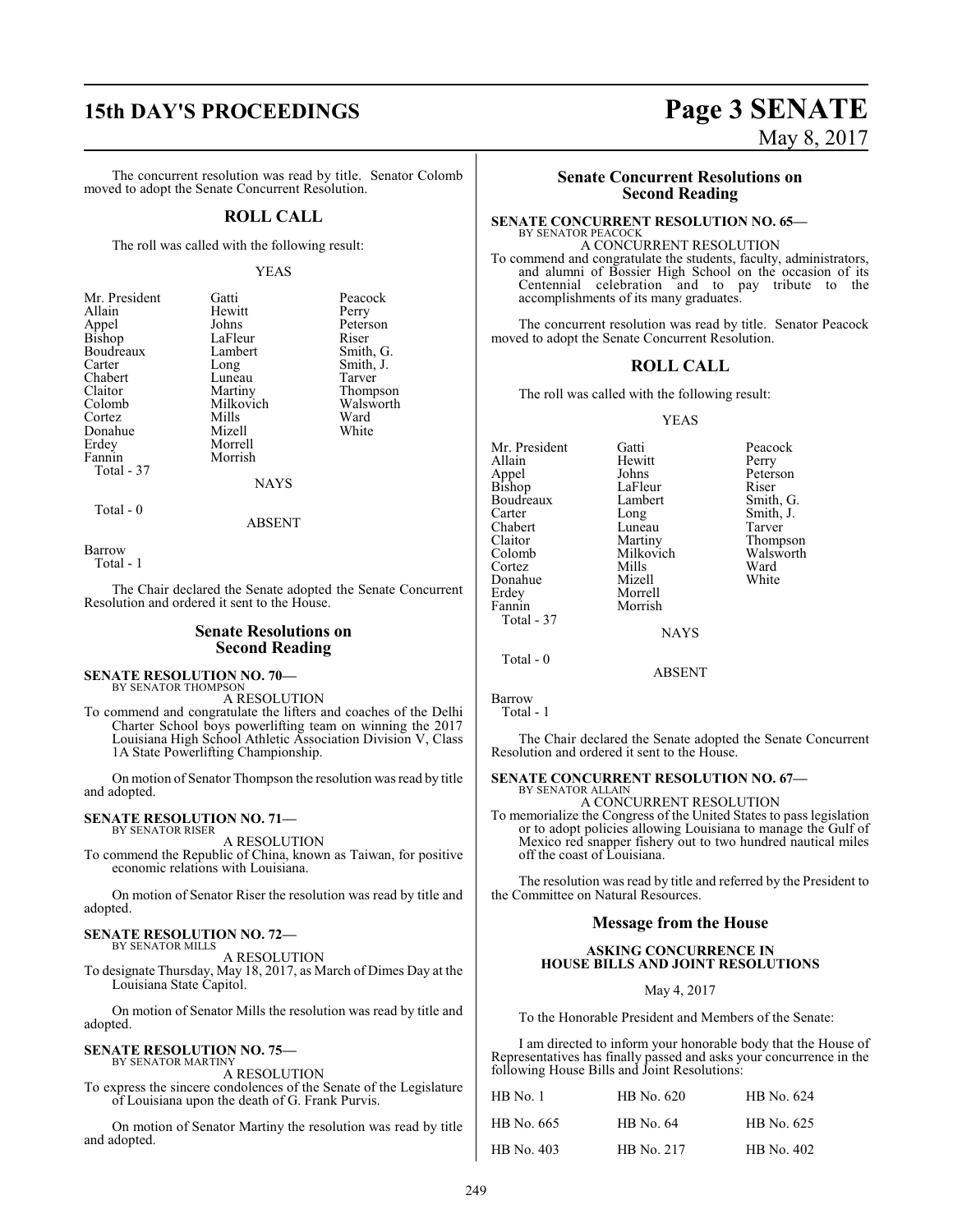The concurrent resolution was read by title. Senator Colomb moved to adopt the Senate Concurrent Resolution.

## ROLL CALL

The roll was called with the following result:

YEAS

| | | |
|---|---|---|
| Mr. President | Gatti | Peacock |
| Allain | Hewitt | Perry |
| Appel | Johns | Peterson |
| Bishop | LaFleur | Riser |
| Boudreaux | Lambert | Smith, G. |
| Carter | Long | Smith, J. |
| Chabert | Luneau | Tarver |
| Claitor | Martiny | Thompson |
| Colomb | Milkovich | Walsworth |
| Cortez | Mills | Ward |
| Donahue | Mizell | White |
| Erdey | Morrell | |
| Fannin | Morrish | |
| Total - 37 | | |

NAYS

Total - 0

ABSENT

Barrow
Total - 1

The Chair declared the Senate adopted the Senate Concurrent Resolution and ordered it sent to the House.

## Senate Resolutions on Second Reading

**SENATE RESOLUTION NO. 70—**
BY SENATOR THOMPSON
A RESOLUTION
To commend and congratulate the lifters and coaches of the Delhi Charter School boys powerlifting team on winning the 2017 Louisiana High School Athletic Association Division V, Class 1A State Powerlifting Championship.

On motion of Senator Thompson the resolution was read by title and adopted.

**SENATE RESOLUTION NO. 71—**
BY SENATOR RISER
A RESOLUTION
To commend the Republic of China, known as Taiwan, for positive economic relations with Louisiana.

On motion of Senator Riser the resolution was read by title and adopted.

**SENATE RESOLUTION NO. 72—**
BY SENATOR MILLS
A RESOLUTION
To designate Thursday, May 18, 2017, as March of Dimes Day at the Louisiana State Capitol.

On motion of Senator Mills the resolution was read by title and adopted.

**SENATE RESOLUTION NO. 75—**
BY SENATOR MARTINY
A RESOLUTION
To express the sincere condolences of the Senate of the Legislature of Louisiana upon the death of G. Frank Purvis.

On motion of Senator Martiny the resolution was read by title and adopted.

## Senate Concurrent Resolutions on Second Reading

**SENATE CONCURRENT RESOLUTION NO. 65—**
BY SENATOR PEACOCK
A CONCURRENT RESOLUTION
To commend and congratulate the students, faculty, administrators, and alumni of Bossier High School on the occasion of its Centennial celebration and to pay tribute to the accomplishments of its many graduates.

The concurrent resolution was read by title. Senator Peacock moved to adopt the Senate Concurrent Resolution.

## ROLL CALL

The roll was called with the following result:

YEAS

| | | |
|---|---|---|
| Mr. President | Gatti | Peacock |
| Allain | Hewitt | Perry |
| Appel | Johns | Peterson |
| Bishop | LaFleur | Riser |
| Boudreaux | Lambert | Smith, G. |
| Carter | Long | Smith, J. |
| Chabert | Luneau | Tarver |
| Claitor | Martiny | Thompson |
| Colomb | Milkovich | Walsworth |
| Cortez | Mills | Ward |
| Donahue | Mizell | White |
| Erdey | Morrell | |
| Fannin | Morrish | |
| Total - 37 | | |

NAYS

Total - 0

ABSENT

Barrow
Total - 1

The Chair declared the Senate adopted the Senate Concurrent Resolution and ordered it sent to the House.

**SENATE CONCURRENT RESOLUTION NO. 67—**
BY SENATOR ALLAIN
A CONCURRENT RESOLUTION
To memorialize the Congress of the United States to pass legislation or to adopt policies allowing Louisiana to manage the Gulf of Mexico red snapper fishery out to two hundred nautical miles off the coast of Louisiana.

The resolution was read by title and referred by the President to the Committee on Natural Resources.

## Message from the House

**ASKING CONCURRENCE IN HOUSE BILLS AND JOINT RESOLUTIONS**

May 4, 2017

To the Honorable President and Members of the Senate:

I am directed to inform your honorable body that the House of Representatives has finally passed and asks your concurrence in the following House Bills and Joint Resolutions:

| | | |
|---|---|---|
| HB No. 1 | HB No. 620 | HB No. 624 |
| HB No. 665 | HB No. 64 | HB No. 625 |
| HB No. 403 | HB No. 217 | HB No. 402 |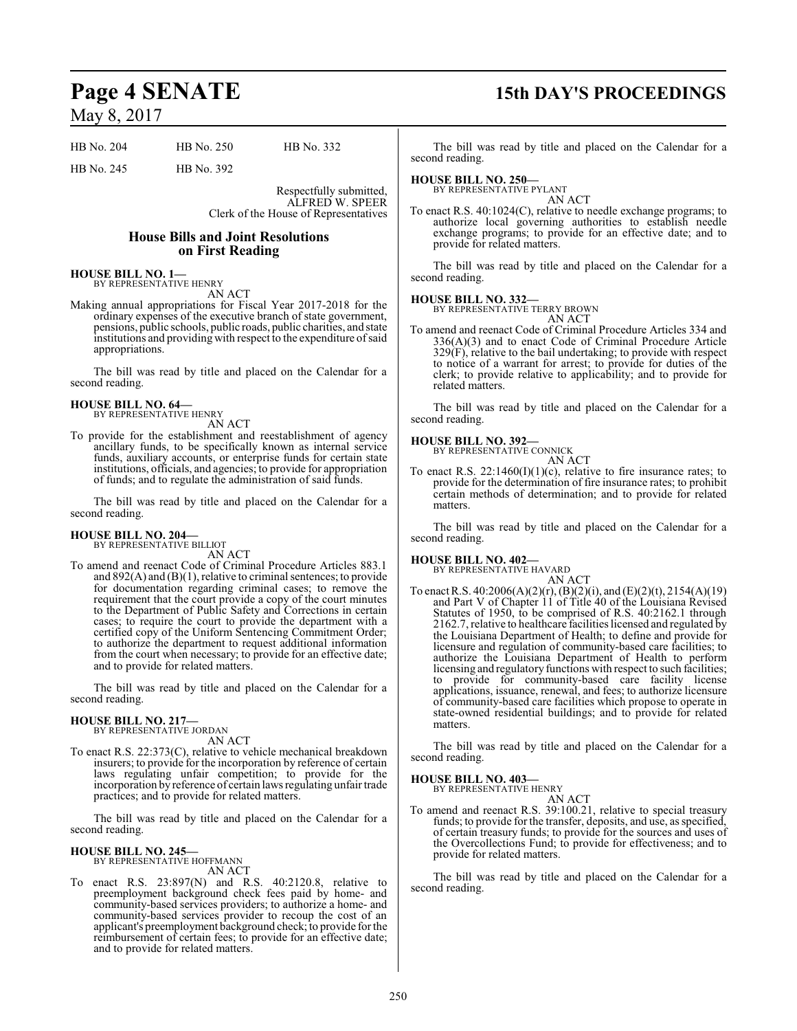| HB No. 204 | HB No. 250 | HB No. 332 |
|---|---|---|
| HB No. 245 | HB No. 392 | |

Respectfully submitted,
ALFRED W. SPEER
Clerk of the House of Representatives

## House Bills and Joint Resolutions on First Reading

**HOUSE BILL NO. 1—**
BY REPRESENTATIVE HENRY
AN ACT

Making annual appropriations for Fiscal Year 2017-2018 for the ordinary expenses of the executive branch of state government, pensions, public schools, public roads, public charities, and state institutions and providing with respect to the expenditure of said appropriations.

The bill was read by title and placed on the Calendar for a second reading.

**HOUSE BILL NO. 64—**
BY REPRESENTATIVE HENRY
AN ACT

To provide for the establishment and reestablishment of agency ancillary funds, to be specifically known as internal service funds, auxiliary accounts, or enterprise funds for certain state institutions, officials, and agencies; to provide for appropriation of funds; and to regulate the administration of said funds.

The bill was read by title and placed on the Calendar for a second reading.

**HOUSE BILL NO. 204—**
BY REPRESENTATIVE BILLIOT
AN ACT

To amend and reenact Code of Criminal Procedure Articles 883.1 and 892(A) and (B)(1), relative to criminal sentences; to provide for documentation regarding criminal cases; to remove the requirement that the court provide a copy of the court minutes to the Department of Public Safety and Corrections in certain cases; to require the court to provide the department with a certified copy of the Uniform Sentencing Commitment Order; to authorize the department to request additional information from the court when necessary; to provide for an effective date; and to provide for related matters.

The bill was read by title and placed on the Calendar for a second reading.

**HOUSE BILL NO. 217—**
BY REPRESENTATIVE JORDAN
AN ACT

To enact R.S. 22:373(C), relative to vehicle mechanical breakdown insurers; to provide for the incorporation by reference of certain laws regulating unfair competition; to provide for the incorporation by reference of certain laws regulating unfair trade practices; and to provide for related matters.

The bill was read by title and placed on the Calendar for a second reading.

**HOUSE BILL NO. 245—**
BY REPRESENTATIVE HOFFMANN
AN ACT

To enact R.S. 23:897(N) and R.S. 40:2120.8, relative to preemployment background check fees paid by home- and community-based services providers; to authorize a home- and community-based services provider to recoup the cost of an applicant's preemployment background check; to provide for the reimbursement of certain fees; to provide for an effective date; and to provide for related matters.

The bill was read by title and placed on the Calendar for a second reading.

**HOUSE BILL NO. 250—**
BY REPRESENTATIVE PYLANT
AN ACT

To enact R.S. 40:1024(C), relative to needle exchange programs; to authorize local governing authorities to establish needle exchange programs; to provide for an effective date; and to provide for related matters.

The bill was read by title and placed on the Calendar for a second reading.

**HOUSE BILL NO. 332—**
BY REPRESENTATIVE TERRY BROWN
AN ACT

To amend and reenact Code of Criminal Procedure Articles 334 and 336(A)(3) and to enact Code of Criminal Procedure Article 329(F), relative to the bail undertaking; to provide with respect to notice of a warrant for arrest; to provide for duties of the clerk; to provide relative to applicability; and to provide for related matters.

The bill was read by title and placed on the Calendar for a second reading.

**HOUSE BILL NO. 392—**
BY REPRESENTATIVE CONNICK
AN ACT

To enact R.S. 22:1460(I)(1)(c), relative to fire insurance rates; to provide for the determination of fire insurance rates; to prohibit certain methods of determination; and to provide for related matters.

The bill was read by title and placed on the Calendar for a second reading.

**HOUSE BILL NO. 402—**
BY REPRESENTATIVE HAVARD
AN ACT

To enact R.S. 40:2006(A)(2)(r), (B)(2)(i), and (E)(2)(t), 2154(A)(19) and Part V of Chapter 11 of Title 40 of the Louisiana Revised Statutes of 1950, to be comprised of R.S. 40:2162.1 through 2162.7, relative to healthcare facilities licensed and regulated by the Louisiana Department of Health; to define and provide for licensure and regulation of community-based care facilities; to authorize the Louisiana Department of Health to perform licensing and regulatory functions with respect to such facilities; to provide for community-based care facility license applications, issuance, renewal, and fees; to authorize licensure of community-based care facilities which propose to operate in state-owned residential buildings; and to provide for related matters.

The bill was read by title and placed on the Calendar for a second reading.

**HOUSE BILL NO. 403—**
BY REPRESENTATIVE HENRY
AN ACT

To amend and reenact R.S. 39:100.21, relative to special treasury funds; to provide for the transfer, deposits, and use, as specified, of certain treasury funds; to provide for the sources and uses of the Overcollections Fund; to provide for effectiveness; and to provide for related matters.

The bill was read by title and placed on the Calendar for a second reading.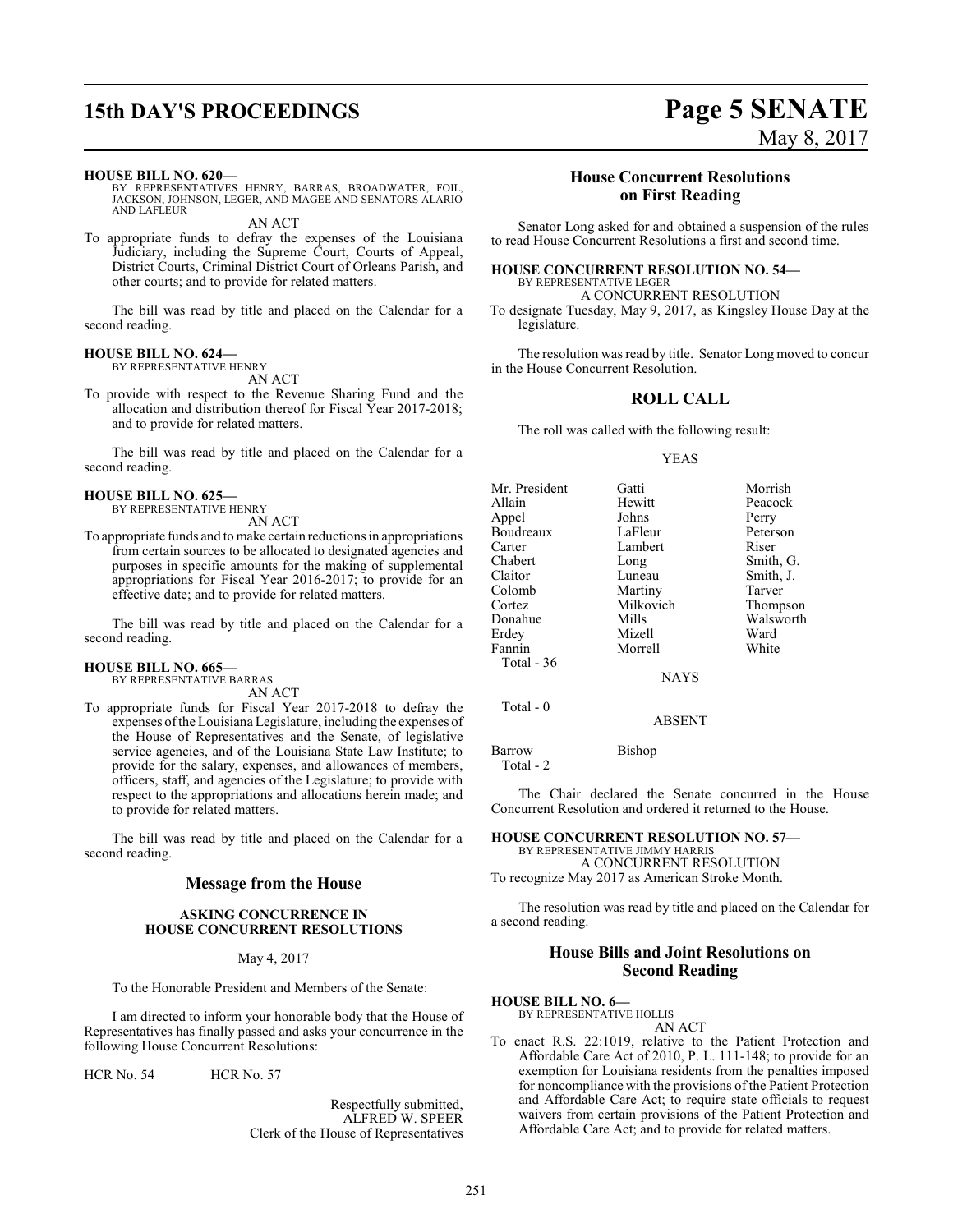**HOUSE BILL NO. 620—**
BY REPRESENTATIVES HENRY, BARRAS, BROADWATER, FOIL, JACKSON, JOHNSON, LEGER, AND MAGEE AND SENATORS ALARIO AND LAFLEUR

AN ACT

To appropriate funds to defray the expenses of the Louisiana Judiciary, including the Supreme Court, Courts of Appeal, District Courts, Criminal District Court of Orleans Parish, and other courts; and to provide for related matters.

The bill was read by title and placed on the Calendar for a second reading.

**HOUSE BILL NO. 624—**
BY REPRESENTATIVE HENRY

AN ACT

To provide with respect to the Revenue Sharing Fund and the allocation and distribution thereof for Fiscal Year 2017-2018; and to provide for related matters.

The bill was read by title and placed on the Calendar for a second reading.

**HOUSE BILL NO. 625—**
BY REPRESENTATIVE HENRY

AN ACT

To appropriate funds and to make certain reductions in appropriations from certain sources to be allocated to designated agencies and purposes in specific amounts for the making of supplemental appropriations for Fiscal Year 2016-2017; to provide for an effective date; and to provide for related matters.

The bill was read by title and placed on the Calendar for a second reading.

**HOUSE BILL NO. 665—**
BY REPRESENTATIVE BARRAS

AN ACT

To appropriate funds for Fiscal Year 2017-2018 to defray the expenses of the Louisiana Legislature, including the expenses of the House of Representatives and the Senate, of legislative service agencies, and of the Louisiana State Law Institute; to provide for the salary, expenses, and allowances of members, officers, staff, and agencies of the Legislature; to provide with respect to the appropriations and allocations herein made; and to provide for related matters.

The bill was read by title and placed on the Calendar for a second reading.

## Message from the House

### ASKING CONCURRENCE IN HOUSE CONCURRENT RESOLUTIONS

May 4, 2017

To the Honorable President and Members of the Senate:

I am directed to inform your honorable body that the House of Representatives has finally passed and asks your concurrence in the following House Concurrent Resolutions:

HCR No. 54 HCR No. 57

Respectfully submitted,
ALFRED W. SPEER
Clerk of the House of Representatives

## House Concurrent Resolutions on First Reading

Senator Long asked for and obtained a suspension of the rules to read House Concurrent Resolutions a first and second time.

**HOUSE CONCURRENT RESOLUTION NO. 54—**
BY REPRESENTATIVE LEGER

A CONCURRENT RESOLUTION

To designate Tuesday, May 9, 2017, as Kingsley House Day at the legislature.

The resolution was read by title. Senator Long moved to concur in the House Concurrent Resolution.

## ROLL CALL

The roll was called with the following result:

YEAS

| | | |
|---|---|---|
| Mr. President | Gatti | Morrish |
| Allain | Hewitt | Peacock |
| Appel | Johns | Perry |
| Boudreaux | LaFleur | Peterson |
| Carter | Lambert | Riser |
| Chabert | Long | Smith, G. |
| Claitor | Luneau | Smith, J. |
| Colomb | Martiny | Tarver |
| Cortez | Milkovich | Thompson |
| Donahue | Mills | Walsworth |
| Erdey | Mizell | Ward |
| Fannin | Morrell | White |

Total - 36

NAYS

Total - 0

ABSENT

Barrow Bishop

Total - 2

The Chair declared the Senate concurred in the House Concurrent Resolution and ordered it returned to the House.

**HOUSE CONCURRENT RESOLUTION NO. 57—**
BY REPRESENTATIVE JIMMY HARRIS

A CONCURRENT RESOLUTION

To recognize May 2017 as American Stroke Month.

The resolution was read by title and placed on the Calendar for a second reading.

## House Bills and Joint Resolutions on Second Reading

**HOUSE BILL NO. 6—**
BY REPRESENTATIVE HOLLIS

AN ACT

To enact R.S. 22:1019, relative to the Patient Protection and Affordable Care Act of 2010, P. L. 111-148; to provide for an exemption for Louisiana residents from the penalties imposed for noncompliance with the provisions of the Patient Protection and Affordable Care Act; to require state officials to request waivers from certain provisions of the Patient Protection and Affordable Care Act; and to provide for related matters.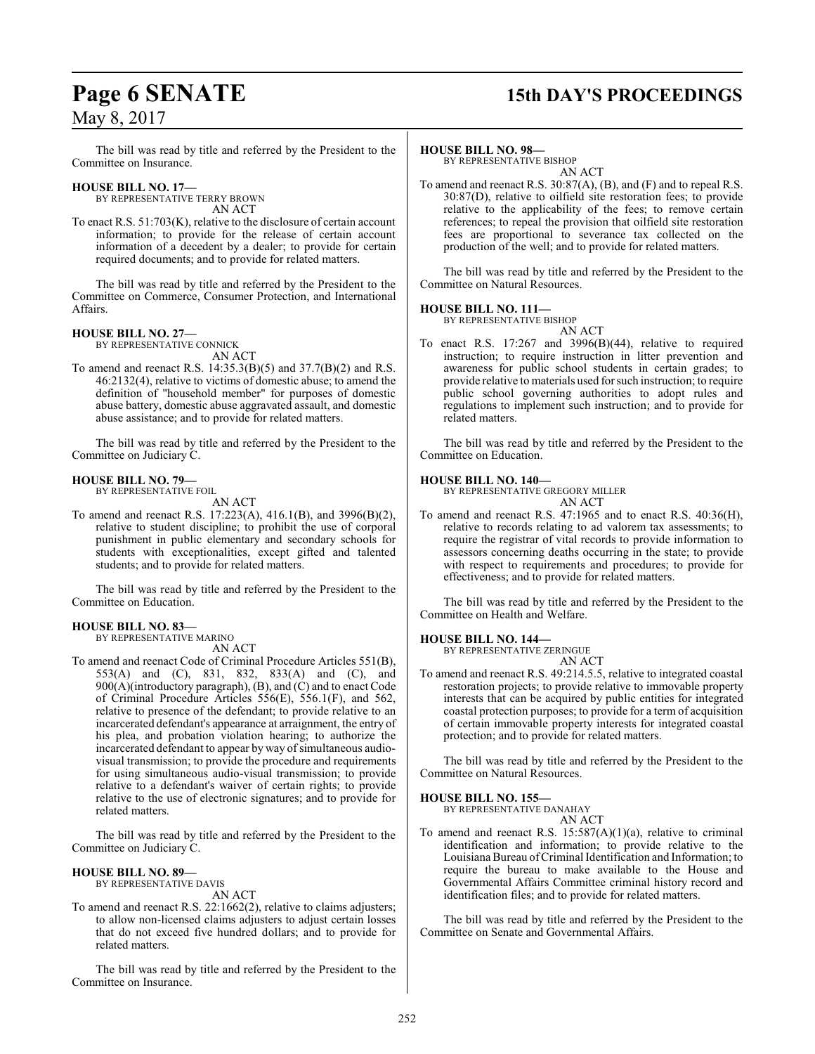The bill was read by title and referred by the President to the Committee on Insurance.

**HOUSE BILL NO. 17—**
BY REPRESENTATIVE TERRY BROWN
AN ACT

To enact R.S. 51:703(K), relative to the disclosure of certain account information; to provide for the release of certain account information of a decedent by a dealer; to provide for certain required documents; and to provide for related matters.

The bill was read by title and referred by the President to the Committee on Commerce, Consumer Protection, and International Affairs.

**HOUSE BILL NO. 27—**
BY REPRESENTATIVE CONNICK
AN ACT

To amend and reenact R.S. 14:35.3(B)(5) and 37.7(B)(2) and R.S. 46:2132(4), relative to victims of domestic abuse; to amend the definition of "household member" for purposes of domestic abuse battery, domestic abuse aggravated assault, and domestic abuse assistance; and to provide for related matters.

The bill was read by title and referred by the President to the Committee on Judiciary C.

**HOUSE BILL NO. 79—**
BY REPRESENTATIVE FOIL
AN ACT

To amend and reenact R.S. 17:223(A), 416.1(B), and 3996(B)(2), relative to student discipline; to prohibit the use of corporal punishment in public elementary and secondary schools for students with exceptionalities, except gifted and talented students; and to provide for related matters.

The bill was read by title and referred by the President to the Committee on Education.

**HOUSE BILL NO. 83—**
BY REPRESENTATIVE MARINO
AN ACT

To amend and reenact Code of Criminal Procedure Articles 551(B), 553(A) and (C), 831, 832, 833(A) and (C), and 900(A)(introductory paragraph), (B), and (C) and to enact Code of Criminal Procedure Articles 556(E), 556.1(F), and 562, relative to presence of the defendant; to provide relative to an incarcerated defendant's appearance at arraignment, the entry of his plea, and probation violation hearing; to authorize the incarcerated defendant to appear by way of simultaneous audio-visual transmission; to provide the procedure and requirements for using simultaneous audio-visual transmission; to provide relative to a defendant's waiver of certain rights; to provide relative to the use of electronic signatures; and to provide for related matters.

The bill was read by title and referred by the President to the Committee on Judiciary C.

**HOUSE BILL NO. 89—**
BY REPRESENTATIVE DAVIS
AN ACT

To amend and reenact R.S. 22:1662(2), relative to claims adjusters; to allow non-licensed claims adjusters to adjust certain losses that do not exceed five hundred dollars; and to provide for related matters.

The bill was read by title and referred by the President to the Committee on Insurance.

**HOUSE BILL NO. 98—**
BY REPRESENTATIVE BISHOP
AN ACT

To amend and reenact R.S. 30:87(A), (B), and (F) and to repeal R.S. 30:87(D), relative to oilfield site restoration fees; to provide relative to the applicability of the fees; to remove certain references; to repeal the provision that oilfield site restoration fees are proportional to severance tax collected on the production of the well; and to provide for related matters.

The bill was read by title and referred by the President to the Committee on Natural Resources.

**HOUSE BILL NO. 111—**
BY REPRESENTATIVE BISHOP
AN ACT

To enact R.S. 17:267 and 3996(B)(44), relative to required instruction; to require instruction in litter prevention and awareness for public school students in certain grades; to provide relative to materials used for such instruction; to require public school governing authorities to adopt rules and regulations to implement such instruction; and to provide for related matters.

The bill was read by title and referred by the President to the Committee on Education.

**HOUSE BILL NO. 140—**
BY REPRESENTATIVE GREGORY MILLER
AN ACT

To amend and reenact R.S. 47:1965 and to enact R.S. 40:36(H), relative to records relating to ad valorem tax assessments; to require the registrar of vital records to provide information to assessors concerning deaths occurring in the state; to provide with respect to requirements and procedures; to provide for effectiveness; and to provide for related matters.

The bill was read by title and referred by the President to the Committee on Health and Welfare.

**HOUSE BILL NO. 144—**
BY REPRESENTATIVE ZERINGUE
AN ACT

To amend and reenact R.S. 49:214.5.5, relative to integrated coastal restoration projects; to provide relative to immovable property interests that can be acquired by public entities for integrated coastal protection purposes; to provide for a term of acquisition of certain immovable property interests for integrated coastal protection; and to provide for related matters.

The bill was read by title and referred by the President to the Committee on Natural Resources.

**HOUSE BILL NO. 155—**
BY REPRESENTATIVE DANAHAY
AN ACT

To amend and reenact R.S. 15:587(A)(1)(a), relative to criminal identification and information; to provide relative to the Louisiana Bureau of Criminal Identification and Information; to require the bureau to make available to the House and Governmental Affairs Committee criminal history record and identification files; and to provide for related matters.

The bill was read by title and referred by the President to the Committee on Senate and Governmental Affairs.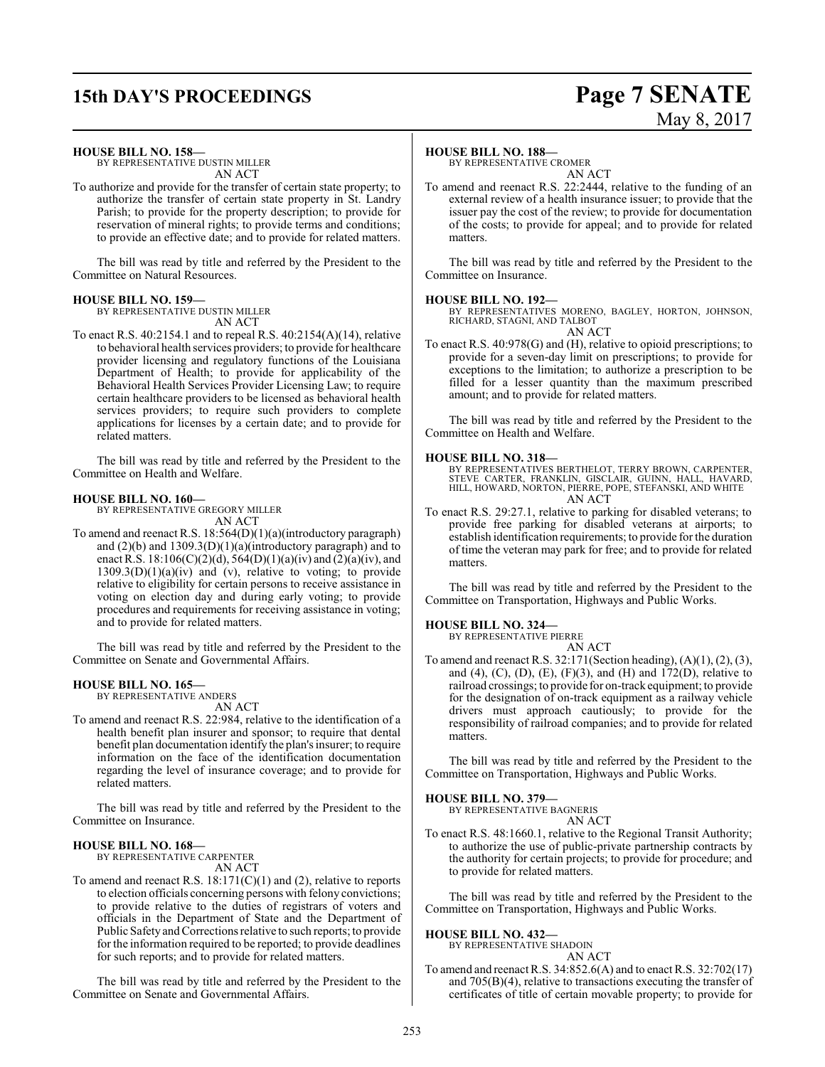**HOUSE BILL NO. 158—**
BY REPRESENTATIVE DUSTIN MILLER
AN ACT

To authorize and provide for the transfer of certain state property; to authorize the transfer of certain state property in St. Landry Parish; to provide for the property description; to provide for reservation of mineral rights; to provide terms and conditions; to provide an effective date; and to provide for related matters.

The bill was read by title and referred by the President to the Committee on Natural Resources.

**HOUSE BILL NO. 159—**
BY REPRESENTATIVE DUSTIN MILLER
AN ACT

To enact R.S. 40:2154.1 and to repeal R.S. 40:2154(A)(14), relative to behavioral health services providers; to provide for healthcare provider licensing and regulatory functions of the Louisiana Department of Health; to provide for applicability of the Behavioral Health Services Provider Licensing Law; to require certain healthcare providers to be licensed as behavioral health services providers; to require such providers to complete applications for licenses by a certain date; and to provide for related matters.

The bill was read by title and referred by the President to the Committee on Health and Welfare.

**HOUSE BILL NO. 160—**
BY REPRESENTATIVE GREGORY MILLER
AN ACT

To amend and reenact R.S. 18:564(D)(1)(a)(introductory paragraph) and (2)(b) and 1309.3(D)(1)(a)(introductory paragraph) and to enact R.S. 18:106(C)(2)(d), 564(D)(1)(a)(iv) and (2)(a)(iv), and 1309.3(D)(1)(a)(iv) and (v), relative to voting; to provide relative to eligibility for certain persons to receive assistance in voting on election day and during early voting; to provide procedures and requirements for receiving assistance in voting; and to provide for related matters.

The bill was read by title and referred by the President to the Committee on Senate and Governmental Affairs.

**HOUSE BILL NO. 165—**
BY REPRESENTATIVE ANDERS
AN ACT

To amend and reenact R.S. 22:984, relative to the identification of a health benefit plan insurer and sponsor; to require that dental benefit plan documentation identify the plan's insurer; to require information on the face of the identification documentation regarding the level of insurance coverage; and to provide for related matters.

The bill was read by title and referred by the President to the Committee on Insurance.

**HOUSE BILL NO. 168—**
BY REPRESENTATIVE CARPENTER
AN ACT

To amend and reenact R.S. 18:171(C)(1) and (2), relative to reports to election officials concerning persons with felony convictions; to provide relative to the duties of registrars of voters and officials in the Department of State and the Department of Public Safety and Corrections relative to such reports; to provide for the information required to be reported; to provide deadlines for such reports; and to provide for related matters.

The bill was read by title and referred by the President to the Committee on Senate and Governmental Affairs.

**HOUSE BILL NO. 188—**
BY REPRESENTATIVE CROMER
AN ACT

To amend and reenact R.S. 22:2444, relative to the funding of an external review of a health insurance issuer; to provide that the issuer pay the cost of the review; to provide for documentation of the costs; to provide for appeal; and to provide for related matters.

The bill was read by title and referred by the President to the Committee on Insurance.

**HOUSE BILL NO. 192—**
BY REPRESENTATIVES MORENO, BAGLEY, HORTON, JOHNSON, RICHARD, STAGNI, AND TALBOT
AN ACT

To enact R.S. 40:978(G) and (H), relative to opioid prescriptions; to provide for a seven-day limit on prescriptions; to provide for exceptions to the limitation; to authorize a prescription to be filled for a lesser quantity than the maximum prescribed amount; and to provide for related matters.

The bill was read by title and referred by the President to the Committee on Health and Welfare.

**HOUSE BILL NO. 318—**
BY REPRESENTATIVES BERTHELOT, TERRY BROWN, CARPENTER, STEVE CARTER, FRANKLIN, GISCLAIR, GUINN, HALL, HAVARD, HILL, HOWARD, NORTON, PIERRE, POPE, STEFANSKI, AND WHITE
AN ACT

To enact R.S. 29:27.1, relative to parking for disabled veterans; to provide free parking for disabled veterans at airports; to establish identification requirements; to provide for the duration of time the veteran may park for free; and to provide for related matters.

The bill was read by title and referred by the President to the Committee on Transportation, Highways and Public Works.

**HOUSE BILL NO. 324—**
BY REPRESENTATIVE PIERRE
AN ACT

To amend and reenact R.S. 32:171(Section heading), (A)(1), (2), (3), and (4), (C), (D), (E), (F)(3), and (H) and 172(D), relative to railroad crossings; to provide for on-track equipment; to provide for the designation of on-track equipment as a railway vehicle drivers must approach cautiously; to provide for the responsibility of railroad companies; and to provide for related matters.

The bill was read by title and referred by the President to the Committee on Transportation, Highways and Public Works.

**HOUSE BILL NO. 379—**
BY REPRESENTATIVE BAGNERIS
AN ACT

To enact R.S. 48:1660.1, relative to the Regional Transit Authority; to authorize the use of public-private partnership contracts by the authority for certain projects; to provide for procedure; and to provide for related matters.

The bill was read by title and referred by the President to the Committee on Transportation, Highways and Public Works.

**HOUSE BILL NO. 432—**
BY REPRESENTATIVE SHADOIN
AN ACT

To amend and reenact R.S. 34:852.6(A) and to enact R.S. 32:702(17) and 705(B)(4), relative to transactions executing the transfer of certificates of title of certain movable property; to provide for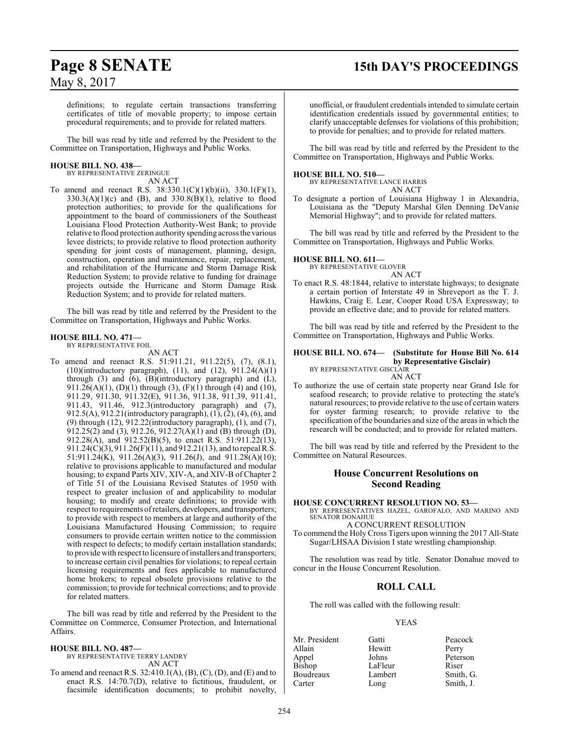definitions; to regulate certain transactions transferring certificates of title of movable property; to impose certain procedural requirements; and to provide for related matters.

The bill was read by title and referred by the President to the Committee on Transportation, Highways and Public Works.

**HOUSE BILL NO. 438—**
BY REPRESENTATIVE ZERINGUE
AN ACT

To amend and reenact R.S. 38:330.1(C)(1)(b)(ii), 330.1(F)(1), 330.3(A)(1)(c) and (B), and 330.8(B)(1), relative to flood protection authorities; to provide for the qualifications for appointment to the board of commissioners of the Southeast Louisiana Flood Protection Authority-West Bank; to provide relative to flood protection authority spending across the various levee districts; to provide relative to flood protection authority spending for joint costs of management, planning, design, construction, operation and maintenance, repair, replacement, and rehabilitation of the Hurricane and Storm Damage Risk Reduction System; to provide relative to funding for drainage projects outside the Hurricane and Storm Damage Risk Reduction System; and to provide for related matters.

The bill was read by title and referred by the President to the Committee on Transportation, Highways and Public Works.

**HOUSE BILL NO. 471—**
BY REPRESENTATIVE FOIL
AN ACT

To amend and reenact R.S. 51:911.21, 911.22(5), (7), (8.1), (10)(introductory paragraph), (11), and (12), 911.24(A)(1) through (3) and (6), (B)(introductory paragraph) and (L), 911.26(A)(1), (D)(1) through (3), (F)(1) through (4) and (10), 911.29, 911.30, 911.32(E), 911.36, 911.38, 911.39, 911.41, 911.43, 911.46, 912.3(introductory paragraph) and (7), 912.5(A), 912.21(introductory paragraph), (1), (2), (4), (6), and (9) through (12), 912.22(introductory paragraph), (1), and (7), 912.25(2) and (3), 912.26, 912.27(A)(1) and (B) through (D), 912.28(A), and 912.52(B)(5), to enact R.S. 51:911.22(13), 911.24(C)(3), 911.26(F)(11), and 912.21(13), and to repeal R.S. 51:911.24(K), 911.26(A)(3), 911.26(J), and 911.28(A)(10); relative to provisions applicable to manufactured and modular housing; to expand Parts XIV, XIV-A, and XIV-B of Chapter 2 of Title 51 of the Louisiana Revised Statutes of 1950 with respect to greater inclusion of and applicability to modular housing; to modify and create definitions; to provide with respect to requirements of retailers, developers, and transporters; to provide with respect to members at large and authority of the Louisiana Manufactured Housing Commission; to require consumers to provide certain written notice to the commission with respect to defects; to modify certain installation standards; to provide with respect to licensure of installers and transporters; to increase certain civil penalties for violations; to repeal certain licensing requirements and fees applicable to manufactured home brokers; to repeal obsolete provisions relative to the commission; to provide for technical corrections; and to provide for related matters.

The bill was read by title and referred by the President to the Committee on Commerce, Consumer Protection, and International Affairs.

**HOUSE BILL NO. 487—**
BY REPRESENTATIVE TERRY LANDRY
AN ACT

To amend and reenact R.S. 32:410.1(A), (B), (C), (D), and (E) and to enact R.S. 14:70.7(D), relative to fictitious, fraudulent, or facsimile identification documents; to prohibit novelty, unofficial, or fraudulent credentials intended to simulate certain identification credentials issued by governmental entities; to clarify unacceptable defenses for violations of this prohibition; to provide for penalties; and to provide for related matters.

The bill was read by title and referred by the President to the Committee on Transportation, Highways and Public Works.

**HOUSE BILL NO. 510—**
BY REPRESENTATIVE LANCE HARRIS
AN ACT

To designate a portion of Louisiana Highway 1 in Alexandria, Louisiana as the "Deputy Marshal Glen Denning DeVanie Memorial Highway"; and to provide for related matters.

The bill was read by title and referred by the President to the Committee on Transportation, Highways and Public Works.

**HOUSE BILL NO. 611—**
BY REPRESENTATIVE GLOVER
AN ACT

To enact R.S. 48:1844, relative to interstate highways; to designate a certain portion of Interstate 49 in Shreveport as the T. J. Hawkins, Craig E. Lear, Cooper Road USA Expressway; to provide an effective date; and to provide for related matters.

The bill was read by title and referred by the President to the Committee on Transportation, Highways and Public Works.

**HOUSE BILL NO. 674— (Substitute for House Bill No. 614 by Representative Gisclair)**
BY REPRESENTATIVE GISCLAIR
AN ACT

To authorize the use of certain state property near Grand Isle for seafood research; to provide relative to protecting the state's natural resources; to provide relative to the use of certain waters for oyster farming research; to provide relative to the specification of the boundaries and size of the areas in which the research will be conducted; and to provide for related matters.

The bill was read by title and referred by the President to the Committee on Natural Resources.

## House Concurrent Resolutions on Second Reading

**HOUSE CONCURRENT RESOLUTION NO. 53—**
BY REPRESENTATIVES HAZEL, GAROFALO, AND MARINO AND SENATOR DONAHUE
A CONCURRENT RESOLUTION

To commend the Holy Cross Tigers upon winning the 2017 All-State Sugar/LHSAA Division I state wrestling championship.

The resolution was read by title. Senator Donahue moved to concur in the House Concurrent Resolution.

## ROLL CALL

The roll was called with the following result:

YEAS

| | | |
|---|---|---|
| Mr. President | Gatti | Peacock |
| Allain | Hewitt | Perry |
| Appel | Johns | Peterson |
| Bishop | LaFleur | Riser |
| Boudreaux | Lambert | Smith, G. |
| Carter | Long | Smith, J. |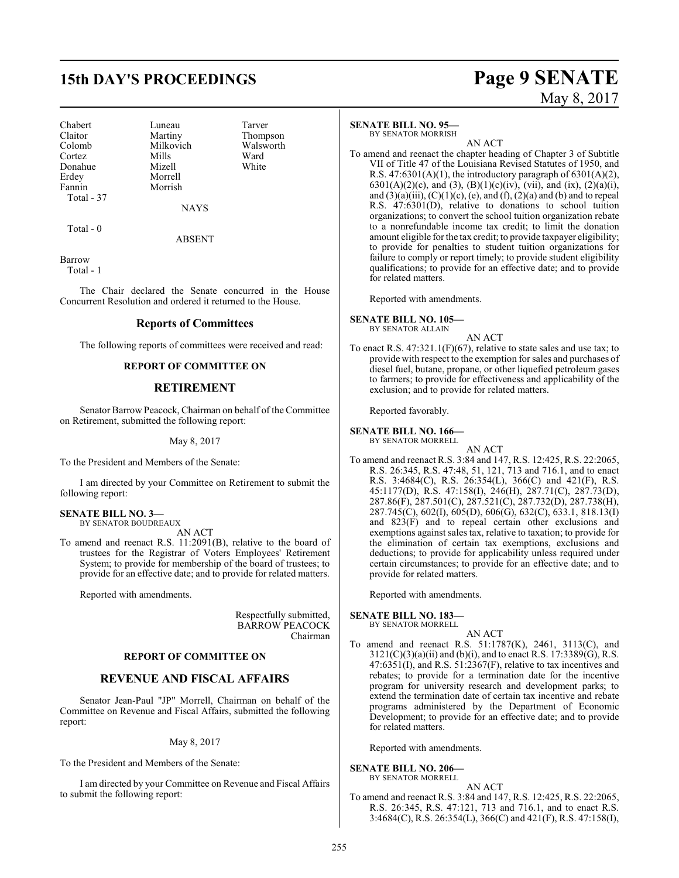| Chabert | Luneau | Tarver |
| --- | --- | --- |
| Claitor | Martiny | Thompson |
| Colomb | Milkovich | Walsworth |
| Cortez | Mills | Ward |
| Donahue | Mizell | White |
| Erdey | Morrell | |
| Fannin | Morrish | |

Total - 37

NAYS

Total - 0

ABSENT

Barrow

Total - 1

The Chair declared the Senate concurred in the House Concurrent Resolution and ordered it returned to the House.

## Reports of Committees

The following reports of committees were received and read:

**REPORT OF COMMITTEE ON**

## RETIREMENT

Senator Barrow Peacock, Chairman on behalf of the Committee on Retirement, submitted the following report:

May 8, 2017

To the President and Members of the Senate:

I am directed by your Committee on Retirement to submit the following report:

**SENATE BILL NO. 3—**
BY SENATOR BOUDREAUX

AN ACT

To amend and reenact R.S. 11:2091(B), relative to the board of trustees for the Registrar of Voters Employees' Retirement System; to provide for membership of the board of trustees; to provide for an effective date; and to provide for related matters.

Reported with amendments.

Respectfully submitted,
BARROW PEACOCK
Chairman

**REPORT OF COMMITTEE ON**

## REVENUE AND FISCAL AFFAIRS

Senator Jean-Paul "JP" Morrell, Chairman on behalf of the Committee on Revenue and Fiscal Affairs, submitted the following report:

May 8, 2017

To the President and Members of the Senate:

I am directed by your Committee on Revenue and Fiscal Affairs to submit the following report:

**SENATE BILL NO. 95—**
BY SENATOR MORRISH

AN ACT

To amend and reenact the chapter heading of Chapter 3 of Subtitle VII of Title 47 of the Louisiana Revised Statutes of 1950, and R.S. 47:6301(A)(1), the introductory paragraph of 6301(A)(2), 6301(A)(2)(c), and (3), (B)(1)(c)(iv), (vii), and (ix), (2)(a)(i), and (3)(a)(iii), (C)(1)(c), (e), and (f), (2)(a) and (b) and to repeal R.S. 47:6301(D), relative to donations to school tuition organizations; to convert the school tuition organization rebate to a nonrefundable income tax credit; to limit the donation amount eligible for the tax credit; to provide taxpayer eligibility; to provide for penalties to student tuition organizations for failure to comply or report timely; to provide student eligibility qualifications; to provide for an effective date; and to provide for related matters.

Reported with amendments.

**SENATE BILL NO. 105—**
BY SENATOR ALLAIN

AN ACT

To enact R.S. 47:321.1(F)(67), relative to state sales and use tax; to provide with respect to the exemption for sales and purchases of diesel fuel, butane, propane, or other liquefied petroleum gases to farmers; to provide for effectiveness and applicability of the exclusion; and to provide for related matters.

Reported favorably.

**SENATE BILL NO. 166—**
BY SENATOR MORRELL

AN ACT

To amend and reenact R.S. 3:84 and 147, R.S. 12:425, R.S. 22:2065, R.S. 26:345, R.S. 47:48, 51, 121, 713 and 716.1, and to enact R.S. 3:4684(C), R.S. 26:354(L), 366(C) and 421(F), R.S. 45:1177(D), R.S. 47:158(I), 246(H), 287.71(C), 287.73(D), 287.86(F), 287.501(C), 287.521(C), 287.732(D), 287.738(H), 287.745(C), 602(I), 605(D), 606(G), 632(C), 633.1, 818.13(I) and 823(F) and to repeal certain other exclusions and exemptions against sales tax, relative to taxation; to provide for the elimination of certain tax exemptions, exclusions and deductions; to provide for applicability unless required under certain circumstances; to provide for an effective date; and to provide for related matters.

Reported with amendments.

**SENATE BILL NO. 183—**
BY SENATOR MORRELL

AN ACT

To amend and reenact R.S. 51:1787(K), 2461, 3113(C), and 3121(C)(3)(a)(ii) and (b)(i), and to enact R.S. 17:3389(G), R.S. 47:6351(I), and R.S. 51:2367(F), relative to tax incentives and rebates; to provide for a termination date for the incentive program for university research and development parks; to extend the termination date of certain tax incentive and rebate programs administered by the Department of Economic Development; to provide for an effective date; and to provide for related matters.

Reported with amendments.

**SENATE BILL NO. 206—**
BY SENATOR MORRELL

AN ACT

To amend and reenact R.S. 3:84 and 147, R.S. 12:425, R.S. 22:2065, R.S. 26:345, R.S. 47:121, 713 and 716.1, and to enact R.S. 3:4684(C), R.S. 26:354(L), 366(C) and 421(F), R.S. 47:158(I),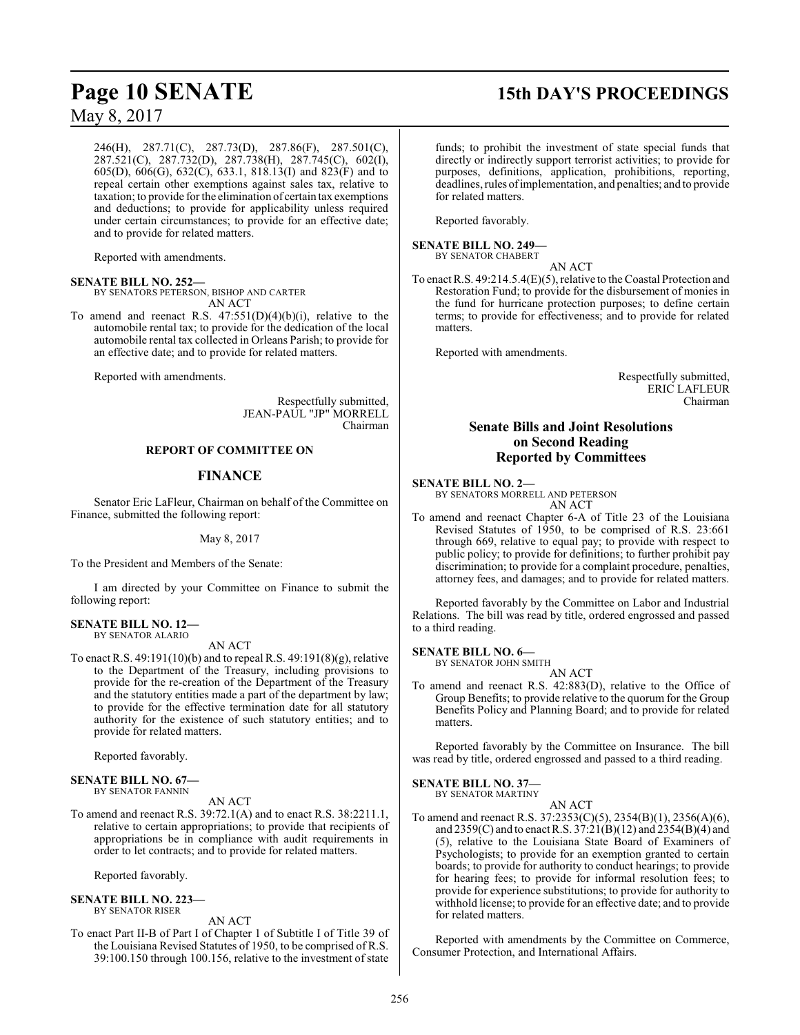246(H), 287.71(C), 287.73(D), 287.86(F), 287.501(C), 287.521(C), 287.732(D), 287.738(H), 287.745(C), 602(I), 605(D), 606(G), 632(C), 633.1, 818.13(I) and 823(F) and to repeal certain other exemptions against sales tax, relative to taxation; to provide for the elimination of certain tax exemptions and deductions; to provide for applicability unless required under certain circumstances; to provide for an effective date; and to provide for related matters.

Reported with amendments.

**SENATE BILL NO. 252—**
BY SENATORS PETERSON, BISHOP AND CARTER
AN ACT

To amend and reenact R.S. 47:551(D)(4)(b)(i), relative to the automobile rental tax; to provide for the dedication of the local automobile rental tax collected in Orleans Parish; to provide for an effective date; and to provide for related matters.

Reported with amendments.

Respectfully submitted,
JEAN-PAUL "JP" MORRELL
Chairman

## REPORT OF COMMITTEE ON

## FINANCE

Senator Eric LaFleur, Chairman on behalf of the Committee on Finance, submitted the following report:

May 8, 2017

To the President and Members of the Senate:

I am directed by your Committee on Finance to submit the following report:

**SENATE BILL NO. 12—**
BY SENATOR ALARIO
AN ACT

To enact R.S. 49:191(10)(b) and to repeal R.S. 49:191(8)(g), relative to the Department of the Treasury, including provisions to provide for the re-creation of the Department of the Treasury and the statutory entities made a part of the department by law; to provide for the effective termination date for all statutory authority for the existence of such statutory entities; and to provide for related matters.

Reported favorably.

**SENATE BILL NO. 67—**
BY SENATOR FANNIN
AN ACT

To amend and reenact R.S. 39:72.1(A) and to enact R.S. 38:2211.1, relative to certain appropriations; to provide that recipients of appropriations be in compliance with audit requirements in order to let contracts; and to provide for related matters.

Reported favorably.

**SENATE BILL NO. 223—**
BY SENATOR RISER
AN ACT

To enact Part II-B of Part I of Chapter 1 of Subtitle I of Title 39 of the Louisiana Revised Statutes of 1950, to be comprised of R.S. 39:100.150 through 100.156, relative to the investment of state funds; to prohibit the investment of state special funds that directly or indirectly support terrorist activities; to provide for purposes, definitions, application, prohibitions, reporting, deadlines, rules of implementation, and penalties; and to provide for related matters.

Reported favorably.

**SENATE BILL NO. 249—**
BY SENATOR CHABERT
AN ACT

To enact R.S. 49:214.5.4(E)(5), relative to the Coastal Protection and Restoration Fund; to provide for the disbursement of monies in the fund for hurricane protection purposes; to define certain terms; to provide for effectiveness; and to provide for related matters.

Reported with amendments.

Respectfully submitted,
ERIC LAFLEUR
Chairman

## Senate Bills and Joint Resolutions on Second Reading Reported by Committees

**SENATE BILL NO. 2—**
BY SENATORS MORRELL AND PETERSON
AN ACT

To amend and reenact Chapter 6-A of Title 23 of the Louisiana Revised Statutes of 1950, to be comprised of R.S. 23:661 through 669, relative to equal pay; to provide with respect to public policy; to provide for definitions; to further prohibit pay discrimination; to provide for a complaint procedure, penalties, attorney fees, and damages; and to provide for related matters.

Reported favorably by the Committee on Labor and Industrial Relations. The bill was read by title, ordered engrossed and passed to a third reading.

**SENATE BILL NO. 6—**
BY SENATOR JOHN SMITH
AN ACT

To amend and reenact R.S. 42:883(D), relative to the Office of Group Benefits; to provide relative to the quorum for the Group Benefits Policy and Planning Board; and to provide for related matters.

Reported favorably by the Committee on Insurance. The bill was read by title, ordered engrossed and passed to a third reading.

**SENATE BILL NO. 37—**
BY SENATOR MARTINY
AN ACT

To amend and reenact R.S. 37:2353(C)(5), 2354(B)(1), 2356(A)(6), and 2359(C) and to enact R.S. 37:21(B)(12) and 2354(B)(4) and (5), relative to the Louisiana State Board of Examiners of Psychologists; to provide for an exemption granted to certain boards; to provide for authority to conduct hearings; to provide for hearing fees; to provide for informal resolution fees; to provide for experience substitutions; to provide for authority to withhold license; to provide for an effective date; and to provide for related matters.

Reported with amendments by the Committee on Commerce, Consumer Protection, and International Affairs.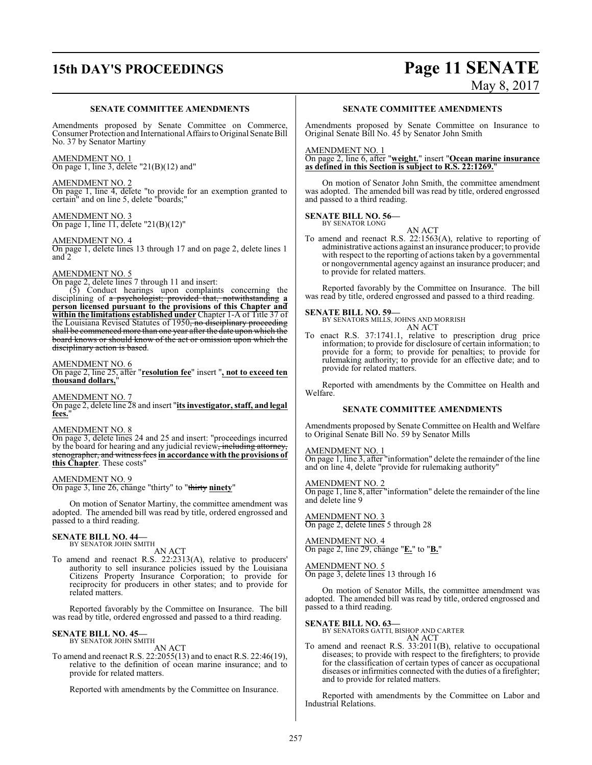### SENATE COMMITTEE AMENDMENTS

Amendments proposed by Senate Committee on Commerce, Consumer Protection and International Affairs to Original Senate Bill No. 37 by Senator Martiny

AMENDMENT NO. 1
On page 1, line 3, delete "21(B)(12) and"

AMENDMENT NO. 2
On page 1, line 4, delete "to provide for an exemption granted to certain" and on line 5, delete "boards;"

AMENDMENT NO. 3
On page 1, line 11, delete "21(B)(12)"

AMENDMENT NO. 4
On page 1, delete lines 13 through 17 and on page 2, delete lines 1 and 2

AMENDMENT NO. 5
On page 2, delete lines 7 through 11 and insert:

"(5) Conduct hearings upon complaints concerning the disciplining of ~~a psychologist; provided that, notwithstanding~~ **a person licensed pursuant to the provisions of this Chapter and within the limitations established under** Chapter 1-A of Title 37 of the Louisiana Revised Statutes of 1950~~, no disciplinary proceeding shall be commenced more than one year after the date upon which the board knows or should know of the act or omission upon which the disciplinary action is based~~."

AMENDMENT NO. 6
On page 2, line 25, after "**resolution fee**" insert "**, not to exceed ten thousand dollars,**"

AMENDMENT NO. 7
On page 2, delete line 28 and insert "**its investigator, staff, and legal fees.**"

AMENDMENT NO. 8
On page 3, delete lines 24 and 25 and insert: "proceedings incurred by the board for hearing and any judicial review~~, including attorney, stenographer, and witness fees~~ **in accordance with the provisions of this Chapter**. These costs"

AMENDMENT NO. 9
On page 3, line 26, change "thirty" to "~~thirty~~ **ninety**"

On motion of Senator Martiny, the committee amendment was adopted. The amended bill was read by title, ordered engrossed and passed to a third reading.

**SENATE BILL NO. 44—**
BY SENATOR JOHN SMITH

AN ACT

To amend and reenact R.S. 22:2313(A), relative to producers' authority to sell insurance policies issued by the Louisiana Citizens Property Insurance Corporation; to provide for reciprocity for producers in other states; and to provide for related matters.

Reported favorably by the Committee on Insurance. The bill was read by title, ordered engrossed and passed to a third reading.

**SENATE BILL NO. 45—**
BY SENATOR JOHN SMITH

AN ACT

To amend and reenact R.S. 22:2055(13) and to enact R.S. 22:46(19), relative to the definition of ocean marine insurance; and to provide for related matters.

Reported with amendments by the Committee on Insurance.

### SENATE COMMITTEE AMENDMENTS

Amendments proposed by Senate Committee on Insurance to Original Senate Bill No. 45 by Senator John Smith

AMENDMENT NO. 1
On page 2, line 6, after "**weight.**" insert "**Ocean marine insurance as defined in this Section is subject to R.S. 22:1269.**"

On motion of Senator John Smith, the committee amendment was adopted. The amended bill was read by title, ordered engrossed and passed to a third reading.

**SENATE BILL NO. 56—**
BY SENATOR LONG

AN ACT

To amend and reenact R.S. 22:1563(A), relative to reporting of administrative actions against an insurance producer; to provide with respect to the reporting of actions taken by a governmental or nongovernmental agency against an insurance producer; and to provide for related matters.

Reported favorably by the Committee on Insurance. The bill was read by title, ordered engrossed and passed to a third reading.

**SENATE BILL NO. 59—**
BY SENATORS MILLS, JOHNS AND MORRISH

AN ACT

To enact R.S. 37:1741.1, relative to prescription drug price information; to provide for disclosure of certain information; to provide for a form; to provide for penalties; to provide for rulemaking authority; to provide for an effective date; and to provide for related matters.

Reported with amendments by the Committee on Health and Welfare.

### SENATE COMMITTEE AMENDMENTS

Amendments proposed by Senate Committee on Health and Welfare to Original Senate Bill No. 59 by Senator Mills

AMENDMENT NO. 1
On page 1, line 3, after "information" delete the remainder of the line and on line 4, delete "provide for rulemaking authority"

AMENDMENT NO. 2
On page 1, line 8, after "information" delete the remainder of the line and delete line 9

AMENDMENT NO. 3
On page 2, delete lines 5 through 28

AMENDMENT NO. 4
On page 2, line 29, change "**E.**" to "**B.**"

AMENDMENT NO. 5
On page 3, delete lines 13 through 16

On motion of Senator Mills, the committee amendment was adopted. The amended bill was read by title, ordered engrossed and passed to a third reading.

**SENATE BILL NO. 63—**
BY SENATORS GATTI, BISHOP AND CARTER

AN ACT

To amend and reenact R.S. 33:2011(B), relative to occupational diseases; to provide with respect to the firefighters; to provide for the classification of certain types of cancer as occupational diseases or infirmities connected with the duties of a firefighter; and to provide for related matters.

Reported with amendments by the Committee on Labor and Industrial Relations.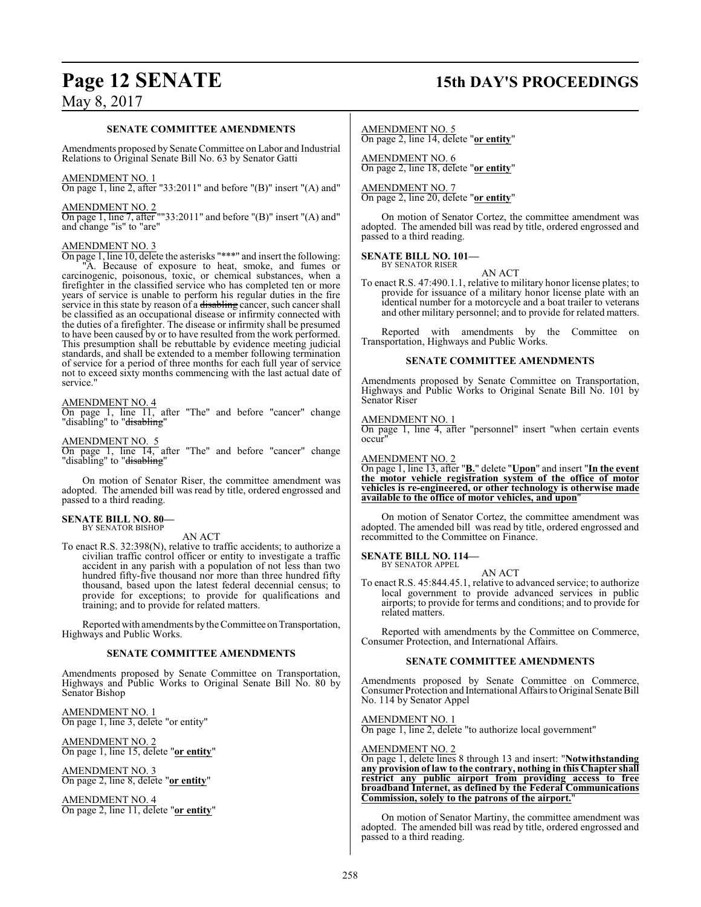**SENATE COMMITTEE AMENDMENTS**

Amendments proposed by Senate Committee on Labor and Industrial Relations to Original Senate Bill No. 63 by Senator Gatti

AMENDMENT NO. 1
On page 1, line 2, after "33:2011" and before "(B)" insert "(A) and"

AMENDMENT NO. 2
On page 1, line 7, after ""33:2011" and before "(B)" insert "(A) and" and change "is" to "are"

AMENDMENT NO. 3
On page 1, line 10, delete the asterisks "\*\*\*" and insert the following:
"A. Because of exposure to heat, smoke, and fumes or carcinogenic, poisonous, toxic, or chemical substances, when a firefighter in the classified service who has completed ten or more years of service is unable to perform his regular duties in the fire service in this state by reason of a ~~disabling~~ cancer, such cancer shall be classified as an occupational disease or infirmity connected with the duties of a firefighter. The disease or infirmity shall be presumed to have been caused by or to have resulted from the work performed. This presumption shall be rebuttable by evidence meeting judicial standards, and shall be extended to a member following termination of service for a period of three months for each full year of service not to exceed sixty months commencing with the last actual date of service."

AMENDMENT NO. 4
On page 1, line 11, after "The" and before "cancer" change "disabling" to "~~disabling~~"

AMENDMENT NO. 5
On page 1, line 14, after "The" and before "cancer" change "disabling" to "~~disabling~~"

On motion of Senator Riser, the committee amendment was adopted. The amended bill was read by title, ordered engrossed and passed to a third reading.

**SENATE BILL NO. 80—**
BY SENATOR BISHOP

AN ACT

To enact R.S. 32:398(N), relative to traffic accidents; to authorize a civilian traffic control officer or entity to investigate a traffic accident in any parish with a population of not less than two hundred fifty-five thousand nor more than three hundred fifty thousand, based upon the latest federal decennial census; to provide for exceptions; to provide for qualifications and training; and to provide for related matters.

Reported with amendments by the Committee on Transportation, Highways and Public Works.

**SENATE COMMITTEE AMENDMENTS**

Amendments proposed by Senate Committee on Transportation, Highways and Public Works to Original Senate Bill No. 80 by Senator Bishop

AMENDMENT NO. 1
On page 1, line 3, delete "or entity"

AMENDMENT NO. 2
On page 1, line 15, delete "**or entity**"

AMENDMENT NO. 3
On page 2, line 8, delete "**or entity**"

AMENDMENT NO. 4
On page 2, line 11, delete "**or entity**"

AMENDMENT NO. 5
On page 2, line 14, delete "**or entity**"

AMENDMENT NO. 6
On page 2, line 18, delete "**or entity**"

AMENDMENT NO. 7
On page 2, line 20, delete "**or entity**"

On motion of Senator Cortez, the committee amendment was adopted. The amended bill was read by title, ordered engrossed and passed to a third reading.

**SENATE BILL NO. 101—**
BY SENATOR RISER

AN ACT

To enact R.S. 47:490.1.1, relative to military honor license plates; to provide for issuance of a military honor license plate with an identical number for a motorcycle and a boat trailer to veterans and other military personnel; and to provide for related matters.

Reported with amendments by the Committee on Transportation, Highways and Public Works.

**SENATE COMMITTEE AMENDMENTS**

Amendments proposed by Senate Committee on Transportation, Highways and Public Works to Original Senate Bill No. 101 by Senator Riser

AMENDMENT NO. 1
On page 1, line 4, after "personnel" insert "when certain events occur"

AMENDMENT NO. 2
On page 1, line 13, after "**B.**" delete "**Upon**" and insert "**In the event the motor vehicle registration system of the office of motor vehicles is re-engineered, or other technology is otherwise made available to the office of motor vehicles, and upon**"

On motion of Senator Cortez, the committee amendment was adopted. The amended bill was read by title, ordered engrossed and recommitted to the Committee on Finance.

**SENATE BILL NO. 114—**
BY SENATOR APPEL

AN ACT

To enact R.S. 45:844.45.1, relative to advanced service; to authorize local government to provide advanced services in public airports; to provide for terms and conditions; and to provide for related matters.

Reported with amendments by the Committee on Commerce, Consumer Protection, and International Affairs.

**SENATE COMMITTEE AMENDMENTS**

Amendments proposed by Senate Committee on Commerce, Consumer Protection and International Affairs to Original Senate Bill No. 114 by Senator Appel

AMENDMENT NO. 1
On page 1, line 2, delete "to authorize local government"

AMENDMENT NO. 2
On page 1, delete lines 8 through 13 and insert: "**Notwithstanding any provision of law to the contrary, nothing in this Chapter shall restrict any public airport from providing access to free broadband Internet, as defined by the Federal Communications Commission, solely to the patrons of the airport.**"

On motion of Senator Martiny, the committee amendment was adopted. The amended bill was read by title, ordered engrossed and passed to a third reading.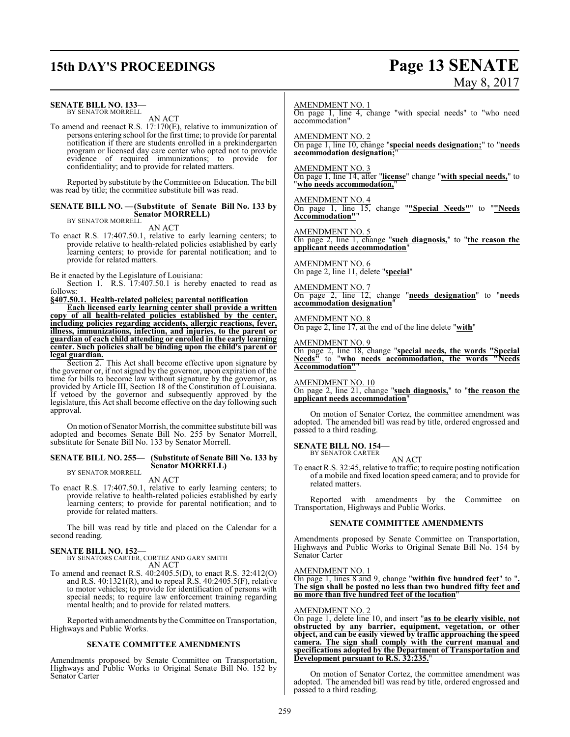**SENATE BILL NO. 133—**
BY SENATOR MORRELL

AN ACT

To amend and reenact R.S. 17:170(E), relative to immunization of persons entering school for the first time; to provide for parental notification if there are students enrolled in a prekindergarten program or licensed day care center who opted not to provide evidence of required immunizations; to provide for confidentiality; and to provide for related matters.

Reported by substitute by the Committee on Education. The bill was read by title; the committee substitute bill was read.

**SENATE BILL NO. —(Substitute of Senate Bill No. 133 by Senator MORRELL)**
BY SENATOR MORRELL

AN ACT

To enact R.S. 17:407.50.1, relative to early learning centers; to provide relative to health-related policies established by early learning centers; to provide for parental notification; and to provide for related matters.

Be it enacted by the Legislature of Louisiana:

Section 1. R.S. 17:407.50.1 is hereby enacted to read as follows:

**§407.50.1. Health-related policies; parental notification**

**Each licensed early learning center shall provide a written copy of all health-related policies established by the center, including policies regarding accidents, allergic reactions, fever, illness, immunizations, infection, and injuries, to the parent or guardian of each child attending or enrolled in the early learning center. Such policies shall be binding upon the child's parent or legal guardian.**

Section 2. This Act shall become effective upon signature by the governor or, if not signed by the governor, upon expiration of the time for bills to become law without signature by the governor, as provided by Article III, Section 18 of the Constitution of Louisiana. If vetoed by the governor and subsequently approved by the legislature, this Act shall become effective on the day following such approval.

On motion of Senator Morrish, the committee substitute bill was adopted and becomes Senate Bill No. 255 by Senator Morrell, substitute for Senate Bill No. 133 by Senator Morrell.

**SENATE BILL NO. 255— (Substitute of Senate Bill No. 133 by Senator MORRELL)**
BY SENATOR MORRELL

AN ACT

To enact R.S. 17:407.50.1, relative to early learning centers; to provide relative to health-related policies established by early learning centers; to provide for parental notification; and to provide for related matters.

The bill was read by title and placed on the Calendar for a second reading.

**SENATE BILL NO. 152—**
BY SENATORS CARTER, CORTEZ AND GARY SMITH

AN ACT

To amend and reenact R.S. 40:2405.5(D), to enact R.S. 32:412(O) and R.S. 40:1321(R), and to repeal R.S. 40:2405.5(F), relative to motor vehicles; to provide for identification of persons with special needs; to require law enforcement training regarding mental health; and to provide for related matters.

Reported with amendments by the Committee on Transportation, Highways and Public Works.

**SENATE COMMITTEE AMENDMENTS**

Amendments proposed by Senate Committee on Transportation, Highways and Public Works to Original Senate Bill No. 152 by Senator Carter

AMENDMENT NO. 1
On page 1, line 4, change "with special needs" to "who need accommodation"

AMENDMENT NO. 2
On page 1, line 10, change "**special needs designation;**" to "**needs accommodation designation;**"

AMENDMENT NO. 3
On page 1, line 14, after "**license**" change "**with special needs,**" to "**who needs accommodation,**"

AMENDMENT NO. 4
On page 1, line 15, change ""**Special Needs"**" to ""**Needs Accommodation"**"

AMENDMENT NO. 5
On page 2, line 1, change "**such diagnosis,**" to "**the reason the applicant needs accommodation**"

AMENDMENT NO. 6
On page 2, line 11, delete "**special**"

AMENDMENT NO. 7
On page 2, line 12, change "**needs designation**" to "**needs accommodation designation**"

AMENDMENT NO. 8
On page 2, line 17, at the end of the line delete "**with**"

AMENDMENT NO. 9
On page 2, line 18, change "**special needs, the words "Special Needs"**" to "**who needs accommodation, the words "Needs Accommodation"**"

AMENDMENT NO. 10
On page 2, line 21, change "**such diagnosis,**" to "**the reason the applicant needs accommodation**"

On motion of Senator Cortez, the committee amendment was adopted. The amended bill was read by title, ordered engrossed and passed to a third reading.

**SENATE BILL NO. 154—**
BY SENATOR CARTER

AN ACT

To enact R.S. 32:45, relative to traffic; to require posting notification of a mobile and fixed location speed camera; and to provide for related matters.

Reported with amendments by the Committee on Transportation, Highways and Public Works.

**SENATE COMMITTEE AMENDMENTS**

Amendments proposed by Senate Committee on Transportation, Highways and Public Works to Original Senate Bill No. 154 by Senator Carter

AMENDMENT NO. 1
On page 1, lines 8 and 9, change "**within five hundred feet**" to "**. The sign shall be posted no less than two hundred fifty feet and no more than five hundred feet of the location**"

AMENDMENT NO. 2
On page 1, delete line 10, and insert "**as to be clearly visible, not obstructed by any barrier, equipment, vegetation, or other object, and can be easily viewed by traffic approaching the speed camera. The sign shall comply with the current manual and specifications adopted by the Department of Transportation and Development pursuant to R.S. 32:235.**"

On motion of Senator Cortez, the committee amendment was adopted. The amended bill was read by title, ordered engrossed and passed to a third reading.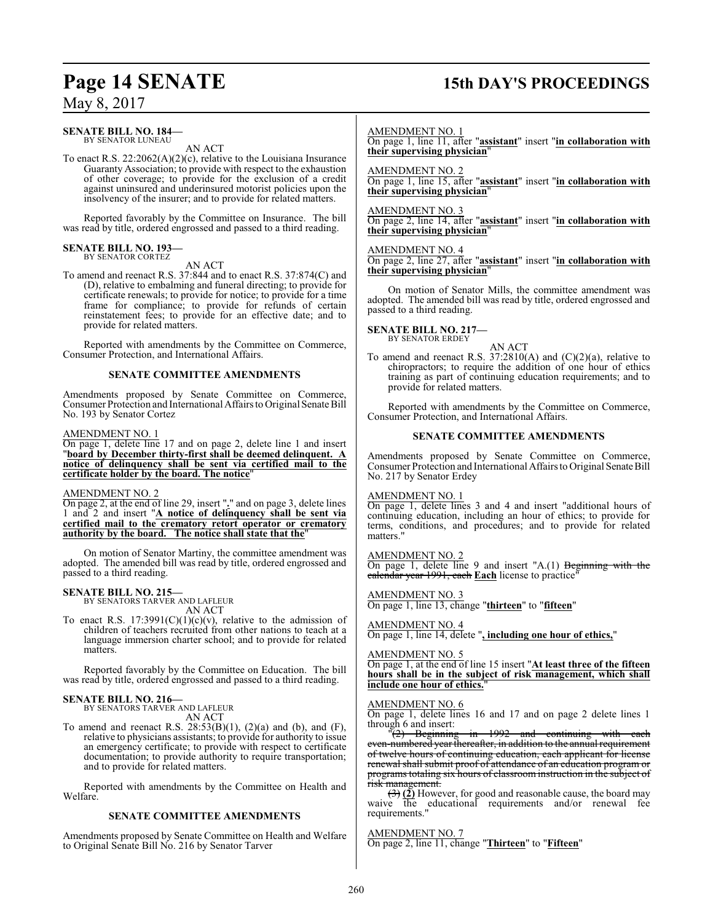**SENATE BILL NO. 184—**
BY SENATOR LUNEAU

AN ACT

To enact R.S. 22:2062(A)(2)(c), relative to the Louisiana Insurance Guaranty Association; to provide with respect to the exhaustion of other coverage; to provide for the exclusion of a credit against uninsured and underinsured motorist policies upon the insolvency of the insurer; and to provide for related matters.

Reported favorably by the Committee on Insurance. The bill was read by title, ordered engrossed and passed to a third reading.

**SENATE BILL NO. 193—**
BY SENATOR CORTEZ

AN ACT

To amend and reenact R.S. 37:844 and to enact R.S. 37:874(C) and (D), relative to embalming and funeral directing; to provide for certificate renewals; to provide for notice; to provide for a time frame for compliance; to provide for refunds of certain reinstatement fees; to provide for an effective date; and to provide for related matters.

Reported with amendments by the Committee on Commerce, Consumer Protection, and International Affairs.

**SENATE COMMITTEE AMENDMENTS**

Amendments proposed by Senate Committee on Commerce, Consumer Protection and International Affairs to Original Senate Bill No. 193 by Senator Cortez

AMENDMENT NO. 1
On page 1, delete line 17 and on page 2, delete line 1 and insert "**board by December thirty-first shall be deemed delinquent. A notice of delinquency shall be sent via certified mail to the certificate holder by the board. The notice**"

AMENDMENT NO. 2
On page 2, at the end of line 29, insert "**.**" and on page 3, delete lines 1 and 2 and insert "**A notice of delinquency shall be sent via certified mail to the crematory retort operator or crematory authority by the board. The notice shall state that the**"

On motion of Senator Martiny, the committee amendment was adopted. The amended bill was read by title, ordered engrossed and passed to a third reading.

**SENATE BILL NO. 215—**
BY SENATORS TARVER AND LAFLEUR

AN ACT

To enact R.S. 17:3991(C)(1)(c)(v), relative to the admission of children of teachers recruited from other nations to teach at a language immersion charter school; and to provide for related matters.

Reported favorably by the Committee on Education. The bill was read by title, ordered engrossed and passed to a third reading.

**SENATE BILL NO. 216—**
BY SENATORS TARVER AND LAFLEUR

AN ACT

To amend and reenact R.S. 28:53(B)(1), (2)(a) and (b), and (F), relative to physicians assistants; to provide for authority to issue an emergency certificate; to provide with respect to certificate documentation; to provide authority to require transportation; and to provide for related matters.

Reported with amendments by the Committee on Health and Welfare.

**SENATE COMMITTEE AMENDMENTS**

Amendments proposed by Senate Committee on Health and Welfare to Original Senate Bill No. 216 by Senator Tarver

AMENDMENT NO. 1
On page 1, line 11, after "**assistant**" insert "**in collaboration with their supervising physician**"

AMENDMENT NO. 2
On page 1, line 15, after "**assistant**" insert "**in collaboration with their supervising physician**"

AMENDMENT NO. 3
On page 2, line 14, after "**assistant**" insert "**in collaboration with their supervising physician**"

AMENDMENT NO. 4
On page 2, line 27, after "**assistant**" insert "**in collaboration with their supervising physician**"

On motion of Senator Mills, the committee amendment was adopted. The amended bill was read by title, ordered engrossed and passed to a third reading.

**SENATE BILL NO. 217—**
BY SENATOR ERDEY

AN ACT

To amend and reenact R.S. 37:2810(A) and (C)(2)(a), relative to chiropractors; to require the addition of one hour of ethics training as part of continuing education requirements; and to provide for related matters.

Reported with amendments by the Committee on Commerce, Consumer Protection, and International Affairs.

**SENATE COMMITTEE AMENDMENTS**

Amendments proposed by Senate Committee on Commerce, Consumer Protection and International Affairs to Original Senate Bill No. 217 by Senator Erdey

AMENDMENT NO. 1
On page 1, delete lines 3 and 4 and insert "additional hours of continuing education, including an hour of ethics; to provide for terms, conditions, and procedures; and to provide for related matters."

AMENDMENT NO. 2
On page 1, delete line 9 and insert "A.(1) ~~Beginning with the calendar year 1991, each~~ **Each** license to practice"

AMENDMENT NO. 3
On page 1, line 13, change "**thirteen**" to "**fifteen**"

AMENDMENT NO. 4
On page 1, line 14, delete "**, including one hour of ethics,**"

AMENDMENT NO. 5
On page 1, at the end of line 15 insert "**At least three of the fifteen hours shall be in the subject of risk management, which shall include one hour of ethics.**"

AMENDMENT NO. 6
On page 1, delete lines 16 and 17 and on page 2 delete lines 1 through 6 and insert:

"~~(2) Beginning in 1992 and continuing with each even-numbered year thereafter, in addition to the annual requirement of twelve hours of continuing education, each applicant for license renewal shall submit proof of attendance of an education program or programs totaling six hours of classroom instruction in the subject of risk management.~~

~~(3)~~ **(2)** However, for good and reasonable cause, the board may waive the educational requirements and/or renewal fee requirements."

AMENDMENT NO. 7
On page 2, line 11, change "**Thirteen**" to "**Fifteen**"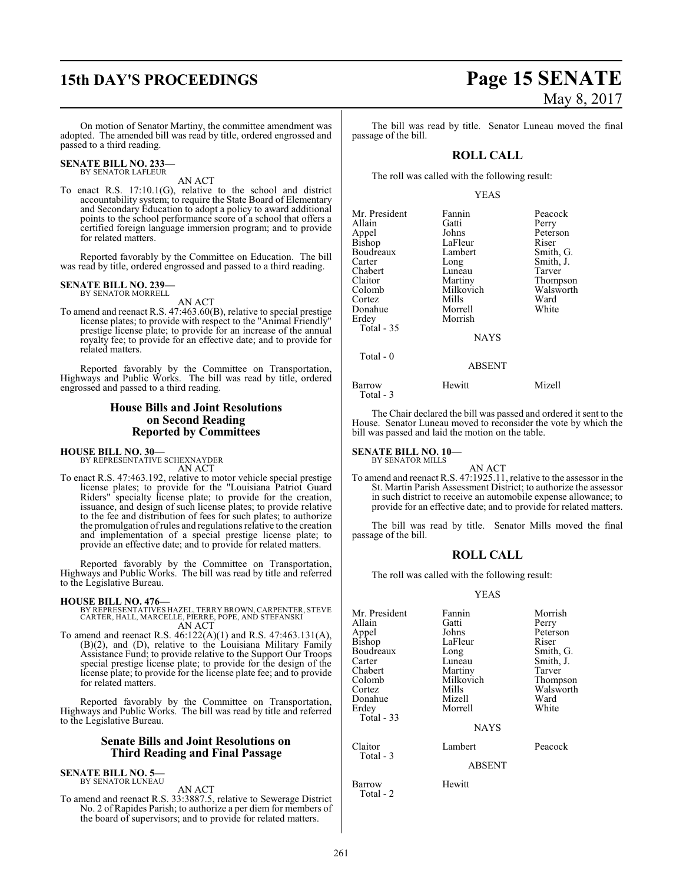On motion of Senator Martiny, the committee amendment was adopted. The amended bill was read by title, ordered engrossed and passed to a third reading.

**SENATE BILL NO. 233—**
BY SENATOR LAFLEUR

AN ACT

To enact R.S. 17:10.1(G), relative to the school and district accountability system; to require the State Board of Elementary and Secondary Education to adopt a policy to award additional points to the school performance score of a school that offers a certified foreign language immersion program; and to provide for related matters.

Reported favorably by the Committee on Education. The bill was read by title, ordered engrossed and passed to a third reading.

**SENATE BILL NO. 239—**
BY SENATOR MORRELL

AN ACT

To amend and reenact R.S. 47:463.60(B), relative to special prestige license plates; to provide with respect to the "Animal Friendly" prestige license plate; to provide for an increase of the annual royalty fee; to provide for an effective date; and to provide for related matters.

Reported favorably by the Committee on Transportation, Highways and Public Works. The bill was read by title, ordered engrossed and passed to a third reading.

## House Bills and Joint Resolutions on Second Reading Reported by Committees

**HOUSE BILL NO. 30—**
BY REPRESENTATIVE SCHEXNAYDER

AN ACT

To enact R.S. 47:463.192, relative to motor vehicle special prestige license plates; to provide for the "Louisiana Patriot Guard Riders" specialty license plate; to provide for the creation, issuance, and design of such license plates; to provide relative to the fee and distribution of fees for such plates; to authorize the promulgation of rules and regulations relative to the creation and implementation of a special prestige license plate; to provide an effective date; and to provide for related matters.

Reported favorably by the Committee on Transportation, Highways and Public Works. The bill was read by title and referred to the Legislative Bureau.

**HOUSE BILL NO. 476—**
BY REPRESENTATIVES HAZEL, TERRY BROWN, CARPENTER, STEVE CARTER, HALL, MARCELLE, PIERRE, POPE, AND STEFANSKI

AN ACT

To amend and reenact R.S. 46:122(A)(1) and R.S. 47:463.131(A), (B)(2), and (D), relative to the Louisiana Military Family Assistance Fund; to provide relative to the Support Our Troops special prestige license plate; to provide for the design of the license plate; to provide for the license plate fee; and to provide for related matters.

Reported favorably by the Committee on Transportation, Highways and Public Works. The bill was read by title and referred to the Legislative Bureau.

## Senate Bills and Joint Resolutions on Third Reading and Final Passage

**SENATE BILL NO. 5—**
BY SENATOR LUNEAU

AN ACT

To amend and reenact R.S. 33:3887.5, relative to Sewerage District No. 2 of Rapides Parish; to authorize a per diem for members of the board of supervisors; and to provide for related matters.

The bill was read by title. Senator Luneau moved the final passage of the bill.

### ROLL CALL

The roll was called with the following result:

YEAS

| | | |
|---|---|---|
| Mr. President | Fannin | Peacock |
| Allain | Gatti | Perry |
| Appel | Johns | Peterson |
| Bishop | LaFleur | Riser |
| Boudreaux | Lambert | Smith, G. |
| Carter | Long | Smith, J. |
| Chabert | Luneau | Tarver |
| Claitor | Martiny | Thompson |
| Colomb | Milkovich | Walsworth |
| Cortez | Mills | Ward |
| Donahue | Morrell | White |
| Erdey | Morrish | |

Total - 35

NAYS

Total - 0

ABSENT

| | | |
|---|---|---|
| Barrow | Hewitt | Mizell |

Total - 3

The Chair declared the bill was passed and ordered it sent to the House. Senator Luneau moved to reconsider the vote by which the bill was passed and laid the motion on the table.

**SENATE BILL NO. 10—**
BY SENATOR MILLS

AN ACT

To amend and reenact R.S. 47:1925.11, relative to the assessor in the St. Martin Parish Assessment District; to authorize the assessor in such district to receive an automobile expense allowance; to provide for an effective date; and to provide for related matters.

The bill was read by title. Senator Mills moved the final passage of the bill.

### ROLL CALL

The roll was called with the following result:

YEAS

| | | |
|---|---|---|
| Mr. President | Fannin | Morrish |
| Allain | Gatti | Perry |
| Appel | Johns | Peterson |
| Bishop | LaFleur | Riser |
| Boudreaux | Long | Smith, G. |
| Carter | Luneau | Smith, J. |
| Chabert | Martiny | Tarver |
| Colomb | Milkovich | Thompson |
| Cortez | Mills | Walsworth |
| Donahue | Mizell | Ward |
| Erdey | Morrell | White |

Total - 33

NAYS

| | | |
|---|---|---|
| Claitor | Lambert | Peacock |

Total - 3

ABSENT

| | |
|---|---|
| Barrow | Hewitt |

Total - 2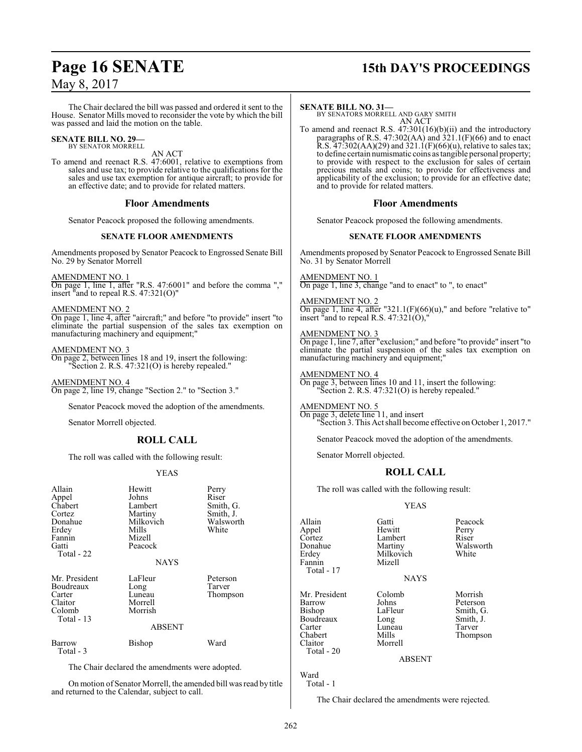The Chair declared the bill was passed and ordered it sent to the House. Senator Mills moved to reconsider the vote by which the bill was passed and laid the motion on the table.

**SENATE BILL NO. 29—**
BY SENATOR MORRELL

AN ACT

To amend and reenact R.S. 47:6001, relative to exemptions from sales and use tax; to provide relative to the qualifications for the sales and use tax exemption for antique aircraft; to provide for an effective date; and to provide for related matters.

### Floor Amendments

Senator Peacock proposed the following amendments.

#### SENATE FLOOR AMENDMENTS

Amendments proposed by Senator Peacock to Engrossed Senate Bill No. 29 by Senator Morrell

AMENDMENT NO. 1
On page 1, line 1, after "R.S. 47:6001" and before the comma "," insert "and to repeal R.S. 47:321(O)"

AMENDMENT NO. 2
On page 1, line 4, after "aircraft;" and before "to provide" insert "to eliminate the partial suspension of the sales tax exemption on manufacturing machinery and equipment;"

AMENDMENT NO. 3
On page 2, between lines 18 and 19, insert the following:
"Section 2. R.S. 47:321(O) is hereby repealed."

AMENDMENT NO. 4
On page 2, line 19, change "Section 2." to "Section 3."

Senator Peacock moved the adoption of the amendments.

Senator Morrell objected.

### ROLL CALL

The roll was called with the following result:

YEAS

| | | |
|---|---|---|
| Allain | Hewitt | Perry |
| Appel | Johns | Riser |
| Chabert | Lambert | Smith, G. |
| Cortez | Martiny | Smith, J. |
| Donahue | Milkovich | Walsworth |
| Erdey | Mills | White |
| Fannin | Mizell | |
| Gatti | Peacock | |

Total - 22

NAYS

| | | |
|---|---|---|
| Mr. President | LaFleur | Peterson |
| Boudreaux | Long | Tarver |
| Carter | Luneau | Thompson |
| Claitor | Morrell | |
| Colomb | Morrish | |

Total - 13

ABSENT

| | | |
|---|---|---|
| Barrow | Bishop | Ward |

Total - 3

The Chair declared the amendments were adopted.

On motion of Senator Morrell, the amended bill was read by title and returned to the Calendar, subject to call.

**SENATE BILL NO. 31—**
BY SENATORS MORRELL AND GARY SMITH

AN ACT

To amend and reenact R.S. 47:301(16)(b)(ii) and the introductory paragraphs of R.S. 47:302(AA) and 321.1(F)(66) and to enact R.S. 47:302(AA)(29) and 321.1(F)(66)(u), relative to sales tax; to define certain numismatic coins as tangible personal property; to provide with respect to the exclusion for sales of certain precious metals and coins; to provide for effectiveness and applicability of the exclusion; to provide for an effective date; and to provide for related matters.

### Floor Amendments

Senator Peacock proposed the following amendments.

#### SENATE FLOOR AMENDMENTS

Amendments proposed by Senator Peacock to Engrossed Senate Bill No. 31 by Senator Morrell

AMENDMENT NO. 1
On page 1, line 3, change "and to enact" to ", to enact"

AMENDMENT NO. 2
On page 1, line 4, after "321.1(F)(66)(u)," and before "relative to" insert "and to repeal R.S. 47:321(O),"

AMENDMENT NO. 3
On page 1, line 7, after "exclusion;" and before "to provide" insert "to eliminate the partial suspension of the sales tax exemption on manufacturing machinery and equipment;"

AMENDMENT NO. 4
On page 3, between lines 10 and 11, insert the following:
"Section 2. R.S. 47:321(O) is hereby repealed."

AMENDMENT NO. 5
On page 3, delete line 11, and insert
"Section 3. This Act shall become effective on October 1, 2017."

Senator Peacock moved the adoption of the amendments.

Senator Morrell objected.

### ROLL CALL

The roll was called with the following result:

YEAS

| | | |
|---|---|---|
| Allain | Gatti | Peacock |
| Appel | Hewitt | Perry |
| Cortez | Lambert | Riser |
| Donahue | Martiny | Walsworth |
| Erdey | Milkovich | White |
| Fannin | Mizell | |

Total - 17

NAYS

| | | |
|---|---|---|
| Mr. President | Colomb | Morrish |
| Barrow | Johns | Peterson |
| Bishop | LaFleur | Smith, G. |
| Boudreaux | Long | Smith, J. |
| Carter | Luneau | Tarver |
| Chabert | Mills | Thompson |
| Claitor | Morrell | |

Total - 20

ABSENT

Ward

Total - 1

The Chair declared the amendments were rejected.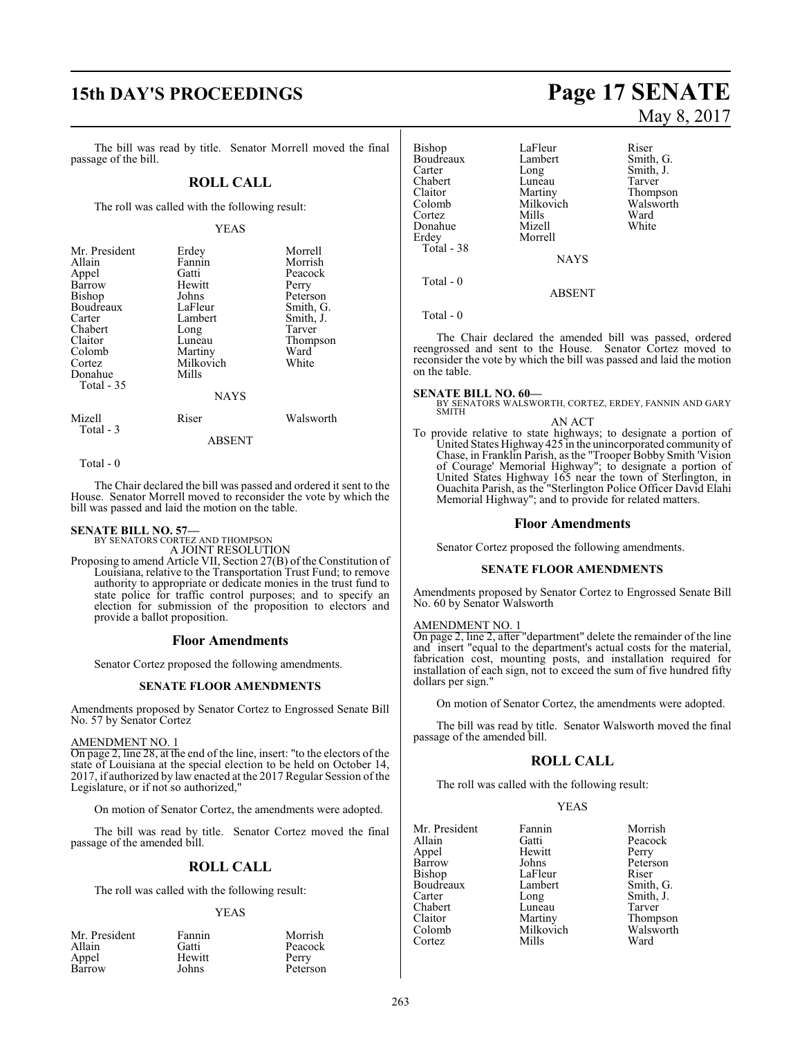The bill was read by title. Senator Morrell moved the final passage of the bill.

## ROLL CALL

The roll was called with the following result:

YEAS

| | | |
|---|---|---|
| Mr. President | Erdey | Morrell |
| Allain | Fannin | Morrish |
| Appel | Gatti | Peacock |
| Barrow | Hewitt | Perry |
| Bishop | Johns | Peterson |
| Boudreaux | LaFleur | Smith, G. |
| Carter | Lambert | Smith, J. |
| Chabert | Long | Tarver |
| Claitor | Luneau | Thompson |
| Colomb | Martiny | Ward |
| Cortez | Milkovich | White |
| Donahue | Mills | |
| Total - 35 | | |

NAYS

| | | |
|---|---|---|
| Mizell | Riser | Walsworth |
| Total - 3 | | |

ABSENT

Total - 0

The Chair declared the bill was passed and ordered it sent to the House. Senator Morrell moved to reconsider the vote by which the bill was passed and laid the motion on the table.

**SENATE BILL NO. 57—**
BY SENATORS CORTEZ AND THOMPSON
A JOINT RESOLUTION

Proposing to amend Article VII, Section 27(B) of the Constitution of Louisiana, relative to the Transportation Trust Fund; to remove authority to appropriate or dedicate monies in the trust fund to state police for traffic control purposes; and to specify an election for submission of the proposition to electors and provide a ballot proposition.

### Floor Amendments

Senator Cortez proposed the following amendments.

#### SENATE FLOOR AMENDMENTS

Amendments proposed by Senator Cortez to Engrossed Senate Bill No. 57 by Senator Cortez

AMENDMENT NO. 1
On page 2, line 28, at the end of the line, insert: "to the electors of the state of Louisiana at the special election to be held on October 14, 2017, if authorized by law enacted at the 2017 Regular Session of the Legislature, or if not so authorized,"

On motion of Senator Cortez, the amendments were adopted.

The bill was read by title. Senator Cortez moved the final passage of the amended bill.

## ROLL CALL

The roll was called with the following result:

YEAS

| | | |
|---|---|---|
| Mr. President | Fannin | Morrish |
| Allain | Gatti | Peacock |
| Appel | Hewitt | Perry |
| Barrow | Johns | Peterson |
| Bishop | LaFleur | Riser |
| Boudreaux | Lambert | Smith, G. |
| Carter | Long | Smith, J. |
| Chabert | Luneau | Tarver |
| Claitor | Martiny | Thompson |
| Colomb | Milkovich | Walsworth |
| Cortez | Mills | Ward |
| Donahue | Mizell | White |
| Erdey | Morrell | |
| Total - 38 | | |

NAYS

Total - 0

ABSENT

Total - 0

The Chair declared the amended bill was passed, ordered reengrossed and sent to the House. Senator Cortez moved to reconsider the vote by which the bill was passed and laid the motion on the table.

**SENATE BILL NO. 60—**
BY SENATORS WALSWORTH, CORTEZ, ERDEY, FANNIN AND GARY SMITH
AN ACT

To provide relative to state highways; to designate a portion of United States Highway 425 in the unincorporated community of Chase, in Franklin Parish, as the "Trooper Bobby Smith 'Vision of Courage' Memorial Highway"; to designate a portion of United States Highway 165 near the town of Sterlington, in Ouachita Parish, as the "Sterlington Police Officer David Elahi Memorial Highway"; and to provide for related matters.

### Floor Amendments

Senator Cortez proposed the following amendments.

#### SENATE FLOOR AMENDMENTS

Amendments proposed by Senator Cortez to Engrossed Senate Bill No. 60 by Senator Walsworth

AMENDMENT NO. 1
On page 2, line 2, after "department" delete the remainder of the line and insert "equal to the department's actual costs for the material, fabrication cost, mounting posts, and installation required for installation of each sign, not to exceed the sum of five hundred fifty dollars per sign."

On motion of Senator Cortez, the amendments were adopted.

The bill was read by title. Senator Walsworth moved the final passage of the amended bill.

## ROLL CALL

The roll was called with the following result:

YEAS

| | | |
|---|---|---|
| Mr. President | Fannin | Morrish |
| Allain | Gatti | Peacock |
| Appel | Hewitt | Perry |
| Barrow | Johns | Peterson |
| Bishop | LaFleur | Riser |
| Boudreaux | Lambert | Smith, G. |
| Carter | Long | Smith, J. |
| Chabert | Luneau | Tarver |
| Claitor | Martiny | Thompson |
| Colomb | Milkovich | Walsworth |
| Cortez | Mills | Ward |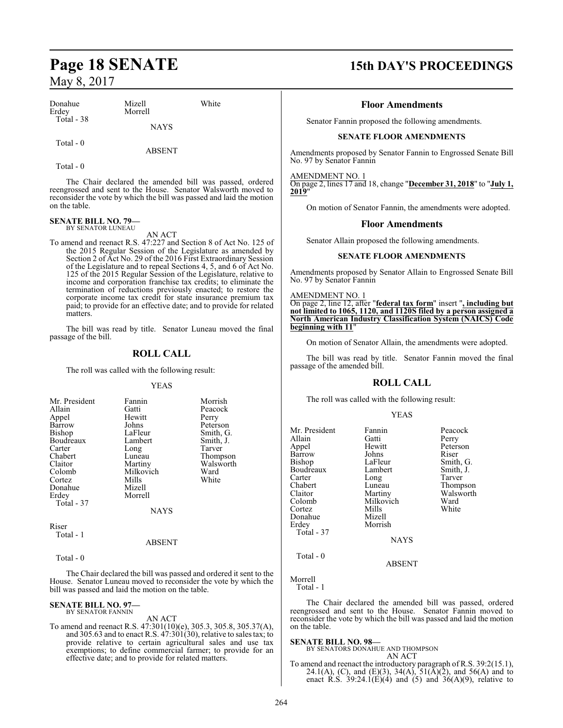| Donahue | Mizell | White |
|---|---|---|
| Erdey | Morrell | |
| Total - 38 | | |

NAYS

Total - 0

ABSENT

Total - 0

The Chair declared the amended bill was passed, ordered reengrossed and sent to the House. Senator Walsworth moved to reconsider the vote by which the bill was passed and laid the motion on the table.

**SENATE BILL NO. 79—**
BY SENATOR LUNEAU

AN ACT

To amend and reenact R.S. 47:227 and Section 8 of Act No. 125 of the 2015 Regular Session of the Legislature as amended by Section 2 of Act No. 29 of the 2016 First Extraordinary Session of the Legislature and to repeal Sections 4, 5, and 6 of Act No. 125 of the 2015 Regular Session of the Legislature, relative to income and corporation franchise tax credits; to eliminate the termination of reductions previously enacted; to restore the corporate income tax credit for state insurance premium tax paid; to provide for an effective date; and to provide for related matters.

The bill was read by title. Senator Luneau moved the final passage of the bill.

## ROLL CALL

The roll was called with the following result:

YEAS

| Mr. President | Fannin | Morrish |
|---|---|---|
| Allain | Gatti | Peacock |
| Appel | Hewitt | Perry |
| Barrow | Johns | Peterson |
| Bishop | LaFleur | Smith, G. |
| Boudreaux | Lambert | Smith, J. |
| Carter | Long | Tarver |
| Chabert | Luneau | Thompson |
| Claitor | Martiny | Walsworth |
| Colomb | Milkovich | Ward |
| Cortez | Mills | White |
| Donahue | Mizell | |
| Erdey | Morrell | |
| Total - 37 | | |

NAYS

Riser
Total - 1

ABSENT

Total - 0

The Chair declared the bill was passed and ordered it sent to the House. Senator Luneau moved to reconsider the vote by which the bill was passed and laid the motion on the table.

**SENATE BILL NO. 97—**
BY SENATOR FANNIN

AN ACT

To amend and reenact R.S. 47:301(10)(e), 305.3, 305.8, 305.37(A), and 305.63 and to enact R.S. 47:301(30), relative to sales tax; to provide relative to certain agricultural sales and use tax exemptions; to define commercial farmer; to provide for an effective date; and to provide for related matters.

### Floor Amendments

Senator Fannin proposed the following amendments.

**SENATE FLOOR AMENDMENTS**

Amendments proposed by Senator Fannin to Engrossed Senate Bill No. 97 by Senator Fannin

AMENDMENT NO. 1
On page 2, lines 17 and 18, change "**December 31, 2018**" to "**July 1, 2019**"

On motion of Senator Fannin, the amendments were adopted.

### Floor Amendments

Senator Allain proposed the following amendments.

**SENATE FLOOR AMENDMENTS**

Amendments proposed by Senator Allain to Engrossed Senate Bill No. 97 by Senator Fannin

AMENDMENT NO. 1
On page 2, line 12, after "**federal tax form**" insert "**, including but not limited to 1065, 1120, and 1120S filed by a person assigned a North American Industry Classification System (NAICS) Code beginning with 11**"

On motion of Senator Allain, the amendments were adopted.

The bill was read by title. Senator Fannin moved the final passage of the amended bill.

## ROLL CALL

The roll was called with the following result:

YEAS

| Mr. President | Fannin | Peacock |
|---|---|---|
| Allain | Gatti | Perry |
| Appel | Hewitt | Peterson |
| Barrow | Johns | Riser |
| Bishop | LaFleur | Smith, G. |
| Boudreaux | Lambert | Smith, J. |
| Carter | Long | Tarver |
| Chabert | Luneau | Thompson |
| Claitor | Martiny | Walsworth |
| Colomb | Milkovich | Ward |
| Cortez | Mills | White |
| Donahue | Mizell | |
| Erdey | Morrish | |
| Total - 37 | | |

NAYS

Total - 0

ABSENT

Morrell
Total - 1

The Chair declared the amended bill was passed, ordered reengrossed and sent to the House. Senator Fannin moved to reconsider the vote by which the bill was passed and laid the motion on the table.

**SENATE BILL NO. 98—**
BY SENATORS DONAHUE AND THOMPSON

AN ACT

To amend and reenact the introductory paragraph of R.S. 39:2(15.1), 24.1(A), (C), and (E)(3), 34(A), 51(A)(2), and 56(A) and to enact R.S. 39:24.1(E)(4) and (5) and 36(A)(9), relative to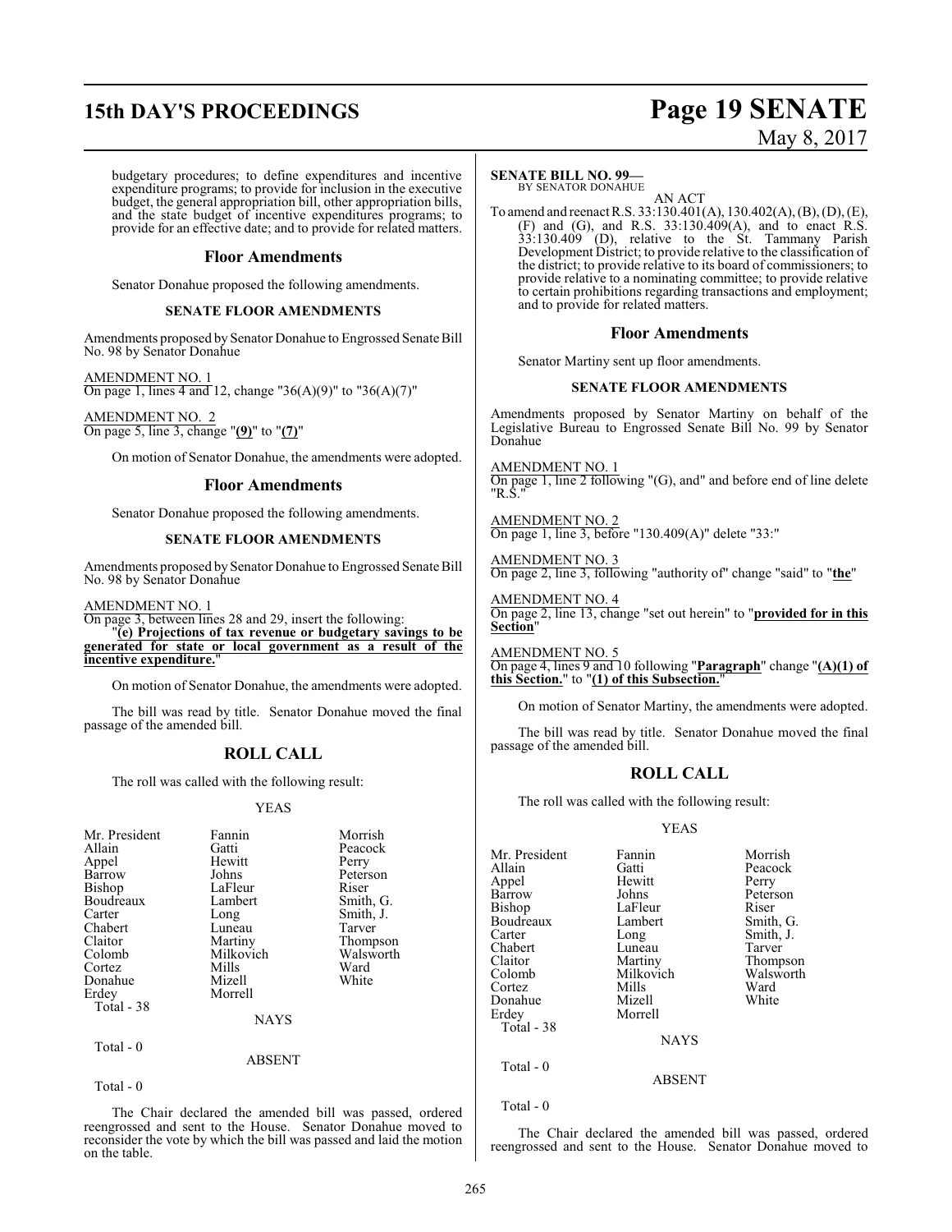budgetary procedures; to define expenditures and incentive expenditure programs; to provide for inclusion in the executive budget, the general appropriation bill, other appropriation bills, and the state budget of incentive expenditures programs; to provide for an effective date; and to provide for related matters.

### Floor Amendments

Senator Donahue proposed the following amendments.

#### SENATE FLOOR AMENDMENTS

Amendments proposed by Senator Donahue to Engrossed Senate Bill No. 98 by Senator Donahue

AMENDMENT NO. 1
On page 1, lines 4 and 12, change "36(A)(9)" to "36(A)(7)"

AMENDMENT NO. 2
On page 5, line 3, change "**(9)**" to "**(7)**"

On motion of Senator Donahue, the amendments were adopted.

### Floor Amendments

Senator Donahue proposed the following amendments.

#### SENATE FLOOR AMENDMENTS

Amendments proposed by Senator Donahue to Engrossed Senate Bill No. 98 by Senator Donahue

AMENDMENT NO. 1
On page 3, between lines 28 and 29, insert the following:
"**(e) Projections of tax revenue or budgetary savings to be generated for state or local government as a result of the incentive expenditure.**"

On motion of Senator Donahue, the amendments were adopted.

The bill was read by title. Senator Donahue moved the final passage of the amended bill.

## ROLL CALL

The roll was called with the following result:

YEAS

| | | |
|---|---|---|
| Mr. President | Fannin | Morrish |
| Allain | Gatti | Peacock |
| Appel | Hewitt | Perry |
| Barrow | Johns | Peterson |
| Bishop | LaFleur | Riser |
| Boudreaux | Lambert | Smith, G. |
| Carter | Long | Smith, J. |
| Chabert | Luneau | Tarver |
| Claitor | Martiny | Thompson |
| Colomb | Milkovich | Walsworth |
| Cortez | Mills | Ward |
| Donahue | Mizell | White |
| Erdey | Morrell | |

Total - 38

NAYS

Total - 0

ABSENT

Total - 0

The Chair declared the amended bill was passed, ordered reengrossed and sent to the House. Senator Donahue moved to reconsider the vote by which the bill was passed and laid the motion on the table.

**SENATE BILL NO. 99—**
BY SENATOR DONAHUE

AN ACT

To amend and reenact R.S. 33:130.401(A), 130.402(A), (B), (D), (E), (F) and (G), and R.S. 33:130.409(A), and to enact R.S. 33:130.409 (D), relative to the St. Tammany Parish Development District; to provide relative to the classification of the district; to provide relative to its board of commissioners; to provide relative to a nominating committee; to provide relative to certain prohibitions regarding transactions and employment; and to provide for related matters.

### Floor Amendments

Senator Martiny sent up floor amendments.

#### SENATE FLOOR AMENDMENTS

Amendments proposed by Senator Martiny on behalf of the Legislative Bureau to Engrossed Senate Bill No. 99 by Senator Donahue

AMENDMENT NO. 1
On page 1, line 2 following "(G), and" and before end of line delete "R.S."

AMENDMENT NO. 2
On page 1, line 3, before "130.409(A)" delete "33:"

AMENDMENT NO. 3
On page 2, line 3, following "authority of" change "said" to "**the**"

AMENDMENT NO. 4
On page 2, line 13, change "set out herein" to "**provided for in this Section**"

AMENDMENT NO. 5
On page 4, lines 9 and 10 following "**Paragraph**" change "**(A)(1) of this Section.**" to "**(1) of this Subsection.**"

On motion of Senator Martiny, the amendments were adopted.

The bill was read by title. Senator Donahue moved the final passage of the amended bill.

## ROLL CALL

The roll was called with the following result:

YEAS

| | | |
|---|---|---|
| Mr. President | Fannin | Morrish |
| Allain | Gatti | Peacock |
| Appel | Hewitt | Perry |
| Barrow | Johns | Peterson |
| Bishop | LaFleur | Riser |
| Boudreaux | Lambert | Smith, G. |
| Carter | Long | Smith, J. |
| Chabert | Luneau | Tarver |
| Claitor | Martiny | Thompson |
| Colomb | Milkovich | Walsworth |
| Cortez | Mills | Ward |
| Donahue | Mizell | White |
| Erdey | Morrell | |

Total - 38

NAYS

Total - 0

ABSENT

Total - 0

The Chair declared the amended bill was passed, ordered reengrossed and sent to the House. Senator Donahue moved to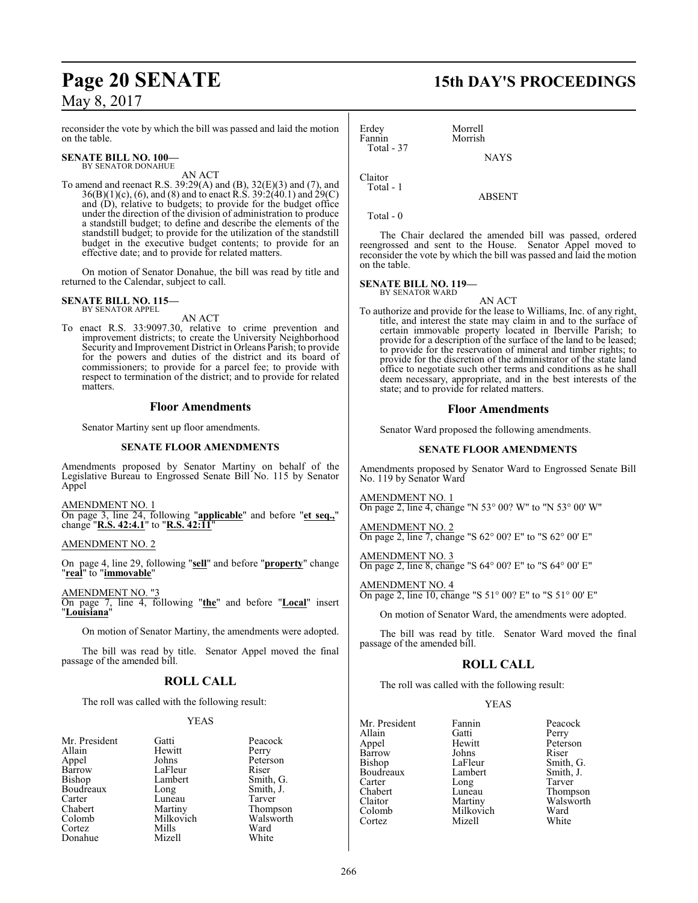reconsider the vote by which the bill was passed and laid the motion on the table.

**SENATE BILL NO. 100—**
BY SENATOR DONAHUE

AN ACT

To amend and reenact R.S. 39:29(A) and (B), 32(E)(3) and (7), and 36(B)(1)(c), (6), and (8) and to enact R.S. 39:2(40.1) and 29(C) and (D), relative to budgets; to provide for the budget office under the direction of the division of administration to produce a standstill budget; to define and describe the elements of the standstill budget; to provide for the utilization of the standstill budget in the executive budget contents; to provide for an effective date; and to provide for related matters.

On motion of Senator Donahue, the bill was read by title and returned to the Calendar, subject to call.

**SENATE BILL NO. 115—**
BY SENATOR APPEL

AN ACT

To enact R.S. 33:9097.30, relative to crime prevention and improvement districts; to create the University Neighborhood Security and Improvement District in Orleans Parish; to provide for the powers and duties of the district and its board of commissioners; to provide for a parcel fee; to provide with respect to termination of the district; and to provide for related matters.

## Floor Amendments

Senator Martiny sent up floor amendments.

### SENATE FLOOR AMENDMENTS

Amendments proposed by Senator Martiny on behalf of the Legislative Bureau to Engrossed Senate Bill No. 115 by Senator Appel

AMENDMENT NO. 1
On page 3, line 24, following "**applicable**" and before "**et seq.,**" change "**R.S. 42:4.1**" to "**R.S. 42:11**"

AMENDMENT NO. 2

On page 4, line 29, following "**sell**" and before "**property**" change "**real**" to "**immovable**"

AMENDMENT NO. "3
On page 7, line 4, following "**the**" and before "**Local**" insert "**Louisiana**"

On motion of Senator Martiny, the amendments were adopted.

The bill was read by title. Senator Appel moved the final passage of the amended bill.

## ROLL CALL

The roll was called with the following result:

YEAS

| | | |
|---|---|---|
| Mr. President | Gatti | Peacock |
| Allain | Hewitt | Perry |
| Appel | Johns | Peterson |
| Barrow | LaFleur | Riser |
| Bishop | Lambert | Smith, G. |
| Boudreaux | Long | Smith, J. |
| Carter | Luneau | Tarver |
| Chabert | Martiny | Thompson |
| Colomb | Milkovich | Walsworth |
| Cortez | Mills | Ward |
| Donahue | Mizell | White |
| Erdey | Morrell | |
| Fannin | Morrish | |

Total - 37

NAYS

Claitor
Total - 1

ABSENT

Total - 0

The Chair declared the amended bill was passed, ordered reengrossed and sent to the House. Senator Appel moved to reconsider the vote by which the bill was passed and laid the motion on the table.

**SENATE BILL NO. 119—**
BY SENATOR WARD

AN ACT

To authorize and provide for the lease to Williams, Inc. of any right, title, and interest the state may claim in and to the surface of certain immovable property located in Iberville Parish; to provide for a description of the surface of the land to be leased; to provide for the reservation of mineral and timber rights; to provide for the discretion of the administrator of the state land office to negotiate such other terms and conditions as he shall deem necessary, appropriate, and in the best interests of the state; and to provide for related matters.

## Floor Amendments

Senator Ward proposed the following amendments.

### SENATE FLOOR AMENDMENTS

Amendments proposed by Senator Ward to Engrossed Senate Bill No. 119 by Senator Ward

AMENDMENT NO. 1
On page 2, line 4, change "N 53° 00? W" to "N 53° 00' W"

AMENDMENT NO. 2
On page 2, line 7, change "S 62° 00? E" to "S 62° 00' E"

AMENDMENT NO. 3
On page 2, line 8, change "S 64° 00? E" to "S 64° 00' E"

AMENDMENT NO. 4
On page 2, line 10, change "S 51° 00? E" to "S 51° 00' E"

On motion of Senator Ward, the amendments were adopted.

The bill was read by title. Senator Ward moved the final passage of the amended bill.

## ROLL CALL

The roll was called with the following result:

YEAS

| | | |
|---|---|---|
| Mr. President | Fannin | Peacock |
| Allain | Gatti | Perry |
| Appel | Hewitt | Peterson |
| Barrow | Johns | Riser |
| Bishop | LaFleur | Smith, G. |
| Boudreaux | Lambert | Smith, J. |
| Carter | Long | Tarver |
| Chabert | Luneau | Thompson |
| Claitor | Martiny | Walsworth |
| Colomb | Milkovich | Ward |
| Cortez | Mizell | White |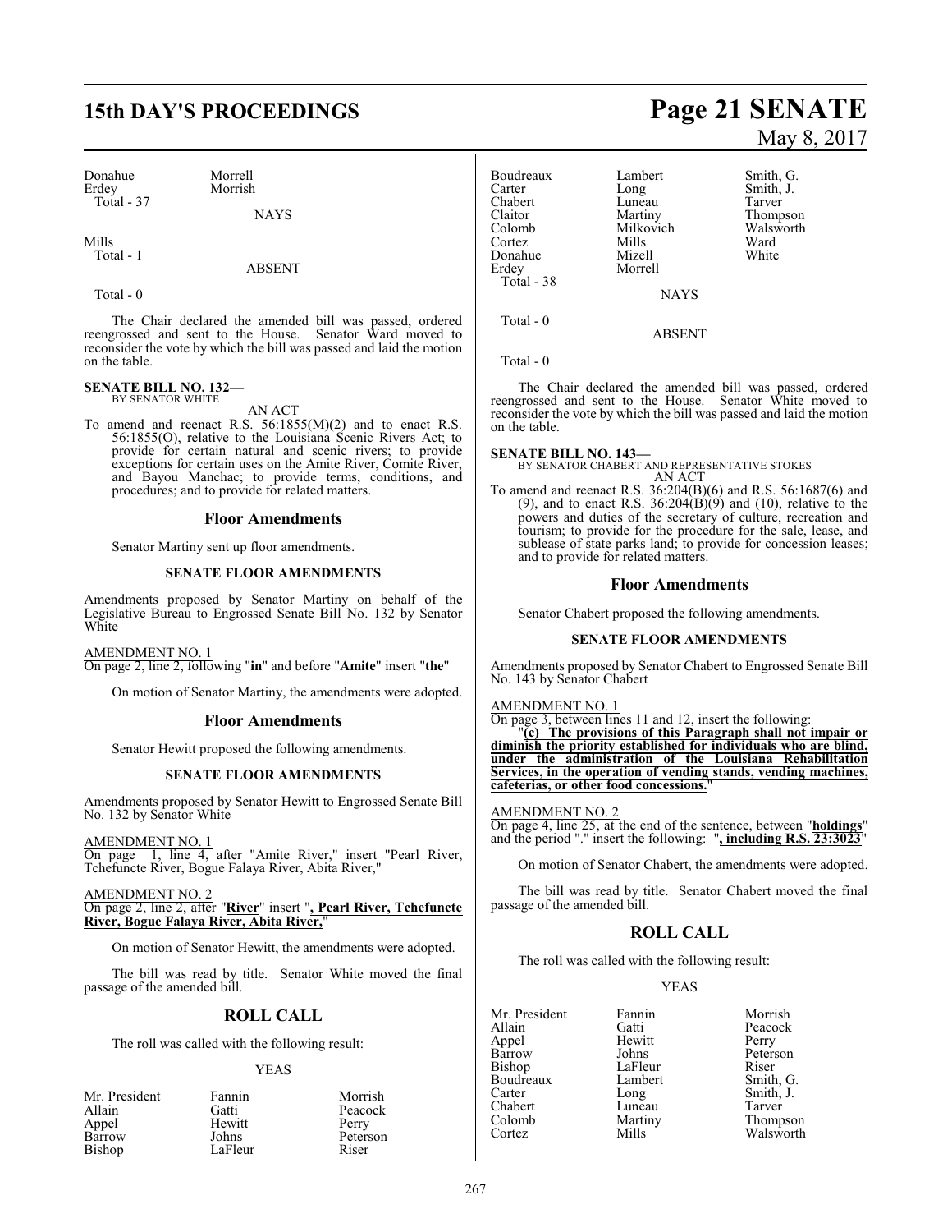| | |
|---|---|
| Donahue | Morrell |
| Erdey | Morrish |
| Total - 37 | |

NAYS

Mills
Total - 1

ABSENT

Total - 0

The Chair declared the amended bill was passed, ordered reengrossed and sent to the House. Senator Ward moved to reconsider the vote by which the bill was passed and laid the motion on the table.

**SENATE BILL NO. 132—**
BY SENATOR WHITE

AN ACT

To amend and reenact R.S. 56:1855(M)(2) and to enact R.S. 56:1855(O), relative to the Louisiana Scenic Rivers Act; to provide for certain natural and scenic rivers; to provide exceptions for certain uses on the Amite River, Comite River, and Bayou Manchac; to provide terms, conditions, and procedures; and to provide for related matters.

## Floor Amendments

Senator Martiny sent up floor amendments.

### SENATE FLOOR AMENDMENTS

Amendments proposed by Senator Martiny on behalf of the Legislative Bureau to Engrossed Senate Bill No. 132 by Senator White

AMENDMENT NO. 1
On page 2, line 2, following "**in**" and before "**Amite**" insert "**the**"

On motion of Senator Martiny, the amendments were adopted.

## Floor Amendments

Senator Hewitt proposed the following amendments.

### SENATE FLOOR AMENDMENTS

Amendments proposed by Senator Hewitt to Engrossed Senate Bill No. 132 by Senator White

AMENDMENT NO. 1
On page 1, line 4, after "Amite River," insert "Pearl River, Tchefuncte River, Bogue Falaya River, Abita River,"

AMENDMENT NO. 2
On page 2, line 2, after "**River**" insert "**, Pearl River, Tchefuncte River, Bogue Falaya River, Abita River,**"

On motion of Senator Hewitt, the amendments were adopted.

The bill was read by title. Senator White moved the final passage of the amended bill.

## ROLL CALL

The roll was called with the following result:

YEAS

| | | |
|---|---|---|
| Mr. President | Fannin | Morrish |
| Allain | Gatti | Peacock |
| Appel | Hewitt | Perry |
| Barrow | Johns | Peterson |
| Bishop | LaFleur | Riser |
| Boudreaux | Lambert | Smith, G. |
| Carter | Long | Smith, J. |
| Chabert | Luneau | Tarver |
| Claitor | Martiny | Thompson |
| Colomb | Milkovich | Walsworth |
| Cortez | Mills | Ward |
| Donahue | Mizell | White |
| Erdey | Morrell | |
| Total - 38 | | |

NAYS

Total - 0

ABSENT

Total - 0

The Chair declared the amended bill was passed, ordered reengrossed and sent to the House. Senator White moved to reconsider the vote by which the bill was passed and laid the motion on the table.

**SENATE BILL NO. 143—**
BY SENATOR CHABERT AND REPRESENTATIVE STOKES

AN ACT

To amend and reenact R.S. 36:204(B)(6) and R.S. 56:1687(6) and (9), and to enact R.S. 36:204(B)(9) and (10), relative to the powers and duties of the secretary of culture, recreation and tourism; to provide for the procedure for the sale, lease, and sublease of state parks land; to provide for concession leases; and to provide for related matters.

## Floor Amendments

Senator Chabert proposed the following amendments.

### SENATE FLOOR AMENDMENTS

Amendments proposed by Senator Chabert to Engrossed Senate Bill No. 143 by Senator Chabert

AMENDMENT NO. 1
On page 3, between lines 11 and 12, insert the following:

"**(c) The provisions of this Paragraph shall not impair or diminish the priority established for individuals who are blind, under the administration of the Louisiana Rehabilitation Services, in the operation of vending stands, vending machines, cafeterias, or other food concessions.**"

AMENDMENT NO. 2
On page 4, line 25, at the end of the sentence, between "**holdings**" and the period "." insert the following: "**, including R.S. 23:3023**"

On motion of Senator Chabert, the amendments were adopted.

The bill was read by title. Senator Chabert moved the final passage of the amended bill.

## ROLL CALL

The roll was called with the following result:

YEAS

| | | |
|---|---|---|
| Mr. President | Fannin | Morrish |
| Allain | Gatti | Peacock |
| Appel | Hewitt | Perry |
| Barrow | Johns | Peterson |
| Bishop | LaFleur | Riser |
| Boudreaux | Lambert | Smith, G. |
| Carter | Long | Smith, J. |
| Chabert | Luneau | Tarver |
| Colomb | Martiny | Thompson |
| Cortez | Mills | Walsworth |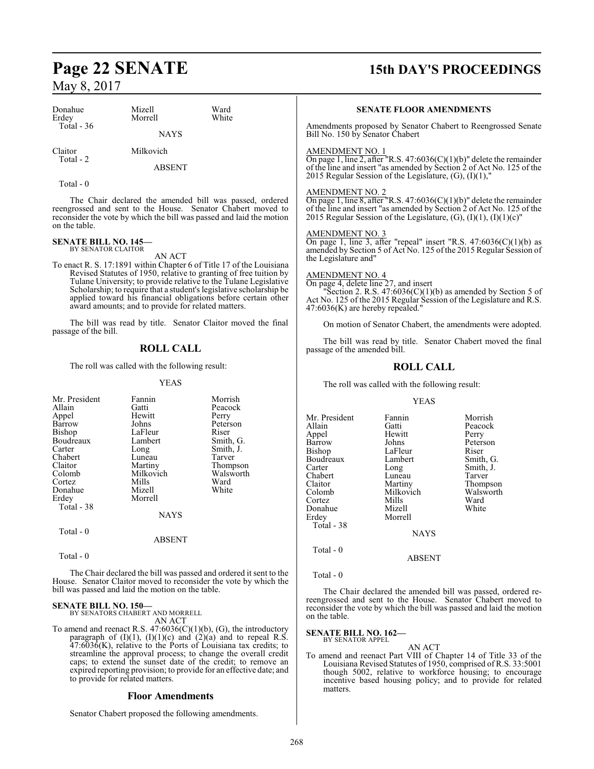| | | |
|---|---|---|
| Donahue | Mizell | Ward |
| Erdey | Morrell | White |
| Total - 36 | | |

NAYS

| | |
|---|---|
| Claitor | Milkovich |
| Total - 2 | |

ABSENT

Total - 0

The Chair declared the amended bill was passed, ordered reengrossed and sent to the House. Senator Chabert moved to reconsider the vote by which the bill was passed and laid the motion on the table.

**SENATE BILL NO. 145—**
BY SENATOR CLAITOR

AN ACT

To enact R. S. 17:1891 within Chapter 6 of Title 17 of the Louisiana Revised Statutes of 1950, relative to granting of free tuition by Tulane University; to provide relative to the Tulane Legislative Scholarship; to require that a student's legislative scholarship be applied toward his financial obligations before certain other award amounts; and to provide for related matters.

The bill was read by title. Senator Claitor moved the final passage of the bill.

## ROLL CALL

The roll was called with the following result:

YEAS

| | | |
|---|---|---|
| Mr. President | Fannin | Morrish |
| Allain | Gatti | Peacock |
| Appel | Hewitt | Perry |
| Barrow | Johns | Peterson |
| Bishop | LaFleur | Riser |
| Boudreaux | Lambert | Smith, G. |
| Carter | Long | Smith, J. |
| Chabert | Luneau | Tarver |
| Claitor | Martiny | Thompson |
| Colomb | Milkovich | Walsworth |
| Cortez | Mills | Ward |
| Donahue | Mizell | White |
| Erdey | Morrell | |
| Total - 38 | | |

NAYS

Total - 0

ABSENT

Total - 0

The Chair declared the bill was passed and ordered it sent to the House. Senator Claitor moved to reconsider the vote by which the bill was passed and laid the motion on the table.

**SENATE BILL NO. 150—**
BY SENATORS CHABERT AND MORRELL

AN ACT

To amend and reenact R.S. 47:6036(C)(1)(b), (G), the introductory paragraph of (I)(1), (I)(1)(c) and (2)(a) and to repeal R.S. 47:6036(K), relative to the Ports of Louisiana tax credits; to streamline the approval process; to change the overall credit caps; to extend the sunset date of the credit; to remove an expired reporting provision; to provide for an effective date; and to provide for related matters.

## Floor Amendments

Senator Chabert proposed the following amendments.

**SENATE FLOOR AMENDMENTS**

Amendments proposed by Senator Chabert to Reengrossed Senate Bill No. 150 by Senator Chabert

AMENDMENT NO. 1

On page 1, line 2, after "R.S. 47:6036(C)(1)(b)" delete the remainder of the line and insert "as amended by Section 2 of Act No. 125 of the 2015 Regular Session of the Legislature, (G), (I)(1),"

AMENDMENT NO. 2

On page 1, line 8, after "R.S. 47:6036(C)(1)(b)" delete the remainder of the line and insert "as amended by Section 2 of Act No. 125 of the 2015 Regular Session of the Legislature, (G), (I)(1), (I)(1)(c)"

AMENDMENT NO. 3

On page 1, line 3, after "repeal" insert "R.S. 47:6036(C)(1)(b) as amended by Section 5 of Act No. 125 of the 2015 Regular Session of the Legislature and"

AMENDMENT NO. 4

On page 4, delete line 27, and insert

"Section 2. R.S. 47:6036(C)(1)(b) as amended by Section 5 of Act No. 125 of the 2015 Regular Session of the Legislature and R.S. 47:6036(K) are hereby repealed."

On motion of Senator Chabert, the amendments were adopted.

The bill was read by title. Senator Chabert moved the final passage of the amended bill.

## ROLL CALL

The roll was called with the following result:

YEAS

| | | |
|---|---|---|
| Mr. President | Fannin | Morrish |
| Allain | Gatti | Peacock |
| Appel | Hewitt | Perry |
| Barrow | Johns | Peterson |
| Bishop | LaFleur | Riser |
| Boudreaux | Lambert | Smith, G. |
| Carter | Long | Smith, J. |
| Chabert | Luneau | Tarver |
| Claitor | Martiny | Thompson |
| Colomb | Milkovich | Walsworth |
| Cortez | Mills | Ward |
| Donahue | Mizell | White |
| Erdey | Morrell | |
| Total - 38 | | |

NAYS

Total - 0

ABSENT

Total - 0

The Chair declared the amended bill was passed, ordered re-reengrossed and sent to the House. Senator Chabert moved to reconsider the vote by which the bill was passed and laid the motion on the table.

**SENATE BILL NO. 162—**
BY SENATOR APPEL

AN ACT

To amend and reenact Part VIII of Chapter 14 of Title 33 of the Louisiana Revised Statutes of 1950, comprised of R.S. 33:5001 though 5002, relative to workforce housing; to encourage incentive based housing policy; and to provide for related matters.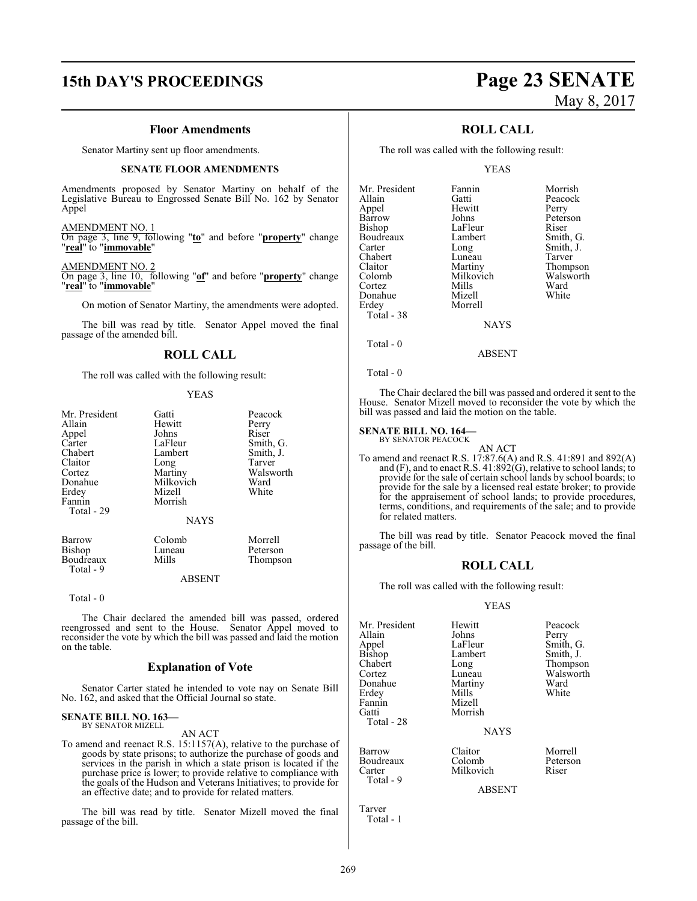### Floor Amendments

Senator Martiny sent up floor amendments.

#### SENATE FLOOR AMENDMENTS

Amendments proposed by Senator Martiny on behalf of the Legislative Bureau to Engrossed Senate Bill No. 162 by Senator Appel

AMENDMENT NO. 1

On page 3, line 9, following "**to**" and before "**property**" change "**real**" to "**immovable**"

AMENDMENT NO. 2

On page 3, line 10, following "**of**" and before "**property**" change "**real**" to "**immovable**"

On motion of Senator Martiny, the amendments were adopted.

The bill was read by title. Senator Appel moved the final passage of the amended bill.

### ROLL CALL

The roll was called with the following result:

YEAS

| | | |
|---|---|---|
| Mr. President | Gatti | Peacock |
| Allain | Hewitt | Perry |
| Appel | Johns | Riser |
| Carter | LaFleur | Smith, G. |
| Chabert | Lambert | Smith, J. |
| Claitor | Long | Tarver |
| Cortez | Martiny | Walsworth |
| Donahue | Milkovich | Ward |
| Erdey | Mizell | White |
| Fannin | Morrish | |

Total - 29

NAYS

| | | |
|---|---|---|
| Barrow | Colomb | Morrell |
| Bishop | Luneau | Peterson |
| Boudreaux | Mills | Thompson |

Total - 9

ABSENT

Total - 0

The Chair declared the amended bill was passed, ordered reengrossed and sent to the House. Senator Appel moved to reconsider the vote by which the bill was passed and laid the motion on the table.

### Explanation of Vote

Senator Carter stated he intended to vote nay on Senate Bill No. 162, and asked that the Official Journal so state.

**SENATE BILL NO. 163—**
BY SENATOR MIZELL

AN ACT

To amend and reenact R.S. 15:1157(A), relative to the purchase of goods by state prisons; to authorize the purchase of goods and services in the parish in which a state prison is located if the purchase price is lower; to provide relative to compliance with the goals of the Hudson and Veterans Initiatives; to provide for an effective date; and to provide for related matters.

The bill was read by title. Senator Mizell moved the final passage of the bill.

### ROLL CALL

The roll was called with the following result:

YEAS

| | | |
|---|---|---|
| Mr. President | Fannin | Morrish |
| Allain | Gatti | Peacock |
| Appel | Hewitt | Perry |
| Barrow | Johns | Peterson |
| Bishop | LaFleur | Riser |
| Boudreaux | Lambert | Smith, G. |
| Carter | Long | Smith, J. |
| Chabert | Luneau | Tarver |
| Claitor | Martiny | Thompson |
| Colomb | Milkovich | Walsworth |
| Cortez | Mills | Ward |
| Donahue | Mizell | White |
| Erdey | Morrell | |

Total - 38

NAYS

Total - 0

ABSENT

Total - 0

The Chair declared the bill was passed and ordered it sent to the House. Senator Mizell moved to reconsider the vote by which the bill was passed and laid the motion on the table.

**SENATE BILL NO. 164—**
BY SENATOR PEACOCK

AN ACT

To amend and reenact R.S. 17:87.6(A) and R.S. 41:891 and 892(A) and (F), and to enact R.S. 41:892(G), relative to school lands; to provide for the sale of certain school lands by school boards; to provide for the sale by a licensed real estate broker; to provide for the appraisement of school lands; to provide procedures, terms, conditions, and requirements of the sale; and to provide for related matters.

The bill was read by title. Senator Peacock moved the final passage of the bill.

### ROLL CALL

The roll was called with the following result:

YEAS

| | | |
|---|---|---|
| Mr. President | Hewitt | Peacock |
| Allain | Johns | Perry |
| Appel | LaFleur | Smith, G. |
| Bishop | Lambert | Smith, J. |
| Chabert | Long | Thompson |
| Cortez | Luneau | Walsworth |
| Donahue | Martiny | Ward |
| Erdey | Mills | White |
| Fannin | Mizell | |
| Gatti | Morrish | |

Total - 28

NAYS

| | | |
|---|---|---|
| Barrow | Claitor | Morrell |
| Boudreaux | Colomb | Peterson |
| Carter | Milkovich | Riser |

Total - 9

ABSENT

Tarver

Total - 1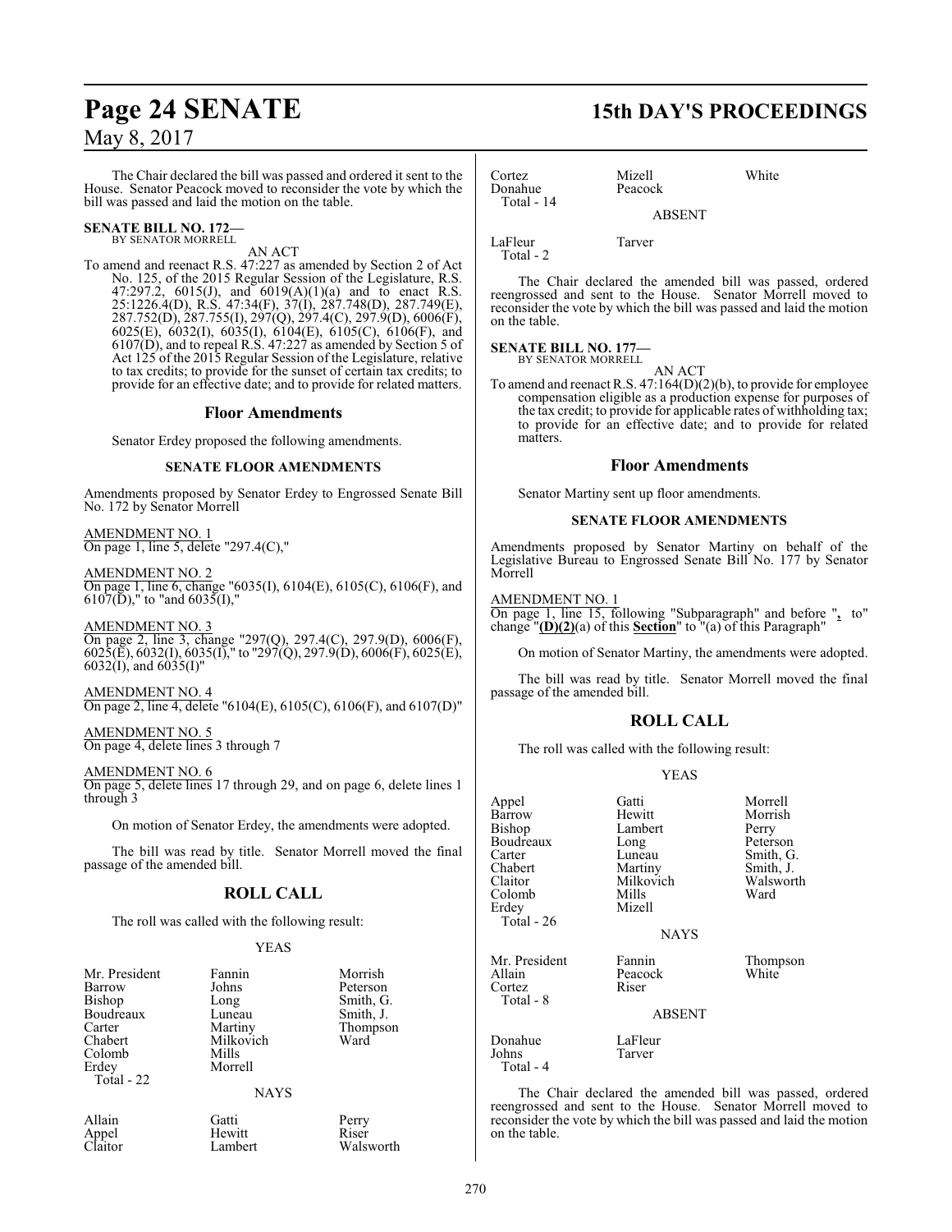The Chair declared the bill was passed and ordered it sent to the House. Senator Peacock moved to reconsider the vote by which the bill was passed and laid the motion on the table.

**SENATE BILL NO. 172—**
BY SENATOR MORRELL

AN ACT

To amend and reenact R.S. 47:227 as amended by Section 2 of Act No. 125, of the 2015 Regular Session of the Legislature, R.S. 47:297.2, 6015(J), and 6019(A)(1)(a) and to enact R.S. 25:1226.4(D), R.S. 47:34(F), 37(I), 287.748(D), 287.749(E), 287.752(D), 287.755(I), 297(Q), 297.4(C), 297.9(D), 6006(F), 6025(E), 6032(I), 6035(I), 6104(E), 6105(C), 6106(F), and 6107(D), and to repeal R.S. 47:227 as amended by Section 5 of Act 125 of the 2015 Regular Session of the Legislature, relative to tax credits; to provide for the sunset of certain tax credits; to provide for an effective date; and to provide for related matters.

## Floor Amendments

Senator Erdey proposed the following amendments.

### SENATE FLOOR AMENDMENTS

Amendments proposed by Senator Erdey to Engrossed Senate Bill No. 172 by Senator Morrell

AMENDMENT NO. 1
On page 1, line 5, delete "297.4(C),"

AMENDMENT NO. 2
On page 1, line 6, change "6035(I), 6104(E), 6105(C), 6106(F), and 6107(D)," to "and 6035(I),"

AMENDMENT NO. 3
On page 2, line 3, change "297(Q), 297.4(C), 297.9(D), 6006(F), 6025(E), 6032(I), 6035(I)," to "297(Q), 297.9(D), 6006(F), 6025(E), 6032(I), and 6035(I)"

AMENDMENT NO. 4
On page 2, line 4, delete "6104(E), 6105(C), 6106(F), and 6107(D)"

AMENDMENT NO. 5
On page 4, delete lines 3 through 7

AMENDMENT NO. 6
On page 5, delete lines 17 through 29, and on page 6, delete lines 1 through 3

On motion of Senator Erdey, the amendments were adopted.

The bill was read by title. Senator Morrell moved the final passage of the amended bill.

## ROLL CALL

The roll was called with the following result:

YEAS

| | | |
|---|---|---|
| Mr. President | Fannin | Morrish |
| Barrow | Johns | Peterson |
| Bishop | Long | Smith, G. |
| Boudreaux | Luneau | Smith, J. |
| Carter | Martiny | Thompson |
| Chabert | Milkovich | Ward |
| Colomb | Mills | |
| Erdey | Morrell | |

Total - 22

NAYS

| | | |
|---|---|---|
| Allain | Gatti | Perry |
| Appel | Hewitt | Riser |
| Claitor | Lambert | Walsworth |
| Cortez | Mizell | White |
| Donahue | Peacock | |

Total - 14

ABSENT

| | |
|---|---|
| LaFleur | Tarver |

Total - 2

The Chair declared the amended bill was passed, ordered reengrossed and sent to the House. Senator Morrell moved to reconsider the vote by which the bill was passed and laid the motion on the table.

**SENATE BILL NO. 177—**
BY SENATOR MORRELL

AN ACT

To amend and reenact R.S. 47:164(D)(2)(b), to provide for employee compensation eligible as a production expense for purposes of the tax credit; to provide for applicable rates of withholding tax; to provide for an effective date; and to provide for related matters.

## Floor Amendments

Senator Martiny sent up floor amendments.

### SENATE FLOOR AMENDMENTS

Amendments proposed by Senator Martiny on behalf of the Legislative Bureau to Engrossed Senate Bill No. 177 by Senator Morrell

AMENDMENT NO. 1
On page 1, line 15, following "Subparagraph" and before "**,** to" change "**(D)(2)**(a) of this **Section**" to "(a) of this Paragraph"

On motion of Senator Martiny, the amendments were adopted.

The bill was read by title. Senator Morrell moved the final passage of the amended bill.

## ROLL CALL

The roll was called with the following result:

YEAS

| | | |
|---|---|---|
| Appel | Gatti | Morrell |
| Barrow | Hewitt | Morrish |
| Bishop | Lambert | Perry |
| Boudreaux | Long | Peterson |
| Carter | Luneau | Smith, G. |
| Chabert | Martiny | Smith, J. |
| Claitor | Milkovich | Walsworth |
| Colomb | Mills | Ward |
| Erdey | Mizell | |

Total - 26

NAYS

| | | |
|---|---|---|
| Mr. President | Fannin | Thompson |
| Allain | Peacock | White |
| Cortez | Riser | |

Total - 8

ABSENT

| | |
|---|---|
| Donahue | LaFleur |
| Johns | Tarver |

Total - 4

The Chair declared the amended bill was passed, ordered reengrossed and sent to the House. Senator Morrell moved to reconsider the vote by which the bill was passed and laid the motion on the table.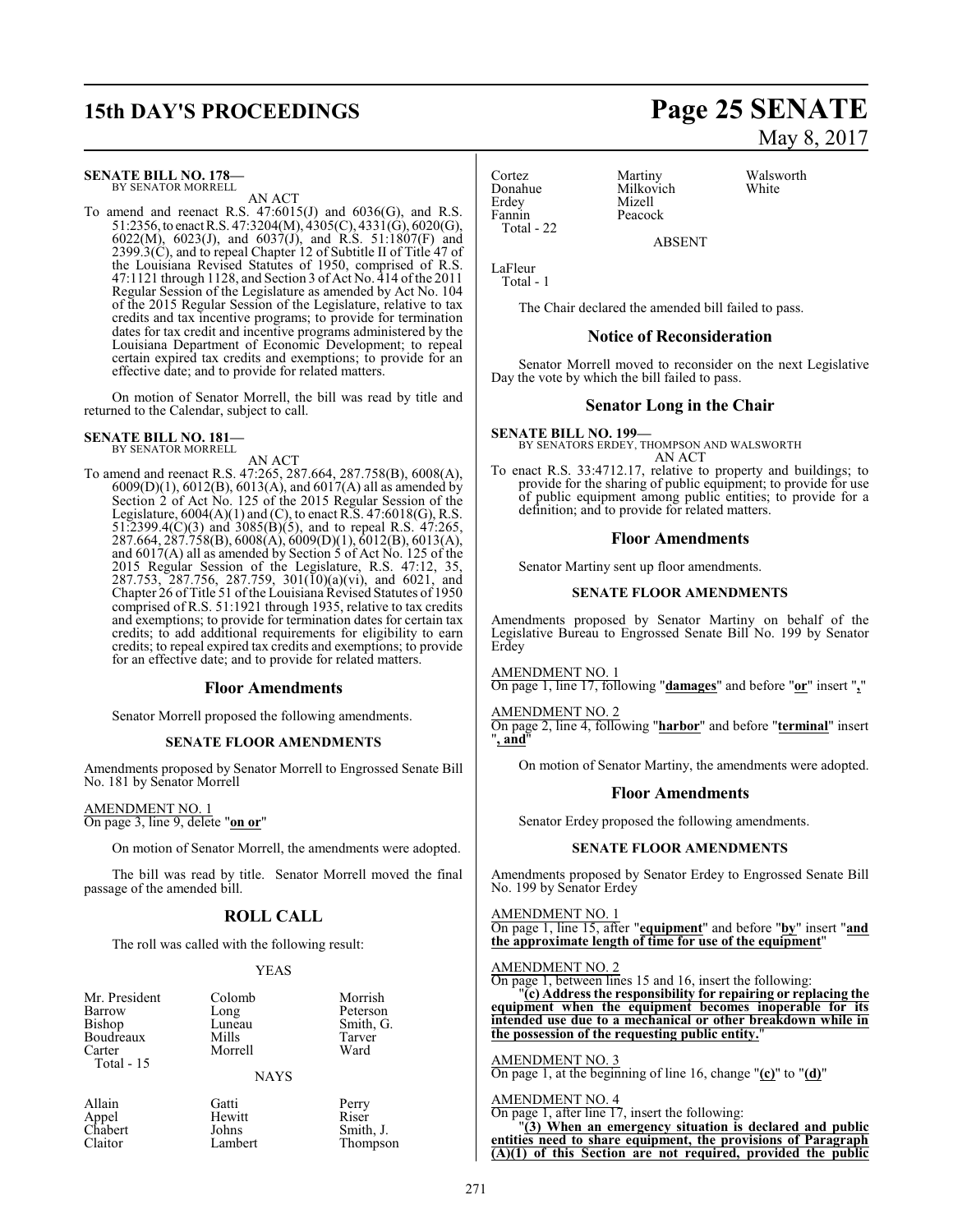**SENATE BILL NO. 178—**
BY SENATOR MORRELL

AN ACT

To amend and reenact R.S. 47:6015(J) and 6036(G), and R.S. 51:2356, to enact R.S. 47:3204(M), 4305(C), 4331(G), 6020(G), 6022(M), 6023(J), and 6037(J), and R.S. 51:1807(F) and 2399.3(C), and to repeal Chapter 12 of Subtitle II of Title 47 of the Louisiana Revised Statutes of 1950, comprised of R.S. 47:1121 through 1128, and Section 3 of Act No. 414 of the 2011 Regular Session of the Legislature as amended by Act No. 104 of the 2015 Regular Session of the Legislature, relative to tax credits and tax incentive programs; to provide for termination dates for tax credit and incentive programs administered by the Louisiana Department of Economic Development; to repeal certain expired tax credits and exemptions; to provide for an effective date; and to provide for related matters.

On motion of Senator Morrell, the bill was read by title and returned to the Calendar, subject to call.

**SENATE BILL NO. 181—**
BY SENATOR MORRELL

AN ACT

To amend and reenact R.S. 47:265, 287.664, 287.758(B), 6008(A), 6009(D)(1), 6012(B), 6013(A), and 6017(A) all as amended by Section 2 of Act No. 125 of the 2015 Regular Session of the Legislature, 6004(A)(1) and (C), to enact R.S. 47:6018(G), R.S. 51:2399.4(C)(3) and 3085(B)(5), and to repeal R.S. 47:265, 287.664, 287.758(B), 6008(A), 6009(D)(1), 6012(B), 6013(A), and 6017(A) all as amended by Section 5 of Act No. 125 of the 2015 Regular Session of the Legislature, R.S. 47:12, 35, 287.753, 287.756, 287.759, 301(10)(a)(vi), and 6021, and Chapter 26 of Title 51 of the Louisiana Revised Statutes of 1950 comprised of R.S. 51:1921 through 1935, relative to tax credits and exemptions; to provide for termination dates for certain tax credits; to add additional requirements for eligibility to earn credits; to repeal expired tax credits and exemptions; to provide for an effective date; and to provide for related matters.

## Floor Amendments

Senator Morrell proposed the following amendments.

### SENATE FLOOR AMENDMENTS

Amendments proposed by Senator Morrell to Engrossed Senate Bill No. 181 by Senator Morrell

AMENDMENT NO. 1
On page 3, line 9, delete "**on or**"

On motion of Senator Morrell, the amendments were adopted.

The bill was read by title. Senator Morrell moved the final passage of the amended bill.

## ROLL CALL

The roll was called with the following result:

YEAS

| | | |
|---|---|---|
| Mr. President | Colomb | Morrish |
| Barrow | Long | Peterson |
| Bishop | Luneau | Smith, G. |
| Boudreaux | Mills | Tarver |
| Carter | Morrell | Ward |
| Total - 15 | | |

NAYS

| | | |
|---|---|---|
| Allain | Gatti | Perry |
| Appel | Hewitt | Riser |
| Chabert | Johns | Smith, J. |
| Claitor | Lambert | Thompson |
| Cortez | Martiny | Walsworth |
| Donahue | Milkovich | White |
| Erdey | Mizell | |
| Fannin | Peacock | |
| Total - 22 | | |

ABSENT

LaFleur
Total - 1

The Chair declared the amended bill failed to pass.

## Notice of Reconsideration

Senator Morrell moved to reconsider on the next Legislative Day the vote by which the bill failed to pass.

## Senator Long in the Chair

**SENATE BILL NO. 199—**
BY SENATORS ERDEY, THOMPSON AND WALSWORTH

AN ACT

To enact R.S. 33:4712.17, relative to property and buildings; to provide for the sharing of public equipment; to provide for use of public equipment among public entities; to provide for a definition; and to provide for related matters.

## Floor Amendments

Senator Martiny sent up floor amendments.

### SENATE FLOOR AMENDMENTS

Amendments proposed by Senator Martiny on behalf of the Legislative Bureau to Engrossed Senate Bill No. 199 by Senator Erdey

AMENDMENT NO. 1
On page 1, line 17, following "**damages**" and before "**or**" insert "**,**"

AMENDMENT NO. 2
On page 2, line 4, following "**harbor**" and before "**terminal**" insert "**, and**"

On motion of Senator Martiny, the amendments were adopted.

## Floor Amendments

Senator Erdey proposed the following amendments.

### SENATE FLOOR AMENDMENTS

Amendments proposed by Senator Erdey to Engrossed Senate Bill No. 199 by Senator Erdey

AMENDMENT NO. 1
On page 1, line 15, after "**equipment**" and before "**by**" insert "**and the approximate length of time for use of the equipment**"

AMENDMENT NO. 2
On page 1, between lines 15 and 16, insert the following:
"**(c) Address the responsibility for repairing or replacing the equipment when the equipment becomes inoperable for its intended use due to a mechanical or other breakdown while in the possession of the requesting public entity.**"

AMENDMENT NO. 3
On page 1, at the beginning of line 16, change "**(c)**" to "**(d)**"

AMENDMENT NO. 4
On page 1, after line 17, insert the following:
"**(3) When an emergency situation is declared and public entities need to share equipment, the provisions of Paragraph (A)(1) of this Section are not required, provided the public**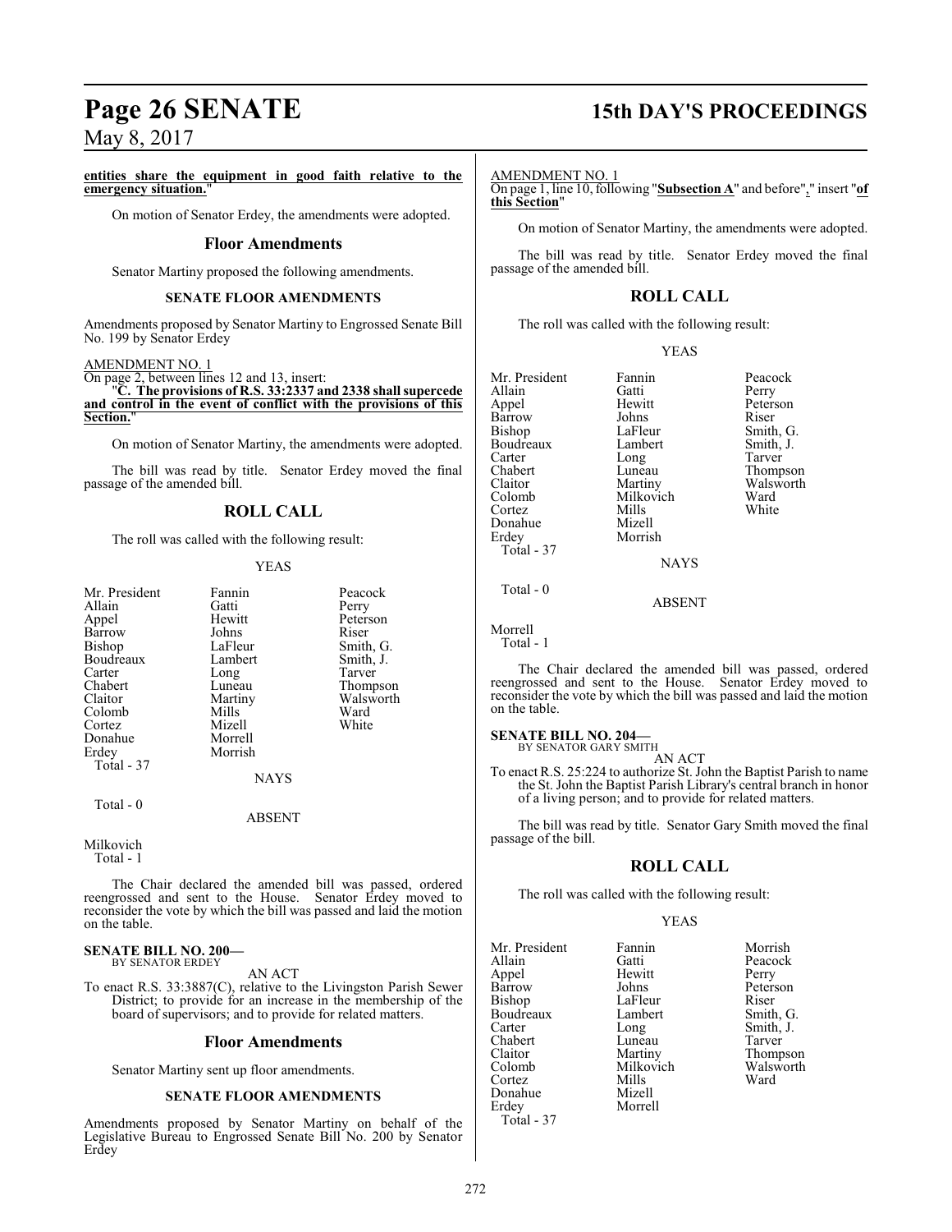**entities share the equipment in good faith relative to the emergency situation.**"

On motion of Senator Erdey, the amendments were adopted.

## Floor Amendments

Senator Martiny proposed the following amendments.

### SENATE FLOOR AMENDMENTS

Amendments proposed by Senator Martiny to Engrossed Senate Bill No. 199 by Senator Erdey

AMENDMENT NO. 1

On page 2, between lines 12 and 13, insert:

"**C. The provisions of R.S. 33:2337 and 2338 shall supercede and control in the event of conflict with the provisions of this Section.**"

On motion of Senator Martiny, the amendments were adopted.

The bill was read by title. Senator Erdey moved the final passage of the amended bill.

## ROLL CALL

The roll was called with the following result:

YEAS

| | | |
|---|---|---|
| Mr. President | Fannin | Peacock |
| Allain | Gatti | Perry |
| Appel | Hewitt | Peterson |
| Barrow | Johns | Riser |
| Bishop | LaFleur | Smith, G. |
| Boudreaux | Lambert | Smith, J. |
| Carter | Long | Tarver |
| Chabert | Luneau | Thompson |
| Claitor | Martiny | Walsworth |
| Colomb | Mills | Ward |
| Cortez | Mizell | White |
| Donahue | Morrell | |
| Erdey | Morrish | |
| Total - 37 | | |

NAYS

Total - 0

ABSENT

Milkovich
Total - 1

The Chair declared the amended bill was passed, ordered reengrossed and sent to the House. Senator Erdey moved to reconsider the vote by which the bill was passed and laid the motion on the table.

**SENATE BILL NO. 200—**
BY SENATOR ERDEY

AN ACT

To enact R.S. 33:3887(C), relative to the Livingston Parish Sewer District; to provide for an increase in the membership of the board of supervisors; and to provide for related matters.

## Floor Amendments

Senator Martiny sent up floor amendments.

### SENATE FLOOR AMENDMENTS

Amendments proposed by Senator Martiny on behalf of the Legislative Bureau to Engrossed Senate Bill No. 200 by Senator Erdey

AMENDMENT NO. 1

On page 1, line 10, following "**Subsection A**" and before "**,**" insert "**of this Section**"

On motion of Senator Martiny, the amendments were adopted.

The bill was read by title. Senator Erdey moved the final passage of the amended bill.

## ROLL CALL

The roll was called with the following result:

YEAS

| | | |
|---|---|---|
| Mr. President | Fannin | Peacock |
| Allain | Gatti | Perry |
| Appel | Hewitt | Peterson |
| Barrow | Johns | Riser |
| Bishop | LaFleur | Smith, G. |
| Boudreaux | Lambert | Smith, J. |
| Carter | Long | Tarver |
| Chabert | Luneau | Thompson |
| Claitor | Martiny | Walsworth |
| Colomb | Milkovich | Ward |
| Cortez | Mills | White |
| Donahue | Mizell | |
| Erdey | Morrish | |
| Total - 37 | | |

NAYS

Total - 0

ABSENT

Morrell
Total - 1

The Chair declared the amended bill was passed, ordered reengrossed and sent to the House. Senator Erdey moved to reconsider the vote by which the bill was passed and laid the motion on the table.

**SENATE BILL NO. 204—**
BY SENATOR GARY SMITH

AN ACT

To enact R.S. 25:224 to authorize St. John the Baptist Parish to name the St. John the Baptist Parish Library's central branch in honor of a living person; and to provide for related matters.

The bill was read by title. Senator Gary Smith moved the final passage of the bill.

## ROLL CALL

The roll was called with the following result:

YEAS

| | | |
|---|---|---|
| Mr. President | Fannin | Morrish |
| Allain | Gatti | Peacock |
| Appel | Hewitt | Perry |
| Barrow | Johns | Peterson |
| Bishop | LaFleur | Riser |
| Boudreaux | Lambert | Smith, G. |
| Carter | Long | Smith, J. |
| Chabert | Luneau | Tarver |
| Claitor | Martiny | Thompson |
| Colomb | Milkovich | Walsworth |
| Cortez | Mills | Ward |
| Donahue | Mizell | |
| Erdey | Morrell | |
| Total - 37 | | |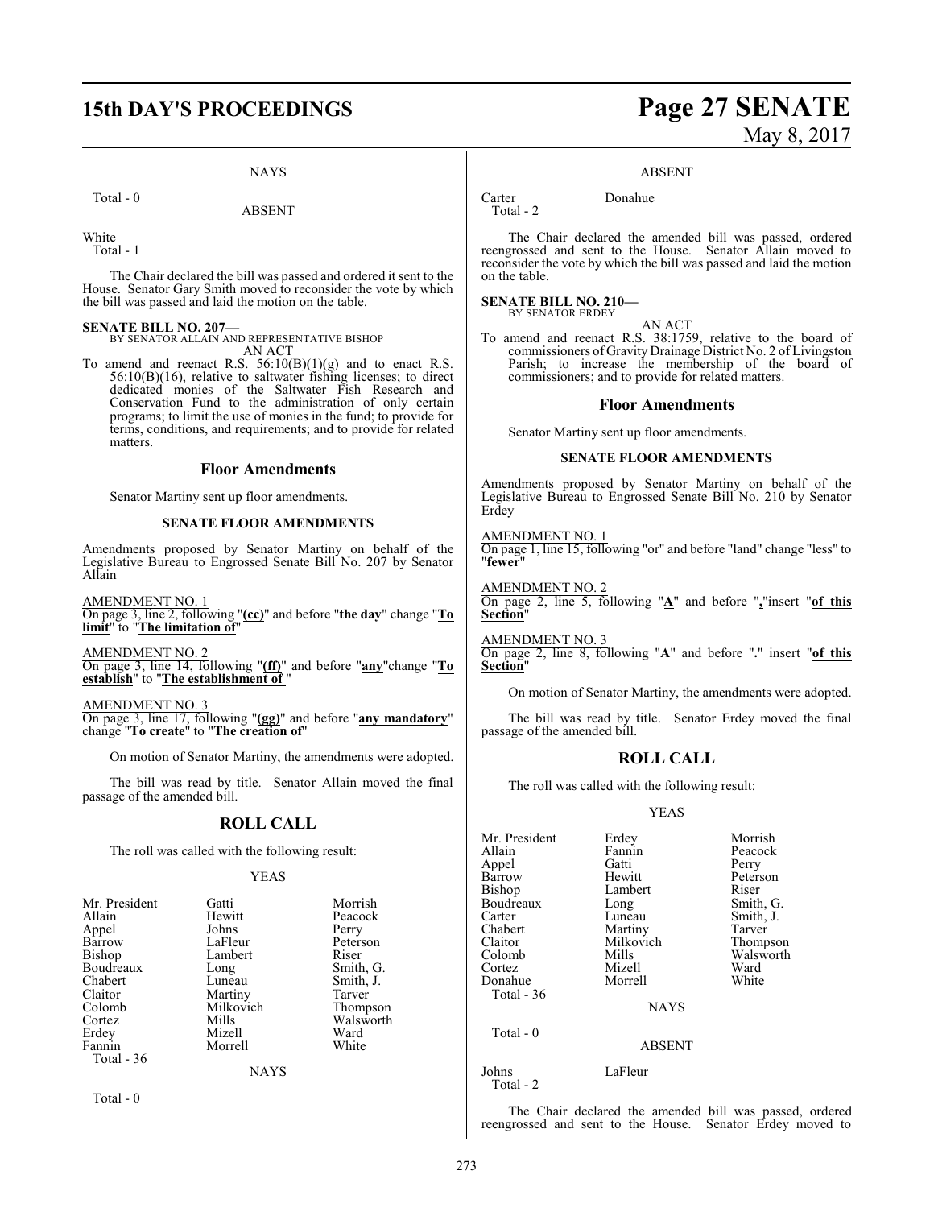NAYS

Total - 0

ABSENT

White

Total - 1

The Chair declared the bill was passed and ordered it sent to the House. Senator Gary Smith moved to reconsider the vote by which the bill was passed and laid the motion on the table.

**SENATE BILL NO. 207—**
BY SENATOR ALLAIN AND REPRESENTATIVE BISHOP

AN ACT

To amend and reenact R.S. 56:10(B)(1)(g) and to enact R.S. 56:10(B)(16), relative to saltwater fishing licenses; to direct dedicated monies of the Saltwater Fish Research and Conservation Fund to the administration of only certain programs; to limit the use of monies in the fund; to provide for terms, conditions, and requirements; and to provide for related matters.

## Floor Amendments

Senator Martiny sent up floor amendments.

### SENATE FLOOR AMENDMENTS

Amendments proposed by Senator Martiny on behalf of the Legislative Bureau to Engrossed Senate Bill No. 207 by Senator Allain

AMENDMENT NO. 1
On page 3, line 2, following "**(cc)**" and before "**the day**" change "**To limit**" to "**The limitation of**"

AMENDMENT NO. 2
On page 3, line 14, following "**(ff)**" and before "**any**"change "**To establish**" to "**The establishment of** "

AMENDMENT NO. 3
On page 3, line 17, following "**(gg)**" and before "**any mandatory**" change "**To create**" to "**The creation of**"

On motion of Senator Martiny, the amendments were adopted.

The bill was read by title. Senator Allain moved the final passage of the amended bill.

## ROLL CALL

The roll was called with the following result:

YEAS

| | | |
|---|---|---|
| Mr. President | Gatti | Morrish |
| Allain | Hewitt | Peacock |
| Appel | Johns | Perry |
| Barrow | LaFleur | Peterson |
| Bishop | Lambert | Riser |
| Boudreaux | Long | Smith, G. |
| Chabert | Luneau | Smith, J. |
| Claitor | Martiny | Tarver |
| Colomb | Milkovich | Thompson |
| Cortez | Mills | Walsworth |
| Erdey | Mizell | Ward |
| Fannin | Morrell | White |

Total - 36

NAYS

Total - 0

ABSENT

Carter Donahue

Total - 2

The Chair declared the amended bill was passed, ordered reengrossed and sent to the House. Senator Allain moved to reconsider the vote by which the bill was passed and laid the motion on the table.

**SENATE BILL NO. 210—**
BY SENATOR ERDEY

AN ACT

To amend and reenact R.S. 38:1759, relative to the board of commissioners of Gravity Drainage District No. 2 of Livingston Parish; to increase the membership of the board of commissioners; and to provide for related matters.

## Floor Amendments

Senator Martiny sent up floor amendments.

### SENATE FLOOR AMENDMENTS

Amendments proposed by Senator Martiny on behalf of the Legislative Bureau to Engrossed Senate Bill No. 210 by Senator Erdey

AMENDMENT NO. 1
On page 1, line 15, following "or" and before "land" change "less" to "**fewer**"

AMENDMENT NO. 2
On page 2, line 5, following "**A**" and before "**,**"insert "**of this Section**"

AMENDMENT NO. 3
On page 2, line 8, following "**A**" and before "**.**" insert "**of this Section**"

On motion of Senator Martiny, the amendments were adopted.

The bill was read by title. Senator Erdey moved the final passage of the amended bill.

## ROLL CALL

The roll was called with the following result:

YEAS

| | | |
|---|---|---|
| Mr. President | Erdey | Morrish |
| Allain | Fannin | Peacock |
| Appel | Gatti | Perry |
| Barrow | Hewitt | Peterson |
| Bishop | Lambert | Riser |
| Boudreaux | Long | Smith, G. |
| Carter | Luneau | Smith, J. |
| Chabert | Martiny | Tarver |
| Claitor | Milkovich | Thompson |
| Colomb | Mills | Walsworth |
| Cortez | Mizell | Ward |
| Donahue | Morrell | White |

Total - 36

NAYS

Total - 0

ABSENT

Johns LaFleur

Total - 2

The Chair declared the amended bill was passed, ordered reengrossed and sent to the House. Senator Erdey moved to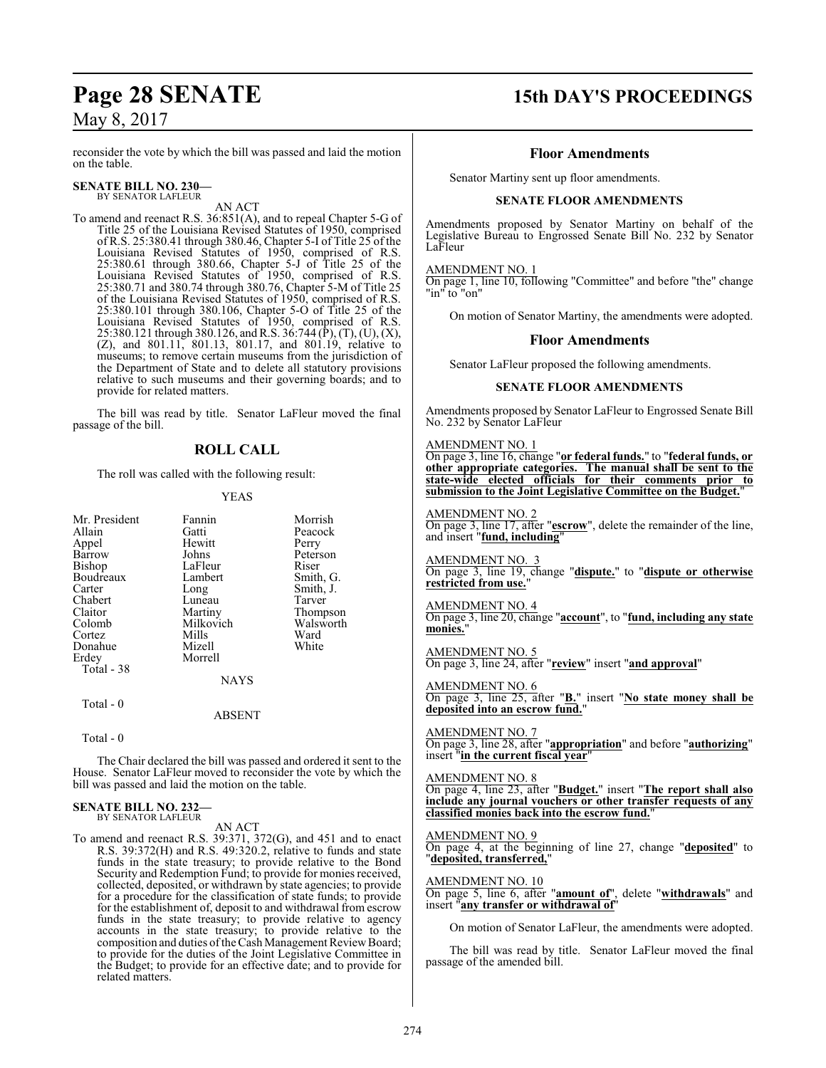reconsider the vote by which the bill was passed and laid the motion on the table.

**SENATE BILL NO. 230—**
BY SENATOR LAFLEUR

AN ACT

To amend and reenact R.S. 36:851(A), and to repeal Chapter 5-G of Title 25 of the Louisiana Revised Statutes of 1950, comprised of R.S. 25:380.41 through 380.46, Chapter 5-I of Title 25 of the Louisiana Revised Statutes of 1950, comprised of R.S. 25:380.61 through 380.66, Chapter 5-J of Title 25 of the Louisiana Revised Statutes of 1950, comprised of R.S. 25:380.71 and 380.74 through 380.76, Chapter 5-M of Title 25 of the Louisiana Revised Statutes of 1950, comprised of R.S. 25:380.101 through 380.106, Chapter 5-O of Title 25 of the Louisiana Revised Statutes of 1950, comprised of R.S. 25:380.121 through 380.126, and R.S. 36:744 (P), (T), (U), (X), (Z), and 801.11, 801.13, 801.17, and 801.19, relative to museums; to remove certain museums from the jurisdiction of the Department of State and to delete all statutory provisions relative to such museums and their governing boards; and to provide for related matters.

The bill was read by title. Senator LaFleur moved the final passage of the bill.

## ROLL CALL

The roll was called with the following result:

YEAS

| | | |
|---|---|---|
| Mr. President | Fannin | Morrish |
| Allain | Gatti | Peacock |
| Appel | Hewitt | Perry |
| Barrow | Johns | Peterson |
| Bishop | LaFleur | Riser |
| Boudreaux | Lambert | Smith, G. |
| Carter | Long | Smith, J. |
| Chabert | Luneau | Tarver |
| Claitor | Martiny | Thompson |
| Colomb | Milkovich | Walsworth |
| Cortez | Mills | Ward |
| Donahue | Mizell | White |
| Erdey | Morrell | |

Total - 38

NAYS

Total - 0

ABSENT

Total - 0

The Chair declared the bill was passed and ordered it sent to the House. Senator LaFleur moved to reconsider the vote by which the bill was passed and laid the motion on the table.

**SENATE BILL NO. 232—**
BY SENATOR LAFLEUR

AN ACT

To amend and reenact R.S. 39:371, 372(G), and 451 and to enact R.S. 39:372(H) and R.S. 49:320.2, relative to funds and state funds in the state treasury; to provide relative to the Bond Security and Redemption Fund; to provide for monies received, collected, deposited, or withdrawn by state agencies; to provide for a procedure for the classification of state funds; to provide for the establishment of, deposit to and withdrawal from escrow funds in the state treasury; to provide relative to agency accounts in the state treasury; to provide relative to the composition and duties of the Cash Management Review Board; to provide for the duties of the Joint Legislative Committee in the Budget; to provide for an effective date; and to provide for related matters.

## Floor Amendments

Senator Martiny sent up floor amendments.

### SENATE FLOOR AMENDMENTS

Amendments proposed by Senator Martiny on behalf of the Legislative Bureau to Engrossed Senate Bill No. 232 by Senator LaFleur

AMENDMENT NO. 1
On page 1, line 10, following "Committee" and before "the" change "in" to "on"

On motion of Senator Martiny, the amendments were adopted.

## Floor Amendments

Senator LaFleur proposed the following amendments.

### SENATE FLOOR AMENDMENTS

Amendments proposed by Senator LaFleur to Engrossed Senate Bill No. 232 by Senator LaFleur

AMENDMENT NO. 1
On page 3, line 16, change "**or federal funds.**" to "**federal funds, or other appropriate categories. The manual shall be sent to the state-wide elected officials for their comments prior to submission to the Joint Legislative Committee on the Budget.**"

AMENDMENT NO. 2
On page 3, line 17, after "**escrow**", delete the remainder of the line, and insert "**fund, including**"

AMENDMENT NO. 3
On page 3, line 19, change "**dispute.**" to "**dispute or otherwise restricted from use.**"

AMENDMENT NO. 4
On page 3, line 20, change "**account**", to "**fund, including any state monies.**"

AMENDMENT NO. 5
On page 3, line 24, after "**review**" insert "**and approval**"

AMENDMENT NO. 6
On page 3, line 25, after "**B.**" insert "**No state money shall be deposited into an escrow fund.**"

AMENDMENT NO. 7
On page 3, line 28, after "**appropriation**" and before "**authorizing**" insert "**in the current fiscal year**"

AMENDMENT NO. 8
On page 4, line 23, after "**Budget.**" insert "**The report shall also include any journal vouchers or other transfer requests of any classified monies back into the escrow fund.**"

AMENDMENT NO. 9
On page 4, at the beginning of line 27, change "**deposited**" to "**deposited, transferred,**"

AMENDMENT NO. 10
On page 5, line 6, after "**amount of**", delete "**withdrawals**" and insert "**any transfer or withdrawal of**"

On motion of Senator LaFleur, the amendments were adopted.

The bill was read by title. Senator LaFleur moved the final passage of the amended bill.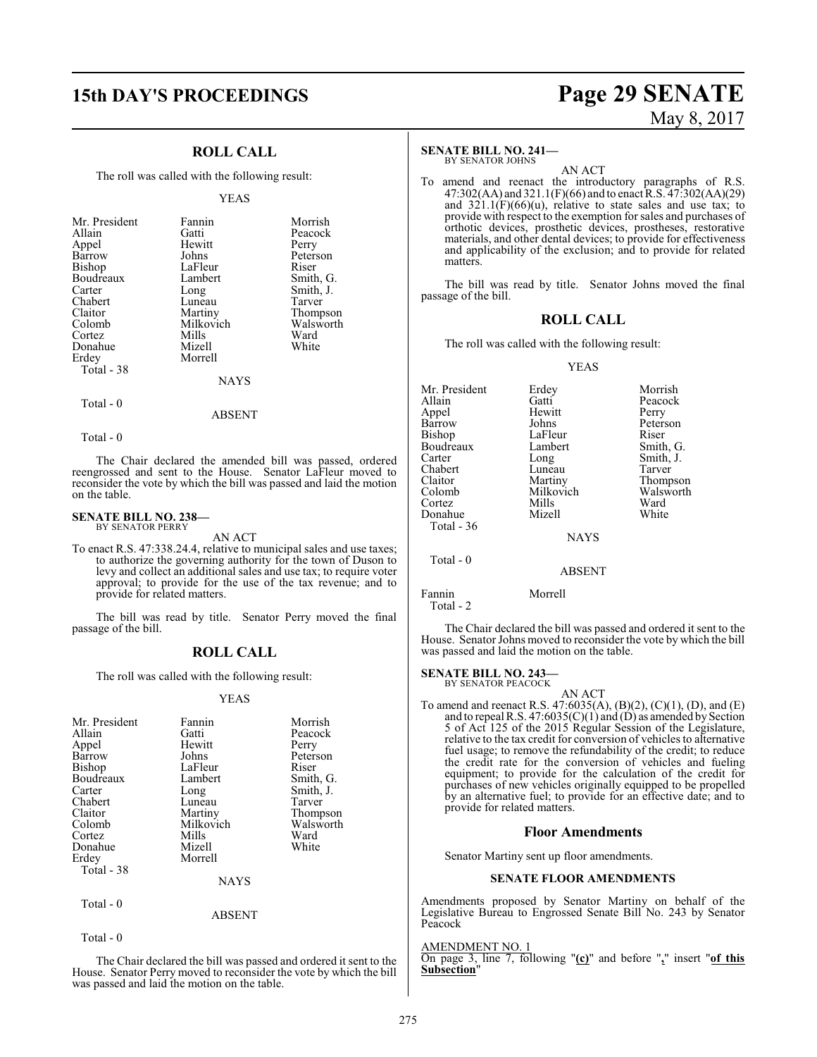## ROLL CALL

The roll was called with the following result:

YEAS

| | | |
|---|---|---|
| Mr. President | Fannin | Morrish |
| Allain | Gatti | Peacock |
| Appel | Hewitt | Perry |
| Barrow | Johns | Peterson |
| Bishop | LaFleur | Riser |
| Boudreaux | Lambert | Smith, G. |
| Carter | Long | Smith, J. |
| Chabert | Luneau | Tarver |
| Claitor | Martiny | Thompson |
| Colomb | Milkovich | Walsworth |
| Cortez | Mills | Ward |
| Donahue | Mizell | White |
| Erdey | Morrell | |
| Total - 38 | | |

NAYS

Total - 0

ABSENT

Total - 0

The Chair declared the amended bill was passed, ordered reengrossed and sent to the House. Senator LaFleur moved to reconsider the vote by which the bill was passed and laid the motion on the table.

**SENATE BILL NO. 238—**
BY SENATOR PERRY

AN ACT

To enact R.S. 47:338.24.4, relative to municipal sales and use taxes; to authorize the governing authority for the town of Duson to levy and collect an additional sales and use tax; to require voter approval; to provide for the use of the tax revenue; and to provide for related matters.

The bill was read by title. Senator Perry moved the final passage of the bill.

## ROLL CALL

The roll was called with the following result:

YEAS

| | | |
|---|---|---|
| Mr. President | Fannin | Morrish |
| Allain | Gatti | Peacock |
| Appel | Hewitt | Perry |
| Barrow | Johns | Peterson |
| Bishop | LaFleur | Riser |
| Boudreaux | Lambert | Smith, G. |
| Carter | Long | Smith, J. |
| Chabert | Luneau | Tarver |
| Claitor | Martiny | Thompson |
| Colomb | Milkovich | Walsworth |
| Cortez | Mills | Ward |
| Donahue | Mizell | White |
| Erdey | Morrell | |
| Total - 38 | | |

NAYS

Total - 0

ABSENT

Total - 0

The Chair declared the bill was passed and ordered it sent to the House. Senator Perry moved to reconsider the vote by which the bill was passed and laid the motion on the table.

**SENATE BILL NO. 241—**
BY SENATOR JOHNS

AN ACT

To amend and reenact the introductory paragraphs of R.S. 47:302(AA) and 321.1(F)(66) and to enact R.S. 47:302(AA)(29) and 321.1(F)(66)(u), relative to state sales and use tax; to provide with respect to the exemption for sales and purchases of orthotic devices, prosthetic devices, prostheses, restorative materials, and other dental devices; to provide for effectiveness and applicability of the exclusion; and to provide for related matters.

The bill was read by title. Senator Johns moved the final passage of the bill.

## ROLL CALL

The roll was called with the following result:

YEAS

| | | |
|---|---|---|
| Mr. President | Erdey | Morrish |
| Allain | Gatti | Peacock |
| Appel | Hewitt | Perry |
| Barrow | Johns | Peterson |
| Bishop | LaFleur | Riser |
| Boudreaux | Lambert | Smith, G. |
| Carter | Long | Smith, J. |
| Chabert | Luneau | Tarver |
| Claitor | Martiny | Thompson |
| Colomb | Milkovich | Walsworth |
| Cortez | Mills | Ward |
| Donahue | Mizell | White |
| Total - 36 | | |

NAYS

Total - 0

ABSENT

| | |
|---|---|
| Fannin | Morrell |
| Total - 2 | |

The Chair declared the bill was passed and ordered it sent to the House. Senator Johns moved to reconsider the vote by which the bill was passed and laid the motion on the table.

**SENATE BILL NO. 243—**
BY SENATOR PEACOCK

AN ACT

To amend and reenact R.S. 47:6035(A), (B)(2), (C)(1), (D), and (E) and to repeal R.S. 47:6035(C)(1) and (D) as amended by Section 5 of Act 125 of the 2015 Regular Session of the Legislature, relative to the tax credit for conversion of vehicles to alternative fuel usage; to remove the refundability of the credit; to reduce the credit rate for the conversion of vehicles and fueling equipment; to provide for the calculation of the credit for purchases of new vehicles originally equipped to be propelled by an alternative fuel; to provide for an effective date; and to provide for related matters.

### Floor Amendments

Senator Martiny sent up floor amendments.

#### SENATE FLOOR AMENDMENTS

Amendments proposed by Senator Martiny on behalf of the Legislative Bureau to Engrossed Senate Bill No. 243 by Senator Peacock

AMENDMENT NO. 1

On page 3, line 7, following "**(c)**" and before "**,**" insert "**of this Subsection**"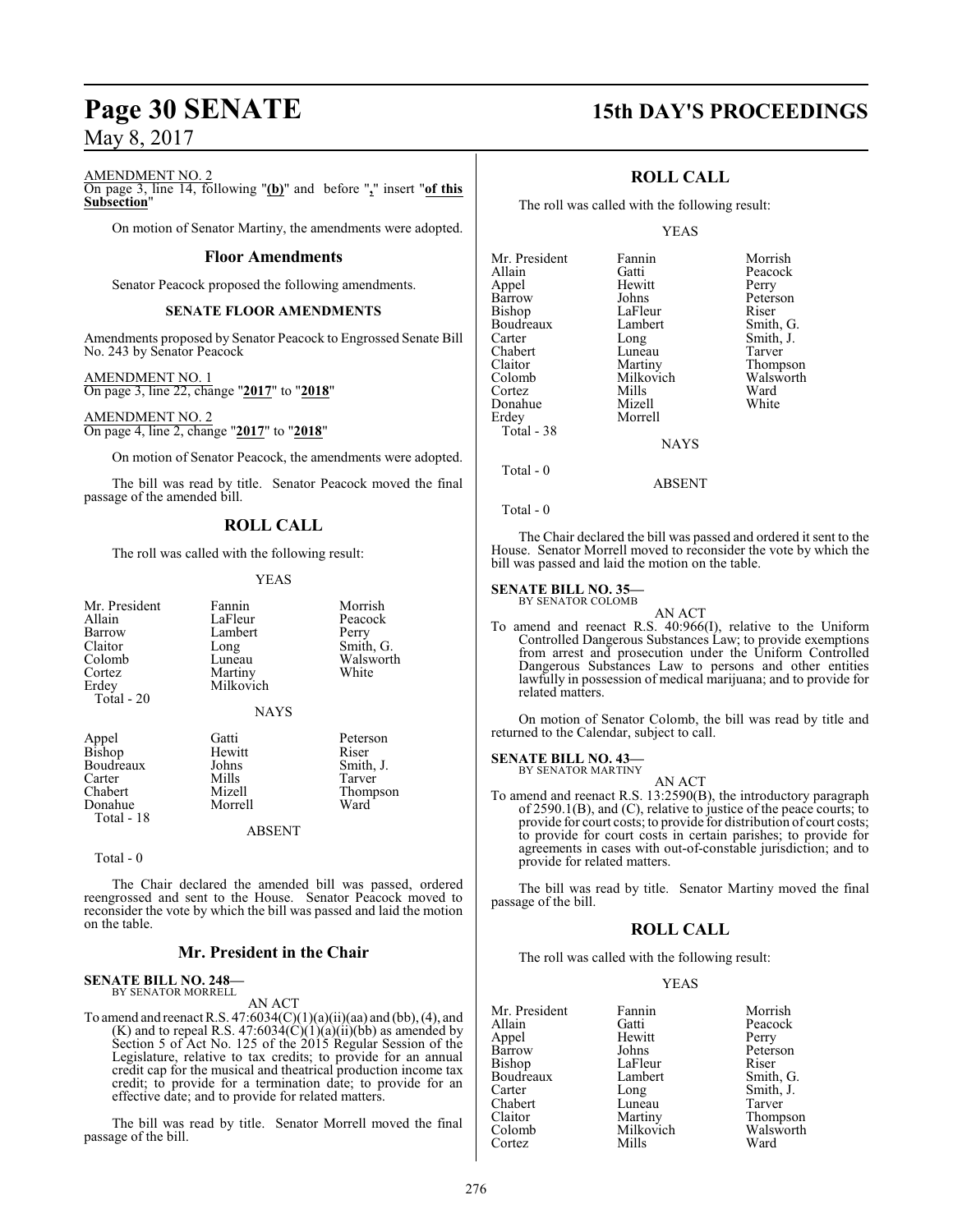AMENDMENT NO. 2
On page 3, line 14, following "**(b)**" and before "**,**" insert "**of this Subsection**"

On motion of Senator Martiny, the amendments were adopted.

### Floor Amendments

Senator Peacock proposed the following amendments.

#### SENATE FLOOR AMENDMENTS

Amendments proposed by Senator Peacock to Engrossed Senate Bill No. 243 by Senator Peacock

AMENDMENT NO. 1
On page 3, line 22, change "**2017**" to "**2018**"

AMENDMENT NO. 2
On page 4, line 2, change "**2017**" to "**2018**"

On motion of Senator Peacock, the amendments were adopted.

The bill was read by title. Senator Peacock moved the final passage of the amended bill.

### ROLL CALL

The roll was called with the following result:

YEAS

| | | |
|---|---|---|
| Mr. President | Fannin | Morrish |
| Allain | LaFleur | Peacock |
| Barrow | Lambert | Perry |
| Claitor | Long | Smith, G. |
| Colomb | Luneau | Walsworth |
| Cortez | Martiny | White |
| Erdey | Milkovich | |

Total - 20

NAYS

| | | |
|---|---|---|
| Appel | Gatti | Peterson |
| Bishop | Hewitt | Riser |
| Boudreaux | Johns | Smith, J. |
| Carter | Mills | Tarver |
| Chabert | Mizell | Thompson |
| Donahue | Morrell | Ward |

Total - 18

ABSENT

Total - 0

The Chair declared the amended bill was passed, ordered reengrossed and sent to the House. Senator Peacock moved to reconsider the vote by which the bill was passed and laid the motion on the table.

### Mr. President in the Chair

**SENATE BILL NO. 248—**
BY SENATOR MORRELL

AN ACT

To amend and reenact R.S. 47:6034(C)(1)(a)(ii)(aa) and (bb), (4), and (K) and to repeal R.S. 47:6034(C)(1)(a)(ii)(bb) as amended by Section 5 of Act No. 125 of the 2015 Regular Session of the Legislature, relative to tax credits; to provide for an annual credit cap for the musical and theatrical production income tax credit; to provide for a termination date; to provide for an effective date; and to provide for related matters.

The bill was read by title. Senator Morrell moved the final passage of the bill.

### ROLL CALL

The roll was called with the following result:

YEAS

| | | |
|---|---|---|
| Mr. President | Fannin | Morrish |
| Allain | Gatti | Peacock |
| Appel | Hewitt | Perry |
| Barrow | Johns | Peterson |
| Bishop | LaFleur | Riser |
| Boudreaux | Lambert | Smith, G. |
| Carter | Long | Smith, J. |
| Chabert | Luneau | Tarver |
| Claitor | Martiny | Thompson |
| Colomb | Milkovich | Walsworth |
| Cortez | Mills | Ward |
| Donahue | Mizell | White |
| Erdey | Morrell | |

Total - 38

NAYS

Total - 0

ABSENT

Total - 0

The Chair declared the bill was passed and ordered it sent to the House. Senator Morrell moved to reconsider the vote by which the bill was passed and laid the motion on the table.

**SENATE BILL NO. 35—**
BY SENATOR COLOMB

AN ACT

To amend and reenact R.S. 40:966(I), relative to the Uniform Controlled Dangerous Substances Law; to provide exemptions from arrest and prosecution under the Uniform Controlled Dangerous Substances Law to persons and other entities lawfully in possession of medical marijuana; and to provide for related matters.

On motion of Senator Colomb, the bill was read by title and returned to the Calendar, subject to call.

**SENATE BILL NO. 43—**
BY SENATOR MARTINY

AN ACT

To amend and reenact R.S. 13:2590(B), the introductory paragraph of 2590.1(B), and (C), relative to justice of the peace courts; to provide for court costs; to provide for distribution of court costs; to provide for court costs in certain parishes; to provide for agreements in cases with out-of-constable jurisdiction; and to provide for related matters.

The bill was read by title. Senator Martiny moved the final passage of the bill.

### ROLL CALL

The roll was called with the following result:

YEAS

| | | |
|---|---|---|
| Mr. President | Fannin | Morrish |
| Allain | Gatti | Peacock |
| Appel | Hewitt | Perry |
| Barrow | Johns | Peterson |
| Bishop | LaFleur | Riser |
| Boudreaux | Lambert | Smith, G. |
| Carter | Long | Smith, J. |
| Chabert | Luneau | Tarver |
| Claitor | Martiny | Thompson |
| Colomb | Milkovich | Walsworth |
| Cortez | Mills | Ward |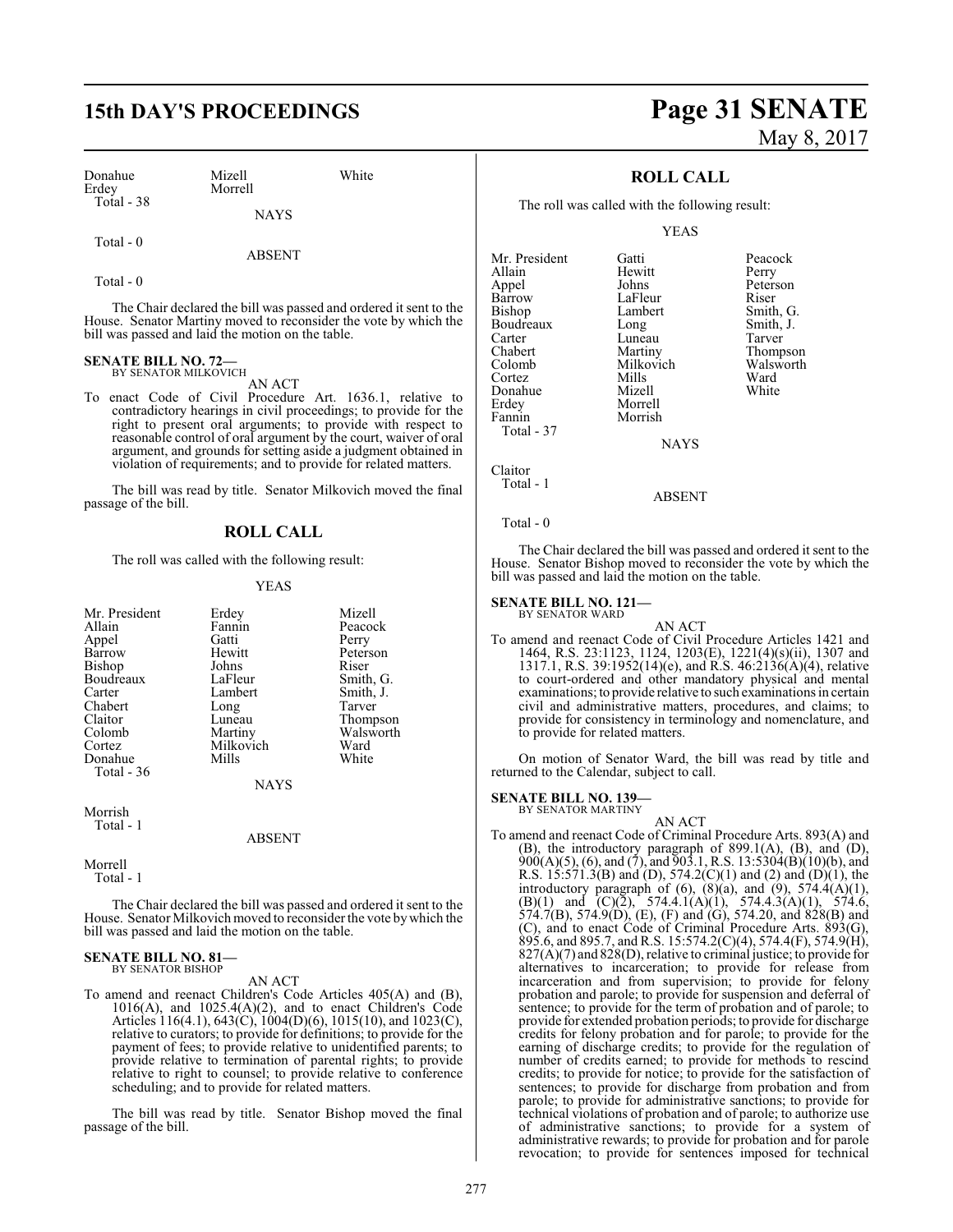| | | |
|---|---|---|
| Donahue | Mizell | White |
| Erdey | Morrell | |
| Total - 38 | | |

NAYS

Total - 0

ABSENT

Total - 0

The Chair declared the bill was passed and ordered it sent to the House. Senator Martiny moved to reconsider the vote by which the bill was passed and laid the motion on the table.

**SENATE BILL NO. 72—**
BY SENATOR MILKOVICH

AN ACT

To enact Code of Civil Procedure Art. 1636.1, relative to contradictory hearings in civil proceedings; to provide for the right to present oral arguments; to provide with respect to reasonable control of oral argument by the court, waiver of oral argument, and grounds for setting aside a judgment obtained in violation of requirements; and to provide for related matters.

The bill was read by title. Senator Milkovich moved the final passage of the bill.

## ROLL CALL

The roll was called with the following result:

YEAS

| | | |
|---|---|---|
| Mr. President | Erdey | Mizell |
| Allain | Fannin | Peacock |
| Appel | Gatti | Perry |
| Barrow | Hewitt | Peterson |
| Bishop | Johns | Riser |
| Boudreaux | LaFleur | Smith, G. |
| Carter | Lambert | Smith, J. |
| Chabert | Long | Tarver |
| Claitor | Luneau | Thompson |
| Colomb | Martiny | Walsworth |
| Cortez | Milkovich | Ward |
| Donahue | Mills | White |
| Total - 36 | | |

NAYS

Morrish
Total - 1

ABSENT

Morrell
Total - 1

The Chair declared the bill was passed and ordered it sent to the House. Senator Milkovich moved to reconsider the vote by which the bill was passed and laid the motion on the table.

**SENATE BILL NO. 81—**
BY SENATOR BISHOP

AN ACT

To amend and reenact Children's Code Articles 405(A) and (B), 1016(A), and 1025.4(A)(2), and to enact Children's Code Articles 116(4.1), 643(C), 1004(D)(6), 1015(10), and 1023(C), relative to curators; to provide for definitions; to provide for the payment of fees; to provide relative to unidentified parents; to provide relative to termination of parental rights; to provide relative to right to counsel; to provide relative to conference scheduling; and to provide for related matters.

The bill was read by title. Senator Bishop moved the final passage of the bill.

## ROLL CALL

The roll was called with the following result:

YEAS

| | | |
|---|---|---|
| Mr. President | Gatti | Peacock |
| Allain | Hewitt | Perry |
| Appel | Johns | Peterson |
| Barrow | LaFleur | Riser |
| Bishop | Lambert | Smith, G. |
| Boudreaux | Long | Smith, J. |
| Carter | Luneau | Tarver |
| Chabert | Martiny | Thompson |
| Colomb | Milkovich | Walsworth |
| Cortez | Mills | Ward |
| Donahue | Mizell | White |
| Erdey | Morrell | |
| Fannin | Morrish | |
| Total - 37 | | |

NAYS

Claitor
Total - 1

ABSENT

Total - 0

The Chair declared the bill was passed and ordered it sent to the House. Senator Bishop moved to reconsider the vote by which the bill was passed and laid the motion on the table.

**SENATE BILL NO. 121—**
BY SENATOR WARD

AN ACT

To amend and reenact Code of Civil Procedure Articles 1421 and 1464, R.S. 23:1123, 1124, 1203(E), 1221(4)(s)(ii), 1307 and 1317.1, R.S. 39:1952(14)(e), and R.S. 46:2136(A)(4), relative to court-ordered and other mandatory physical and mental examinations; to provide relative to such examinations in certain civil and administrative matters, procedures, and claims; to provide for consistency in terminology and nomenclature, and to provide for related matters.

On motion of Senator Ward, the bill was read by title and returned to the Calendar, subject to call.

**SENATE BILL NO. 139—**
BY SENATOR MARTINY

AN ACT

To amend and reenact Code of Criminal Procedure Arts. 893(A) and (B), the introductory paragraph of 899.1(A), (B), and (D), 900(A)(5), (6), and (7), and 903.1, R.S. 13:5304(B)(10)(b), and R.S. 15:571.3(B) and (D), 574.2(C)(1) and (2) and (D)(1), the introductory paragraph of (6), (8)(a), and (9), 574.4(A)(1), (B)(1) and (C)(2), 574.4.1(A)(1), 574.4.3(A)(1), 574.6, 574.7(B), 574.9(D), (E), (F) and (G), 574.20, and 828(B) and (C), and to enact Code of Criminal Procedure Arts. 893(G), 895.6, and 895.7, and R.S. 15:574.2(C)(4), 574.4(F), 574.9(H), 827(A)(7) and 828(D), relative to criminal justice; to provide for alternatives to incarceration; to provide for release from incarceration and from supervision; to provide for felony probation and parole; to provide for suspension and deferral of sentence; to provide for the term of probation and of parole; to provide for extended probation periods; to provide for discharge credits for felony probation and for parole; to provide for the earning of discharge credits; to provide for the regulation of number of credits earned; to provide for methods to rescind credits; to provide for notice; to provide for the satisfaction of sentences; to provide for discharge from probation and from parole; to provide for administrative sanctions; to provide for technical violations of probation and of parole; to authorize use of administrative sanctions; to provide for a system of administrative rewards; to provide for probation and for parole revocation; to provide for sentences imposed for technical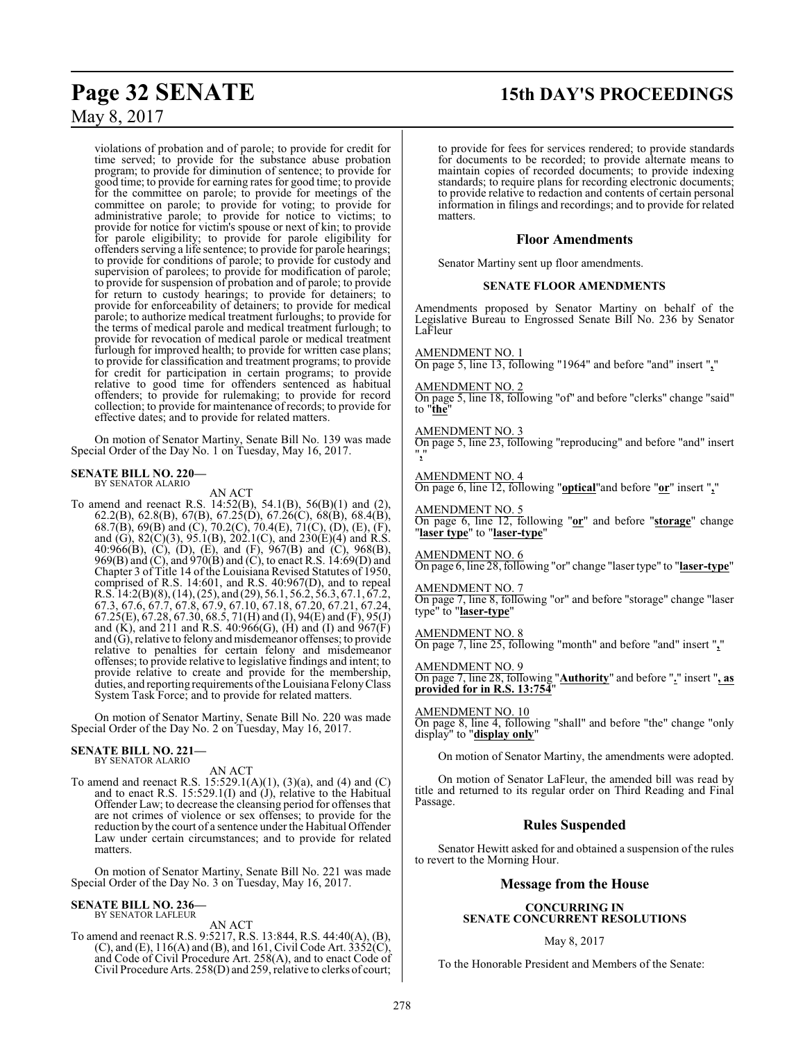violations of probation and of parole; to provide for credit for time served; to provide for the substance abuse probation program; to provide for diminution of sentence; to provide for good time; to provide for earning rates for good time; to provide for the committee on parole; to provide for meetings of the committee on parole; to provide for voting; to provide for administrative parole; to provide for notice to victims; to provide for notice for victim's spouse or next of kin; to provide for parole eligibility; to provide for parole eligibility for offenders serving a life sentence; to provide for parole hearings; to provide for conditions of parole; to provide for custody and supervision of parolees; to provide for modification of parole; to provide for suspension of probation and of parole; to provide for return to custody hearings; to provide for detainers; to provide for enforceability of detainers; to provide for medical parole; to authorize medical treatment furloughs; to provide for the terms of medical parole and medical treatment furlough; to provide for revocation of medical parole or medical treatment furlough for improved health; to provide for written case plans; to provide for classification and treatment programs; to provide for credit for participation in certain programs; to provide relative to good time for offenders sentenced as habitual offenders; to provide for rulemaking; to provide for record collection; to provide for maintenance of records; to provide for effective dates; and to provide for related matters.

On motion of Senator Martiny, Senate Bill No. 139 was made Special Order of the Day No. 1 on Tuesday, May 16, 2017.

**SENATE BILL NO. 220—**
BY SENATOR ALARIO

AN ACT

To amend and reenact R.S. 14:52(B), 54.1(B), 56(B)(1) and (2), 62.2(B), 62.8(B), 67(B), 67.25(D), 67.26(C), 68(B), 68.4(B), 68.7(B), 69(B) and (C), 70.2(C), 70.4(E), 71(C), (D), (E), (F), and (G), 82(C)(3), 95.1(B), 202.1(C), and 230(E)(4) and R.S. 40:966(B), (C), (D), (E), and (F), 967(B) and (C), 968(B), 969(B) and (C), and 970(B) and (C), to enact R.S. 14:69(D) and Chapter 3 of Title 14 of the Louisiana Revised Statutes of 1950, comprised of R.S. 14:601, and R.S. 40:967(D), and to repeal R.S. 14:2(B)(8), (14), (25), and (29), 56.1, 56.2, 56.3, 67.1, 67.2, 67.3, 67.6, 67.7, 67.8, 67.9, 67.10, 67.18, 67.20, 67.21, 67.24, 67.25(E), 67.28, 67.30, 68.5, 71(H) and (I), 94(E) and (F), 95(J) and (K), and 211 and R.S. 40:966(G), (H) and (I) and 967(F) and (G), relative to felony and misdemeanor offenses; to provide relative to penalties for certain felony and misdemeanor offenses; to provide relative to legislative findings and intent; to provide relative to create and provide for the membership, duties, and reporting requirements of the Louisiana Felony Class System Task Force; and to provide for related matters.

On motion of Senator Martiny, Senate Bill No. 220 was made Special Order of the Day No. 2 on Tuesday, May 16, 2017.

**SENATE BILL NO. 221—**
BY SENATOR ALARIO

AN ACT

To amend and reenact R.S. 15:529.1(A)(1), (3)(a), and (4) and (C) and to enact R.S. 15:529.1(I) and (J), relative to the Habitual Offender Law; to decrease the cleansing period for offenses that are not crimes of violence or sex offenses; to provide for the reduction by the court of a sentence under the Habitual Offender Law under certain circumstances; and to provide for related matters.

On motion of Senator Martiny, Senate Bill No. 221 was made Special Order of the Day No. 3 on Tuesday, May 16, 2017.

**SENATE BILL NO. 236—**
BY SENATOR LAFLEUR

AN ACT

To amend and reenact R.S. 9:5217, R.S. 13:844, R.S. 44:40(A), (B), (C), and (E), 116(A) and (B), and 161, Civil Code Art. 3352(C), and Code of Civil Procedure Art. 258(A), and to enact Code of Civil Procedure Arts. 258(D) and 259, relative to clerks of court; to provide for fees for services rendered; to provide standards for documents to be recorded; to provide alternate means to maintain copies of recorded documents; to provide indexing standards; to require plans for recording electronic documents; to provide relative to redaction and contents of certain personal information in filings and recordings; and to provide for related matters.

## Floor Amendments

Senator Martiny sent up floor amendments.

### SENATE FLOOR AMENDMENTS

Amendments proposed by Senator Martiny on behalf of the Legislative Bureau to Engrossed Senate Bill No. 236 by Senator LaFleur

AMENDMENT NO. 1
On page 5, line 13, following "1964" and before "and" insert "**,**"

AMENDMENT NO. 2
On page 5, line 18, following "of" and before "clerks" change "said" to "**the**"

AMENDMENT NO. 3
On page 5, line 23, following "reproducing" and before "and" insert "**,**"

AMENDMENT NO. 4
On page 6, line 12, following "**optical**"and before "**or**" insert "**,**"

AMENDMENT NO. 5
On page 6, line 12, following "**or**" and before "**storage**" change "**laser type**" to "**laser-type**"

AMENDMENT NO. 6
On page 6, line 28, following "or" change "laser type" to "**laser-type**"

AMENDMENT NO. 7
On page 7, line 8, following "or" and before "storage" change "laser type" to "**laser-type**"

AMENDMENT NO. 8
On page 7, line 25, following "month" and before "and" insert "**,**"

AMENDMENT NO. 9
On page 7, line 28, following "**Authority**" and before "**.**" insert "**, as provided for in R.S. 13:754**"

AMENDMENT NO. 10
On page 8, line 4, following "shall" and before "the" change "only display" to "**display only**"

On motion of Senator Martiny, the amendments were adopted.

On motion of Senator LaFleur, the amended bill was read by title and returned to its regular order on Third Reading and Final Passage.

## Rules Suspended

Senator Hewitt asked for and obtained a suspension of the rules to revert to the Morning Hour.

## Message from the House

### CONCURRING IN SENATE CONCURRENT RESOLUTIONS

May 8, 2017

To the Honorable President and Members of the Senate: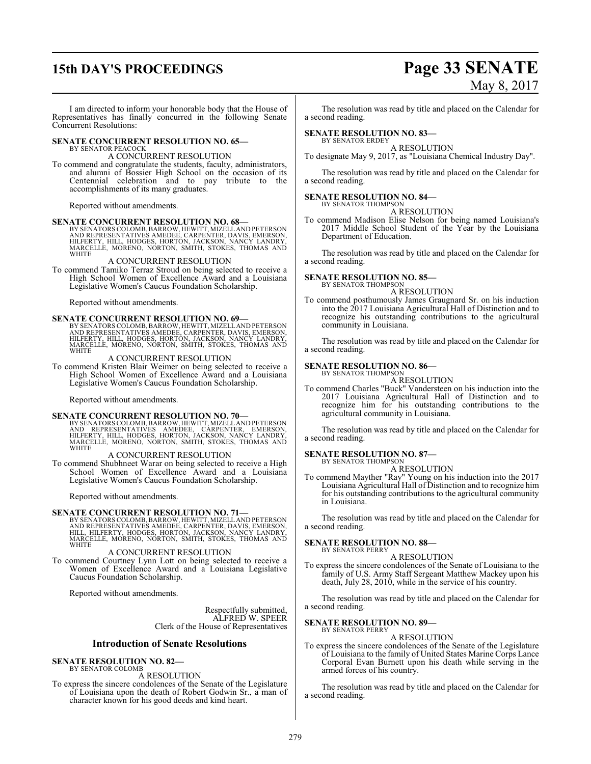I am directed to inform your honorable body that the House of Representatives has finally concurred in the following Senate Concurrent Resolutions:

**SENATE CONCURRENT RESOLUTION NO. 65—**
BY SENATOR PEACOCK

A CONCURRENT RESOLUTION

To commend and congratulate the students, faculty, administrators, and alumni of Bossier High School on the occasion of its Centennial celebration and to pay tribute to the accomplishments of its many graduates.

Reported without amendments.

**SENATE CONCURRENT RESOLUTION NO. 68—**
BY SENATORS COLOMB, BARROW, HEWITT, MIZELL AND PETERSON AND REPRESENTATIVES AMEDEE, CARPENTER, DAVIS, EMERSON, HILFERTY, HILL, HODGES, HORTON, JACKSON, NANCY LANDRY, MARCELLE, MORENO, NORTON, SMITH, STOKES, THOMAS AND WHITE

A CONCURRENT RESOLUTION

To commend Tamiko Terraz Stroud on being selected to receive a High School Women of Excellence Award and a Louisiana Legislative Women's Caucus Foundation Scholarship.

Reported without amendments.

**SENATE CONCURRENT RESOLUTION NO. 69—**
BY SENATORS COLOMB, BARROW, HEWITT, MIZELL AND PETERSON AND REPRESENTATIVES AMEDEE, CARPENTER, DAVIS, EMERSON, HILFERTY, HILL, HODGES, HORTON, JACKSON, NANCY LANDRY, MARCELLE, MORENO, NORTON, SMITH, STOKES, THOMAS AND WHITE

A CONCURRENT RESOLUTION

To commend Kristen Blair Weimer on being selected to receive a High School Women of Excellence Award and a Louisiana Legislative Women's Caucus Foundation Scholarship.

Reported without amendments.

**SENATE CONCURRENT RESOLUTION NO. 70—**
BY SENATORS COLOMB, BARROW, HEWITT, MIZELL AND PETERSON AND REPRESENTATIVES AMEDEE, CARPENTER, EMERSON, HILFERTY, HILL, HODGES, HORTON, JACKSON, NANCY LANDRY, MARCELLE, MORENO, NORTON, SMITH, STOKES, THOMAS AND WHITE

A CONCURRENT RESOLUTION

To commend Shubhneet Warar on being selected to receive a High School Women of Excellence Award and a Louisiana Legislative Women's Caucus Foundation Scholarship.

Reported without amendments.

**SENATE CONCURRENT RESOLUTION NO. 71—**
BY SENATORS COLOMB, BARROW, HEWITT, MIZELL AND PETERSON AND REPRESENTATIVES AMEDEE, CARPENTER, DAVIS, EMERSON, HILL, HILFERTY, HODGES, HORTON, JACKSON, NANCY LANDRY, MARCELLE, MORENO, NORTON, SMITH, STOKES, THOMAS AND WHITE

A CONCURRENT RESOLUTION

To commend Courtney Lynn Lott on being selected to receive a Women of Excellence Award and a Louisiana Legislative Caucus Foundation Scholarship.

Reported without amendments.

Respectfully submitted,
ALFRED W. SPEER
Clerk of the House of Representatives

## Introduction of Senate Resolutions

**SENATE RESOLUTION NO. 82—**
BY SENATOR COLOMB

A RESOLUTION

To express the sincere condolences of the Senate of the Legislature of Louisiana upon the death of Robert Godwin Sr., a man of character known for his good deeds and kind heart.

The resolution was read by title and placed on the Calendar for a second reading.

**SENATE RESOLUTION NO. 83—**
BY SENATOR ERDEY

A RESOLUTION

To designate May 9, 2017, as "Louisiana Chemical Industry Day".

The resolution was read by title and placed on the Calendar for a second reading.

**SENATE RESOLUTION NO. 84—**
BY SENATOR THOMPSON

A RESOLUTION

To commend Madison Elise Nelson for being named Louisiana's 2017 Middle School Student of the Year by the Louisiana Department of Education.

The resolution was read by title and placed on the Calendar for a second reading.

**SENATE RESOLUTION NO. 85—**
BY SENATOR THOMPSON

A RESOLUTION

To commend posthumously James Graugnard Sr. on his induction into the 2017 Louisiana Agricultural Hall of Distinction and to recognize his outstanding contributions to the agricultural community in Louisiana.

The resolution was read by title and placed on the Calendar for a second reading.

**SENATE RESOLUTION NO. 86—**
BY SENATOR THOMPSON

A RESOLUTION

To commend Charles "Buck" Vandersteen on his induction into the 2017 Louisiana Agricultural Hall of Distinction and to recognize him for his outstanding contributions to the agricultural community in Louisiana.

The resolution was read by title and placed on the Calendar for a second reading.

**SENATE RESOLUTION NO. 87—**
BY SENATOR THOMPSON

A RESOLUTION

To commend Mayther "Ray" Young on his induction into the 2017 Louisiana Agricultural Hall of Distinction and to recognize him for his outstanding contributions to the agricultural community in Louisiana.

The resolution was read by title and placed on the Calendar for a second reading.

**SENATE RESOLUTION NO. 88—**
BY SENATOR PERRY

A RESOLUTION

To express the sincere condolences of the Senate of Louisiana to the family of U.S. Army Staff Sergeant Matthew Mackey upon his death, July 28, 2010, while in the service of his country.

The resolution was read by title and placed on the Calendar for a second reading.

**SENATE RESOLUTION NO. 89—**
BY SENATOR PERRY

A RESOLUTION

To express the sincere condolences of the Senate of the Legislature of Louisiana to the family of United States Marine Corps Lance Corporal Evan Burnett upon his death while serving in the armed forces of his country.

The resolution was read by title and placed on the Calendar for a second reading.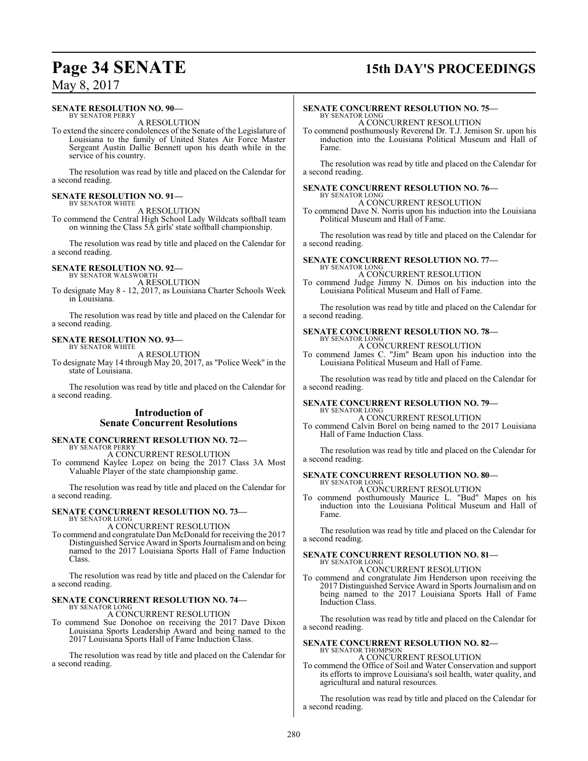**SENATE RESOLUTION NO. 90—**
BY SENATOR PERRY

A RESOLUTION

To extend the sincere condolences of the Senate of the Legislature of Louisiana to the family of United States Air Force Master Sergeant Austin Dallie Bennett upon his death while in the service of his country.

The resolution was read by title and placed on the Calendar for a second reading.

**SENATE RESOLUTION NO. 91—**
BY SENATOR WHITE

A RESOLUTION

To commend the Central High School Lady Wildcats softball team on winning the Class 5A girls' state softball championship.

The resolution was read by title and placed on the Calendar for a second reading.

**SENATE RESOLUTION NO. 92—**
BY SENATOR WALSWORTH

A RESOLUTION

To designate May 8 - 12, 2017, as Louisiana Charter Schools Week in Louisiana.

The resolution was read by title and placed on the Calendar for a second reading.

**SENATE RESOLUTION NO. 93—**
BY SENATOR WHITE

A RESOLUTION

To designate May 14 through May 20, 2017, as "Police Week" in the state of Louisiana.

The resolution was read by title and placed on the Calendar for a second reading.

## Introduction of Senate Concurrent Resolutions

**SENATE CONCURRENT RESOLUTION NO. 72—**
BY SENATOR PERRY

A CONCURRENT RESOLUTION

To commend Kaylee Lopez on being the 2017 Class 3A Most Valuable Player of the state championship game.

The resolution was read by title and placed on the Calendar for a second reading.

**SENATE CONCURRENT RESOLUTION NO. 73—**
BY SENATOR LONG

A CONCURRENT RESOLUTION

To commend and congratulate Dan McDonald for receiving the 2017 Distinguished Service Award in Sports Journalism and on being named to the 2017 Louisiana Sports Hall of Fame Induction Class.

The resolution was read by title and placed on the Calendar for a second reading.

**SENATE CONCURRENT RESOLUTION NO. 74—**
BY SENATOR LONG

A CONCURRENT RESOLUTION

To commend Sue Donohoe on receiving the 2017 Dave Dixon Louisiana Sports Leadership Award and being named to the 2017 Louisiana Sports Hall of Fame Induction Class.

The resolution was read by title and placed on the Calendar for a second reading.

**SENATE CONCURRENT RESOLUTION NO. 75—**
BY SENATOR LONG

A CONCURRENT RESOLUTION

To commend posthumously Reverend Dr. T.J. Jemison Sr. upon his induction into the Louisiana Political Museum and Hall of Fame.

The resolution was read by title and placed on the Calendar for a second reading.

**SENATE CONCURRENT RESOLUTION NO. 76—**
BY SENATOR LONG

A CONCURRENT RESOLUTION

To commend Dave N. Norris upon his induction into the Louisiana Political Museum and Hall of Fame.

The resolution was read by title and placed on the Calendar for a second reading.

**SENATE CONCURRENT RESOLUTION NO. 77—**
BY SENATOR LONG

A CONCURRENT RESOLUTION

To commend Judge Jimmy N. Dimos on his induction into the Louisiana Political Museum and Hall of Fame.

The resolution was read by title and placed on the Calendar for a second reading.

**SENATE CONCURRENT RESOLUTION NO. 78—**
BY SENATOR LONG

A CONCURRENT RESOLUTION

To commend James C. "Jim" Beam upon his induction into the Louisiana Political Museum and Hall of Fame.

The resolution was read by title and placed on the Calendar for a second reading.

**SENATE CONCURRENT RESOLUTION NO. 79—**
BY SENATOR LONG

A CONCURRENT RESOLUTION

To commend Calvin Borel on being named to the 2017 Louisiana Hall of Fame Induction Class.

The resolution was read by title and placed on the Calendar for a second reading.

**SENATE CONCURRENT RESOLUTION NO. 80—**
BY SENATOR LONG

A CONCURRENT RESOLUTION

To commend posthumously Maurice L. "Bud" Mapes on his induction into the Louisiana Political Museum and Hall of Fame.

The resolution was read by title and placed on the Calendar for a second reading.

**SENATE CONCURRENT RESOLUTION NO. 81—**
BY SENATOR LONG

A CONCURRENT RESOLUTION

To commend and congratulate Jim Henderson upon receiving the 2017 Distinguished Service Award in Sports Journalism and on being named to the 2017 Louisiana Sports Hall of Fame Induction Class.

The resolution was read by title and placed on the Calendar for a second reading.

**SENATE CONCURRENT RESOLUTION NO. 82—**
BY SENATOR THOMPSON

A CONCURRENT RESOLUTION

To commend the Office of Soil and Water Conservation and support its efforts to improve Louisiana's soil health, water quality, and agricultural and natural resources.

The resolution was read by title and placed on the Calendar for a second reading.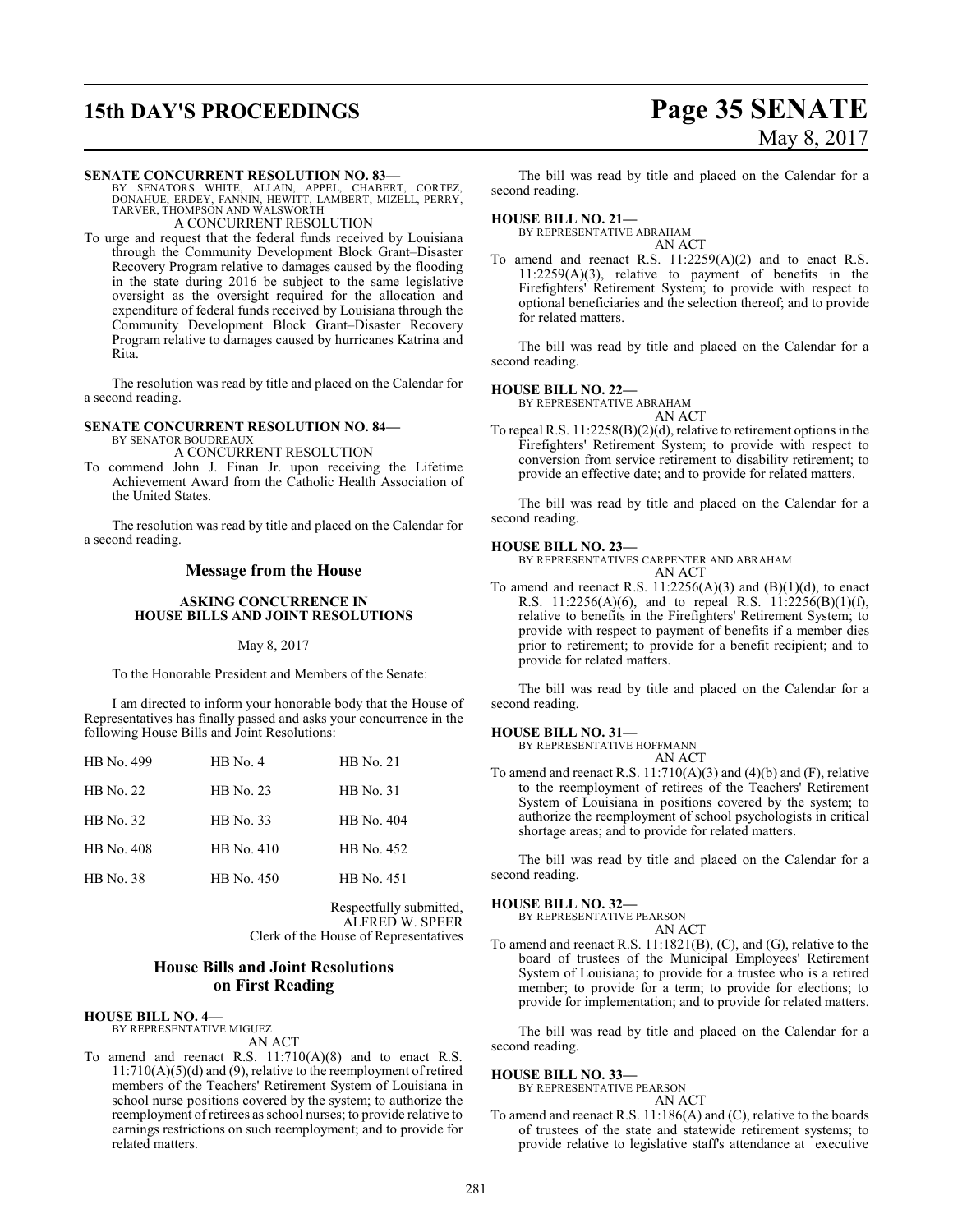**SENATE CONCURRENT RESOLUTION NO. 83—**
BY SENATORS WHITE, ALLAIN, APPEL, CHABERT, CORTEZ, DONAHUE, ERDEY, FANNIN, HEWITT, LAMBERT, MIZELL, PERRY, TARVER, THOMPSON AND WALSWORTH

A CONCURRENT RESOLUTION

To urge and request that the federal funds received by Louisiana through the Community Development Block Grant–Disaster Recovery Program relative to damages caused by the flooding in the state during 2016 be subject to the same legislative oversight as the oversight required for the allocation and expenditure of federal funds received by Louisiana through the Community Development Block Grant–Disaster Recovery Program relative to damages caused by hurricanes Katrina and Rita.

The resolution was read by title and placed on the Calendar for a second reading.

**SENATE CONCURRENT RESOLUTION NO. 84—**
BY SENATOR BOUDREAUX

A CONCURRENT RESOLUTION

To commend John J. Finan Jr. upon receiving the Lifetime Achievement Award from the Catholic Health Association of the United States.

The resolution was read by title and placed on the Calendar for a second reading.

## Message from the House

### ASKING CONCURRENCE IN HOUSE BILLS AND JOINT RESOLUTIONS

May 8, 2017

To the Honorable President and Members of the Senate:

I am directed to inform your honorable body that the House of Representatives has finally passed and asks your concurrence in the following House Bills and Joint Resolutions:

| | | |
|---|---|---|
| HB No. 499 | HB No. 4 | HB No. 21 |
| HB No. 22 | HB No. 23 | HB No. 31 |
| HB No. 32 | HB No. 33 | HB No. 404 |
| HB No. 408 | HB No. 410 | HB No. 452 |
| HB No. 38 | HB No. 450 | HB No. 451 |

Respectfully submitted,
ALFRED W. SPEER
Clerk of the House of Representatives

## House Bills and Joint Resolutions on First Reading

**HOUSE BILL NO. 4—**
BY REPRESENTATIVE MIGUEZ

AN ACT

To amend and reenact R.S. 11:710(A)(8) and to enact R.S. 11:710(A)(5)(d) and (9), relative to the reemployment of retired members of the Teachers' Retirement System of Louisiana in school nurse positions covered by the system; to authorize the reemployment of retirees as school nurses; to provide relative to earnings restrictions on such reemployment; and to provide for related matters.

The bill was read by title and placed on the Calendar for a second reading.

**HOUSE BILL NO. 21—**
BY REPRESENTATIVE ABRAHAM

AN ACT

To amend and reenact R.S. 11:2259(A)(2) and to enact R.S. 11:2259(A)(3), relative to payment of benefits in the Firefighters' Retirement System; to provide with respect to optional beneficiaries and the selection thereof; and to provide for related matters.

The bill was read by title and placed on the Calendar for a second reading.

**HOUSE BILL NO. 22—**
BY REPRESENTATIVE ABRAHAM

AN ACT

To repeal R.S. 11:2258(B)(2)(d), relative to retirement options in the Firefighters' Retirement System; to provide with respect to conversion from service retirement to disability retirement; to provide an effective date; and to provide for related matters.

The bill was read by title and placed on the Calendar for a second reading.

**HOUSE BILL NO. 23—**
BY REPRESENTATIVES CARPENTER AND ABRAHAM

AN ACT

To amend and reenact R.S. 11:2256(A)(3) and (B)(1)(d), to enact R.S. 11:2256(A)(6), and to repeal R.S. 11:2256(B)(1)(f), relative to benefits in the Firefighters' Retirement System; to provide with respect to payment of benefits if a member dies prior to retirement; to provide for a benefit recipient; and to provide for related matters.

The bill was read by title and placed on the Calendar for a second reading.

**HOUSE BILL NO. 31—**
BY REPRESENTATIVE HOFFMANN

AN ACT

To amend and reenact R.S. 11:710(A)(3) and (4)(b) and (F), relative to the reemployment of retirees of the Teachers' Retirement System of Louisiana in positions covered by the system; to authorize the reemployment of school psychologists in critical shortage areas; and to provide for related matters.

The bill was read by title and placed on the Calendar for a second reading.

**HOUSE BILL NO. 32—**
BY REPRESENTATIVE PEARSON

AN ACT

To amend and reenact R.S. 11:1821(B), (C), and (G), relative to the board of trustees of the Municipal Employees' Retirement System of Louisiana; to provide for a trustee who is a retired member; to provide for a term; to provide for elections; to provide for implementation; and to provide for related matters.

The bill was read by title and placed on the Calendar for a second reading.

**HOUSE BILL NO. 33—**
BY REPRESENTATIVE PEARSON

AN ACT

To amend and reenact R.S. 11:186(A) and (C), relative to the boards of trustees of the state and statewide retirement systems; to provide relative to legislative staff's attendance at executive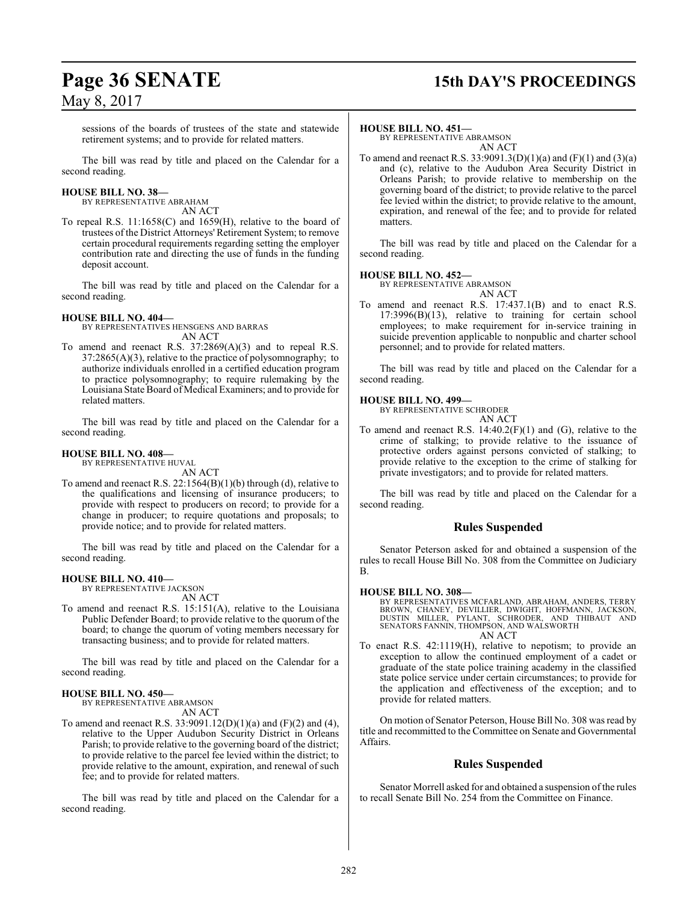sessions of the boards of trustees of the state and statewide retirement systems; and to provide for related matters.

The bill was read by title and placed on the Calendar for a second reading.

**HOUSE BILL NO. 38—**
BY REPRESENTATIVE ABRAHAM
AN ACT

To repeal R.S. 11:1658(C) and 1659(H), relative to the board of trustees of the District Attorneys' Retirement System; to remove certain procedural requirements regarding setting the employer contribution rate and directing the use of funds in the funding deposit account.

The bill was read by title and placed on the Calendar for a second reading.

**HOUSE BILL NO. 404—**
BY REPRESENTATIVES HENSGENS AND BARRAS
AN ACT

To amend and reenact R.S. 37:2869(A)(3) and to repeal R.S. 37:2865(A)(3), relative to the practice of polysomnography; to authorize individuals enrolled in a certified education program to practice polysomnography; to require rulemaking by the Louisiana State Board of Medical Examiners; and to provide for related matters.

The bill was read by title and placed on the Calendar for a second reading.

**HOUSE BILL NO. 408—**
BY REPRESENTATIVE HUVAL
AN ACT

To amend and reenact R.S. 22:1564(B)(1)(b) through (d), relative to the qualifications and licensing of insurance producers; to provide with respect to producers on record; to provide for a change in producer; to require quotations and proposals; to provide notice; and to provide for related matters.

The bill was read by title and placed on the Calendar for a second reading.

**HOUSE BILL NO. 410—**
BY REPRESENTATIVE JACKSON
AN ACT

To amend and reenact R.S. 15:151(A), relative to the Louisiana Public Defender Board; to provide relative to the quorum of the board; to change the quorum of voting members necessary for transacting business; and to provide for related matters.

The bill was read by title and placed on the Calendar for a second reading.

**HOUSE BILL NO. 450—**
BY REPRESENTATIVE ABRAMSON
AN ACT

To amend and reenact R.S. 33:9091.12(D)(1)(a) and (F)(2) and (4), relative to the Upper Audubon Security District in Orleans Parish; to provide relative to the governing board of the district; to provide relative to the parcel fee levied within the district; to provide relative to the amount, expiration, and renewal of such fee; and to provide for related matters.

The bill was read by title and placed on the Calendar for a second reading.

**HOUSE BILL NO. 451—**
BY REPRESENTATIVE ABRAMSON
AN ACT

To amend and reenact R.S. 33:9091.3(D)(1)(a) and (F)(1) and (3)(a) and (c), relative to the Audubon Area Security District in Orleans Parish; to provide relative to membership on the governing board of the district; to provide relative to the parcel fee levied within the district; to provide relative to the amount, expiration, and renewal of the fee; and to provide for related matters.

The bill was read by title and placed on the Calendar for a second reading.

**HOUSE BILL NO. 452—**
BY REPRESENTATIVE ABRAMSON
AN ACT

To amend and reenact R.S. 17:437.1(B) and to enact R.S. 17:3996(B)(13), relative to training for certain school employees; to make requirement for in-service training in suicide prevention applicable to nonpublic and charter school personnel; and to provide for related matters.

The bill was read by title and placed on the Calendar for a second reading.

**HOUSE BILL NO. 499—**
BY REPRESENTATIVE SCHRODER
AN ACT

To amend and reenact R.S. 14:40.2(F)(1) and (G), relative to the crime of stalking; to provide relative to the issuance of protective orders against persons convicted of stalking; to provide relative to the exception to the crime of stalking for private investigators; and to provide for related matters.

The bill was read by title and placed on the Calendar for a second reading.

## Rules Suspended

Senator Peterson asked for and obtained a suspension of the rules to recall House Bill No. 308 from the Committee on Judiciary B.

**HOUSE BILL NO. 308—**
BY REPRESENTATIVES MCFARLAND, ABRAHAM, ANDERS, TERRY BROWN, CHANEY, DEVILLIER, DWIGHT, HOFFMANN, JACKSON, DUSTIN MILLER, PYLANT, SCHRODER, AND THIBAUT AND SENATORS FANNIN, THOMPSON, AND WALSWORTH
AN ACT

To enact R.S. 42:1119(H), relative to nepotism; to provide an exception to allow the continued employment of a cadet or graduate of the state police training academy in the classified state police service under certain circumstances; to provide for the application and effectiveness of the exception; and to provide for related matters.

On motion of Senator Peterson, House Bill No. 308 was read by title and recommitted to the Committee on Senate and Governmental Affairs.

## Rules Suspended

Senator Morrell asked for and obtained a suspension of the rules to recall Senate Bill No. 254 from the Committee on Finance.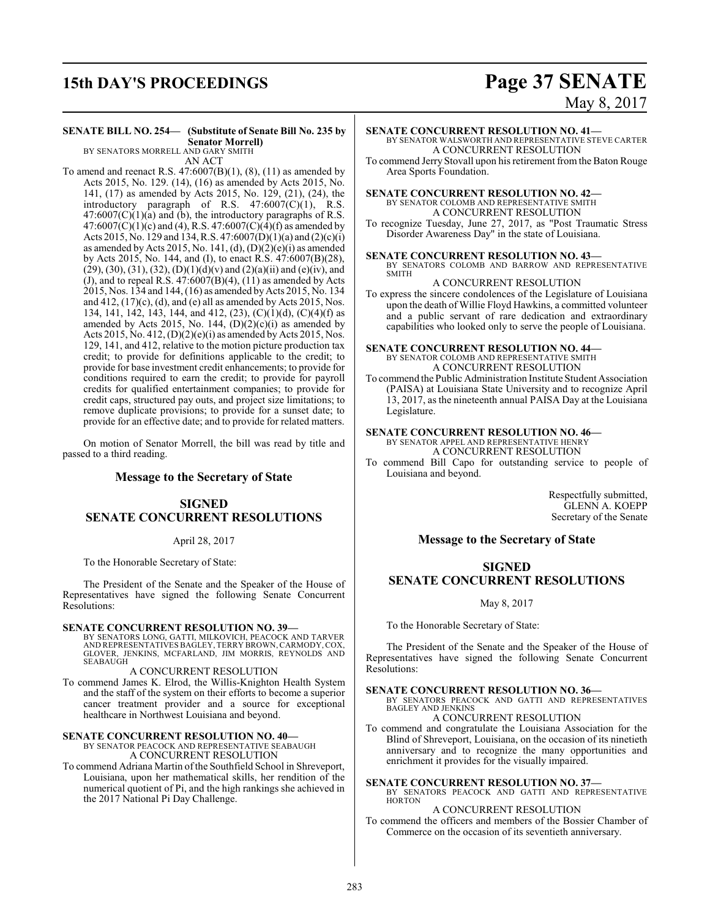**SENATE BILL NO. 254— (Substitute of Senate Bill No. 235 by Senator Morrell)**
BY SENATORS MORRELL AND GARY SMITH

AN ACT

To amend and reenact R.S. 47:6007(B)(1), (8), (11) as amended by Acts 2015, No. 129. (14), (16) as amended by Acts 2015, No. 141, (17) as amended by Acts 2015, No. 129, (21), (24), the introductory paragraph of R.S. 47:6007(C)(1), R.S. 47:6007(C)(1)(a) and (b), the introductory paragraphs of R.S. 47:6007(C)(1)(c) and (4), R.S. 47:6007(C)(4)(f) as amended by Acts 2015, No. 129 and 134, R.S. 47:6007(D)(1)(a) and (2)(c)(i) as amended by Acts 2015, No. 141, (d), (D)(2)(e)(i) as amended by Acts 2015, No. 144, and (I), to enact R.S. 47:6007(B)(28), (29), (30), (31), (32), (D)(1)(d)(v) and (2)(a)(ii) and (e)(iv), and (J), and to repeal R.S. 47:6007(B)(4), (11) as amended by Acts 2015, Nos. 134 and 144, (16) as amended by Acts 2015, No. 134 and 412, (17)(c), (d), and (e) all as amended by Acts 2015, Nos. 134, 141, 142, 143, 144, and 412, (23), (C)(1)(d), (C)(4)(f) as amended by Acts 2015, No. 144, (D)(2)(c)(i) as amended by Acts 2015, No. 412, (D)(2)(e)(i) as amended by Acts 2015, Nos. 129, 141, and 412, relative to the motion picture production tax credit; to provide for definitions applicable to the credit; to provide for base investment credit enhancements; to provide for conditions required to earn the credit; to provide for payroll credits for qualified entertainment companies; to provide for credit caps, structured pay outs, and project size limitations; to remove duplicate provisions; to provide for a sunset date; to provide for an effective date; and to provide for related matters.

On motion of Senator Morrell, the bill was read by title and passed to a third reading.

## Message to the Secretary of State

## SIGNED
## SENATE CONCURRENT RESOLUTIONS

April 28, 2017

To the Honorable Secretary of State:

The President of the Senate and the Speaker of the House of Representatives have signed the following Senate Concurrent Resolutions:

**SENATE CONCURRENT RESOLUTION NO. 39—**
BY SENATORS LONG, GATTI, MILKOVICH, PEACOCK AND TARVER AND REPRESENTATIVES BAGLEY, TERRY BROWN, CARMODY, COX, GLOVER, JENKINS, MCFARLAND, JIM MORRIS, REYNOLDS AND SEABAUGH

A CONCURRENT RESOLUTION

To commend James K. Elrod, the Willis-Knighton Health System and the staff of the system on their efforts to become a superior cancer treatment provider and a source for exceptional healthcare in Northwest Louisiana and beyond.

**SENATE CONCURRENT RESOLUTION NO. 40—**
BY SENATOR PEACOCK AND REPRESENTATIVE SEABAUGH

A CONCURRENT RESOLUTION

To commend Adriana Martin of the Southfield School in Shreveport, Louisiana, upon her mathematical skills, her rendition of the numerical quotient of Pi, and the high rankings she achieved in the 2017 National Pi Day Challenge.

**SENATE CONCURRENT RESOLUTION NO. 41—**
BY SENATOR WALSWORTH AND REPRESENTATIVE STEVE CARTER

A CONCURRENT RESOLUTION

To commend Jerry Stovall upon his retirement from the Baton Rouge Area Sports Foundation.

**SENATE CONCURRENT RESOLUTION NO. 42—**
BY SENATOR COLOMB AND REPRESENTATIVE SMITH

A CONCURRENT RESOLUTION

To recognize Tuesday, June 27, 2017, as "Post Traumatic Stress Disorder Awareness Day" in the state of Louisiana.

**SENATE CONCURRENT RESOLUTION NO. 43—**
BY SENATORS COLOMB AND BARROW AND REPRESENTATIVE SMITH

A CONCURRENT RESOLUTION

To express the sincere condolences of the Legislature of Louisiana upon the death of Willie Floyd Hawkins, a committed volunteer and a public servant of rare dedication and extraordinary capabilities who looked only to serve the people of Louisiana.

**SENATE CONCURRENT RESOLUTION NO. 44—**
BY SENATOR COLOMB AND REPRESENTATIVE SMITH

A CONCURRENT RESOLUTION

To commend the Public Administration Institute Student Association (PAISA) at Louisiana State University and to recognize April 13, 2017, as the nineteenth annual PAISA Day at the Louisiana Legislature.

**SENATE CONCURRENT RESOLUTION NO. 46—**
BY SENATOR APPEL AND REPRESENTATIVE HENRY

A CONCURRENT RESOLUTION

To commend Bill Capo for outstanding service to people of Louisiana and beyond.

Respectfully submitted,
GLENN A. KOEPP
Secretary of the Senate

## Message to the Secretary of State

## SIGNED
## SENATE CONCURRENT RESOLUTIONS

May 8, 2017

To the Honorable Secretary of State:

The President of the Senate and the Speaker of the House of Representatives have signed the following Senate Concurrent Resolutions:

**SENATE CONCURRENT RESOLUTION NO. 36—**
BY SENATORS PEACOCK AND GATTI AND REPRESENTATIVES BAGLEY AND JENKINS

A CONCURRENT RESOLUTION

To commend and congratulate the Louisiana Association for the Blind of Shreveport, Louisiana, on the occasion of its ninetieth anniversary and to recognize the many opportunities and enrichment it provides for the visually impaired.

**SENATE CONCURRENT RESOLUTION NO. 37—**
BY SENATORS PEACOCK AND GATTI AND REPRESENTATIVE HORTON

A CONCURRENT RESOLUTION

To commend the officers and members of the Bossier Chamber of Commerce on the occasion of its seventieth anniversary.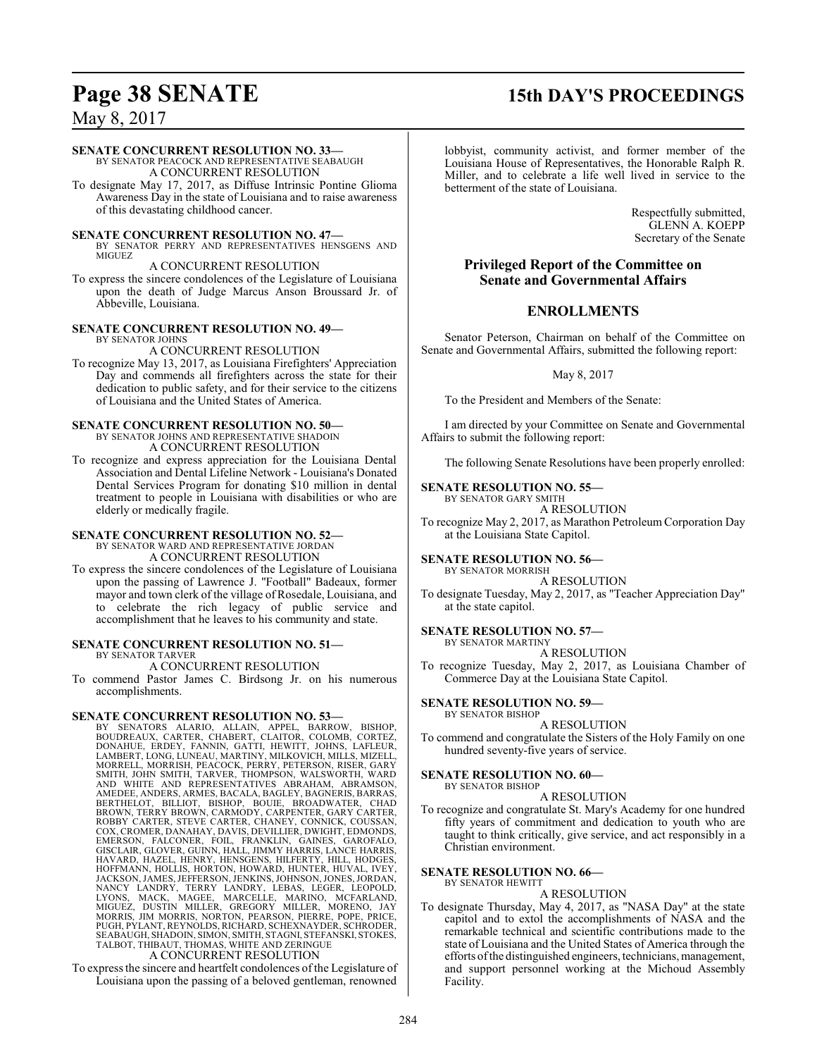**SENATE CONCURRENT RESOLUTION NO. 33—**
BY SENATOR PEACOCK AND REPRESENTATIVE SEABAUGH
A CONCURRENT RESOLUTION

To designate May 17, 2017, as Diffuse Intrinsic Pontine Glioma Awareness Day in the state of Louisiana and to raise awareness of this devastating childhood cancer.

**SENATE CONCURRENT RESOLUTION NO. 47—**
BY SENATOR PERRY AND REPRESENTATIVES HENSGENS AND MIGUEZ
A CONCURRENT RESOLUTION

To express the sincere condolences of the Legislature of Louisiana upon the death of Judge Marcus Anson Broussard Jr. of Abbeville, Louisiana.

**SENATE CONCURRENT RESOLUTION NO. 49—**
BY SENATOR JOHNS
A CONCURRENT RESOLUTION

To recognize May 13, 2017, as Louisiana Firefighters' Appreciation Day and commends all firefighters across the state for their dedication to public safety, and for their service to the citizens of Louisiana and the United States of America.

**SENATE CONCURRENT RESOLUTION NO. 50—**
BY SENATOR JOHNS AND REPRESENTATIVE SHADOIN
A CONCURRENT RESOLUTION

To recognize and express appreciation for the Louisiana Dental Association and Dental Lifeline Network - Louisiana's Donated Dental Services Program for donating $10 million in dental treatment to people in Louisiana with disabilities or who are elderly or medically fragile.

**SENATE CONCURRENT RESOLUTION NO. 52—**
BY SENATOR WARD AND REPRESENTATIVE JORDAN
A CONCURRENT RESOLUTION

To express the sincere condolences of the Legislature of Louisiana upon the passing of Lawrence J. "Football" Badeaux, former mayor and town clerk of the village of Rosedale, Louisiana, and to celebrate the rich legacy of public service and accomplishment that he leaves to his community and state.

**SENATE CONCURRENT RESOLUTION NO. 51—**
BY SENATOR TARVER
A CONCURRENT RESOLUTION

To commend Pastor James C. Birdsong Jr. on his numerous accomplishments.

**SENATE CONCURRENT RESOLUTION NO. 53—**
BY SENATORS ALARIO, ALLAIN, APPEL, BARROW, BISHOP, BOUDREAUX, CARTER, CHABERT, CLAITOR, COLOMB, CORTEZ, DONAHUE, ERDEY, FANNIN, GATTI, HEWITT, JOHNS, LAFLEUR, LAMBERT, LONG, LUNEAU, MARTINY, MILKOVICH, MILLS, MIZELL, MORRELL, MORRISH, PEACOCK, PERRY, PETERSON, RISER, GARY SMITH, JOHN SMITH, TARVER, THOMPSON, WALSWORTH, WARD AND WHITE AND REPRESENTATIVES ABRAHAM, ABRAMSON, AMEDEE, ANDERS, ARMES, BACALA, BAGLEY, BAGNERIS, BARRAS, BERTHELOT, BILLIOT, BISHOP, BOUIE, BROADWATER, CHAD BROWN, TERRY BROWN, CARMODY, CARPENTER, GARY CARTER, ROBBY CARTER, STEVE CARTER, CHANEY, CONNICK, COUSSAN, COX, CROMER, DANAHAY, DAVIS, DEVILLIER, DWIGHT, EDMONDS, EMERSON, FALCONER, FOIL, FRANKLIN, GAINES, GAROFALO, GISCLAIR, GLOVER, GUINN, HALL, JIMMY HARRIS, LANCE HARRIS, HAVARD, HAZEL, HENRY, HENSGENS, HILFERTY, HILL, HODGES, HOFFMANN, HOLLIS, HORTON, HOWARD, HUNTER, HUVAL, IVEY, JACKSON, JAMES, JEFFERSON, JENKINS, JOHNSON, JONES, JORDAN, NANCY LANDRY, TERRY LANDRY, LEBAS, LEGER, LEOPOLD, LYONS, MACK, MAGEE, MARCELLE, MARINO, MCFARLAND, MIGUEZ, DUSTIN MILLER, GREGORY MILLER, MORENO, JAY MORRIS, JIM MORRIS, NORTON, PEARSON, PIERRE, POPE, PRICE, PUGH, PYLANT, REYNOLDS, RICHARD, SCHEXNAYDER, SCHRODER, SEABAUGH, SHADOIN, SIMON, SMITH, STAGNI, STEFANSKI, STOKES, TALBOT, THIBAUT, THOMAS, WHITE AND ZERINGUE
A CONCURRENT RESOLUTION

To express the sincere and heartfelt condolences of the Legislature of Louisiana upon the passing of a beloved gentleman, renowned lobbyist, community activist, and former member of the Louisiana House of Representatives, the Honorable Ralph R. Miller, and to celebrate a life well lived in service to the betterment of the state of Louisiana.

Respectfully submitted,
GLENN A. KOEPP
Secretary of the Senate

## Privileged Report of the Committee on Senate and Governmental Affairs

## ENROLLMENTS

Senator Peterson, Chairman on behalf of the Committee on Senate and Governmental Affairs, submitted the following report:

May 8, 2017

To the President and Members of the Senate:

I am directed by your Committee on Senate and Governmental Affairs to submit the following report:

The following Senate Resolutions have been properly enrolled:

**SENATE RESOLUTION NO. 55—**
BY SENATOR GARY SMITH
A RESOLUTION

To recognize May 2, 2017, as Marathon Petroleum Corporation Day at the Louisiana State Capitol.

**SENATE RESOLUTION NO. 56—**
BY SENATOR MORRISH
A RESOLUTION

To designate Tuesday, May 2, 2017, as "Teacher Appreciation Day" at the state capitol.

**SENATE RESOLUTION NO. 57—**
BY SENATOR MARTINY
A RESOLUTION

To recognize Tuesday, May 2, 2017, as Louisiana Chamber of Commerce Day at the Louisiana State Capitol.

**SENATE RESOLUTION NO. 59—**
BY SENATOR BISHOP
A RESOLUTION

To commend and congratulate the Sisters of the Holy Family on one hundred seventy-five years of service.

**SENATE RESOLUTION NO. 60—**
BY SENATOR BISHOP
A RESOLUTION

To recognize and congratulate St. Mary's Academy for one hundred fifty years of commitment and dedication to youth who are taught to think critically, give service, and act responsibly in a Christian environment.

**SENATE RESOLUTION NO. 66—**
BY SENATOR HEWITT
A RESOLUTION

To designate Thursday, May 4, 2017, as "NASA Day" at the state capitol and to extol the accomplishments of NASA and the remarkable technical and scientific contributions made to the state of Louisiana and the United States of America through the efforts of the distinguished engineers, technicians, management, and support personnel working at the Michoud Assembly Facility.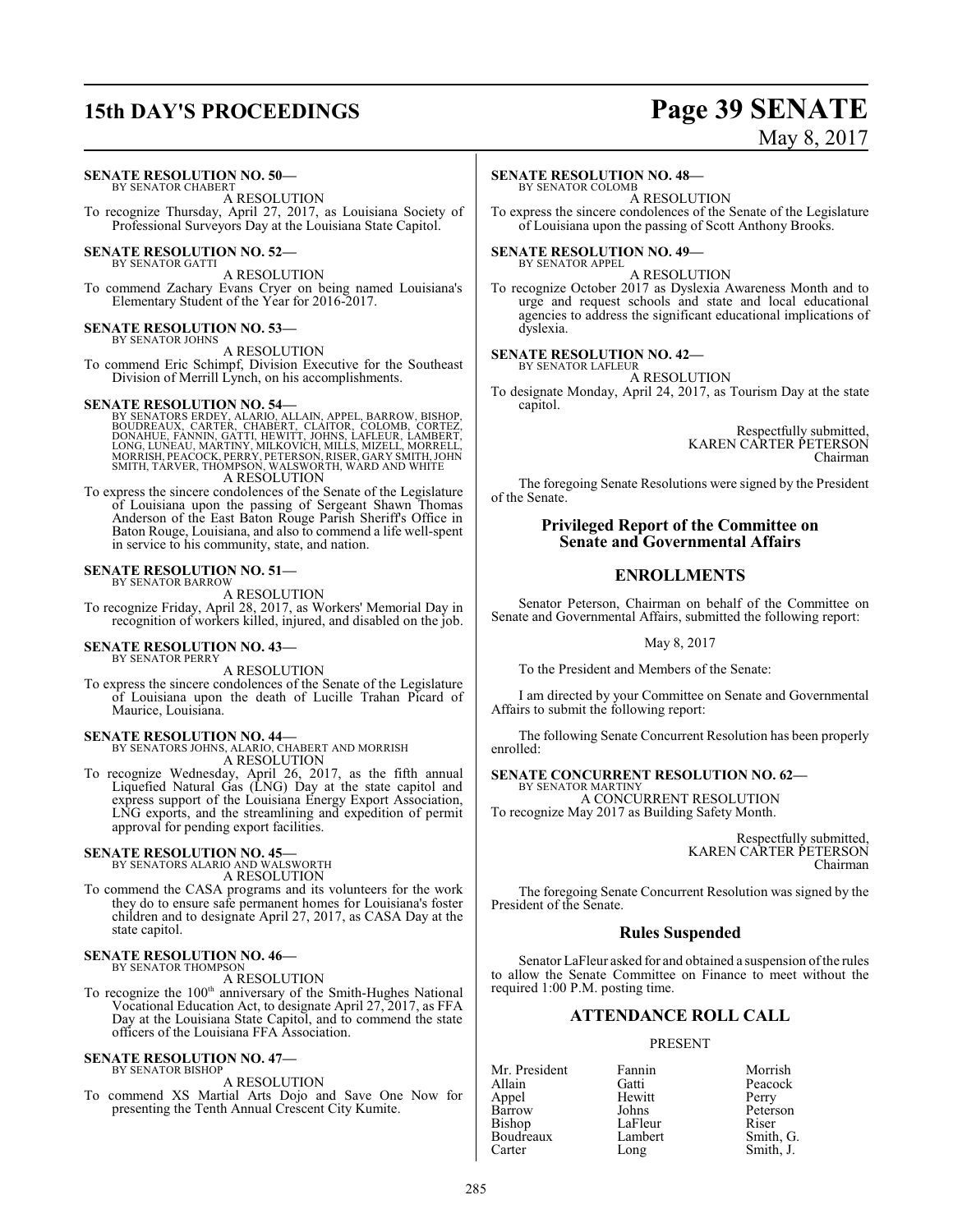**SENATE RESOLUTION NO. 50—**
BY SENATOR CHABERT

A RESOLUTION

To recognize Thursday, April 27, 2017, as Louisiana Society of Professional Surveyors Day at the Louisiana State Capitol.

**SENATE RESOLUTION NO. 52—**
BY SENATOR GATTI

A RESOLUTION

To commend Zachary Evans Cryer on being named Louisiana's Elementary Student of the Year for 2016-2017.

**SENATE RESOLUTION NO. 53—**
BY SENATOR JOHNS

A RESOLUTION

To commend Eric Schimpf, Division Executive for the Southeast Division of Merrill Lynch, on his accomplishments.

**SENATE RESOLUTION NO. 54—**
BY SENATORS ERDEY, ALARIO, ALLAIN, APPEL, BARROW, BISHOP, BOUDREAUX, CARTER, CHABERT, CLAITOR, COLOMB, CORTEZ, DONAHUE, FANNIN, GATTI, HEWITT, JOHNS, LAFLEUR, LAMBERT, LONG, LUNEAU, MARTINY, MILKOVICH, MILLS, MIZELL, MORRELL, MORRISH, PEACOCK, PERRY, PETERSON, RISER, GARY SMITH, JOHN SMITH, TARVER, THOMPSON, WALSWORTH, WARD AND WHITE

A RESOLUTION

To express the sincere condolences of the Senate of the Legislature of Louisiana upon the passing of Sergeant Shawn Thomas Anderson of the East Baton Rouge Parish Sheriff's Office in Baton Rouge, Louisiana, and also to commend a life well-spent in service to his community, state, and nation.

**SENATE RESOLUTION NO. 51—**
BY SENATOR BARROW

A RESOLUTION

To recognize Friday, April 28, 2017, as Workers' Memorial Day in recognition of workers killed, injured, and disabled on the job.

**SENATE RESOLUTION NO. 43—**
BY SENATOR PERRY

A RESOLUTION

To express the sincere condolences of the Senate of the Legislature of Louisiana upon the death of Lucille Trahan Picard of Maurice, Louisiana.

**SENATE RESOLUTION NO. 44—**
BY SENATORS JOHNS, ALARIO, CHABERT AND MORRISH

A RESOLUTION

To recognize Wednesday, April 26, 2017, as the fifth annual Liquefied Natural Gas (LNG) Day at the state capitol and express support of the Louisiana Energy Export Association, LNG exports, and the streamlining and expedition of permit approval for pending export facilities.

**SENATE RESOLUTION NO. 45—**
BY SENATORS ALARIO AND WALSWORTH

A RESOLUTION

To commend the CASA programs and its volunteers for the work they do to ensure safe permanent homes for Louisiana's foster children and to designate April 27, 2017, as CASA Day at the state capitol.

**SENATE RESOLUTION NO. 46—**
BY SENATOR THOMPSON

A RESOLUTION

To recognize the 100th anniversary of the Smith-Hughes National Vocational Education Act, to designate April 27, 2017, as FFA Day at the Louisiana State Capitol, and to commend the state officers of the Louisiana FFA Association.

**SENATE RESOLUTION NO. 47—**
BY SENATOR BISHOP

A RESOLUTION

To commend XS Martial Arts Dojo and Save One Now for presenting the Tenth Annual Crescent City Kumite.

**SENATE RESOLUTION NO. 48—**
BY SENATOR COLOMB

A RESOLUTION

To express the sincere condolences of the Senate of the Legislature of Louisiana upon the passing of Scott Anthony Brooks.

**SENATE RESOLUTION NO. 49—**
BY SENATOR APPEL

A RESOLUTION

To recognize October 2017 as Dyslexia Awareness Month and to urge and request schools and state and local educational agencies to address the significant educational implications of dyslexia.

**SENATE RESOLUTION NO. 42—**
BY SENATOR LAFLEUR

A RESOLUTION

To designate Monday, April 24, 2017, as Tourism Day at the state capitol.

Respectfully submitted,
KAREN CARTER PETERSON
Chairman

The foregoing Senate Resolutions were signed by the President of the Senate.

## Privileged Report of the Committee on Senate and Governmental Affairs

## ENROLLMENTS

Senator Peterson, Chairman on behalf of the Committee on Senate and Governmental Affairs, submitted the following report:

May 8, 2017

To the President and Members of the Senate:

I am directed by your Committee on Senate and Governmental Affairs to submit the following report:

The following Senate Concurrent Resolution has been properly enrolled:

**SENATE CONCURRENT RESOLUTION NO. 62—**
BY SENATOR MARTINY

A CONCURRENT RESOLUTION

To recognize May 2017 as Building Safety Month.

Respectfully submitted,
KAREN CARTER PETERSON
Chairman

The foregoing Senate Concurrent Resolution was signed by the President of the Senate.

## Rules Suspended

Senator LaFleur asked for and obtained a suspension of the rules to allow the Senate Committee on Finance to meet without the required 1:00 P.M. posting time.

## ATTENDANCE ROLL CALL

PRESENT

| | | |
|---|---|---|
| Mr. President | Fannin | Morrish |
| Allain | Gatti | Peacock |
| Appel | Hewitt | Perry |
| Barrow | Johns | Peterson |
| Bishop | LaFleur | Riser |
| Boudreaux | Lambert | Smith, G. |
| Carter | Long | Smith, J. |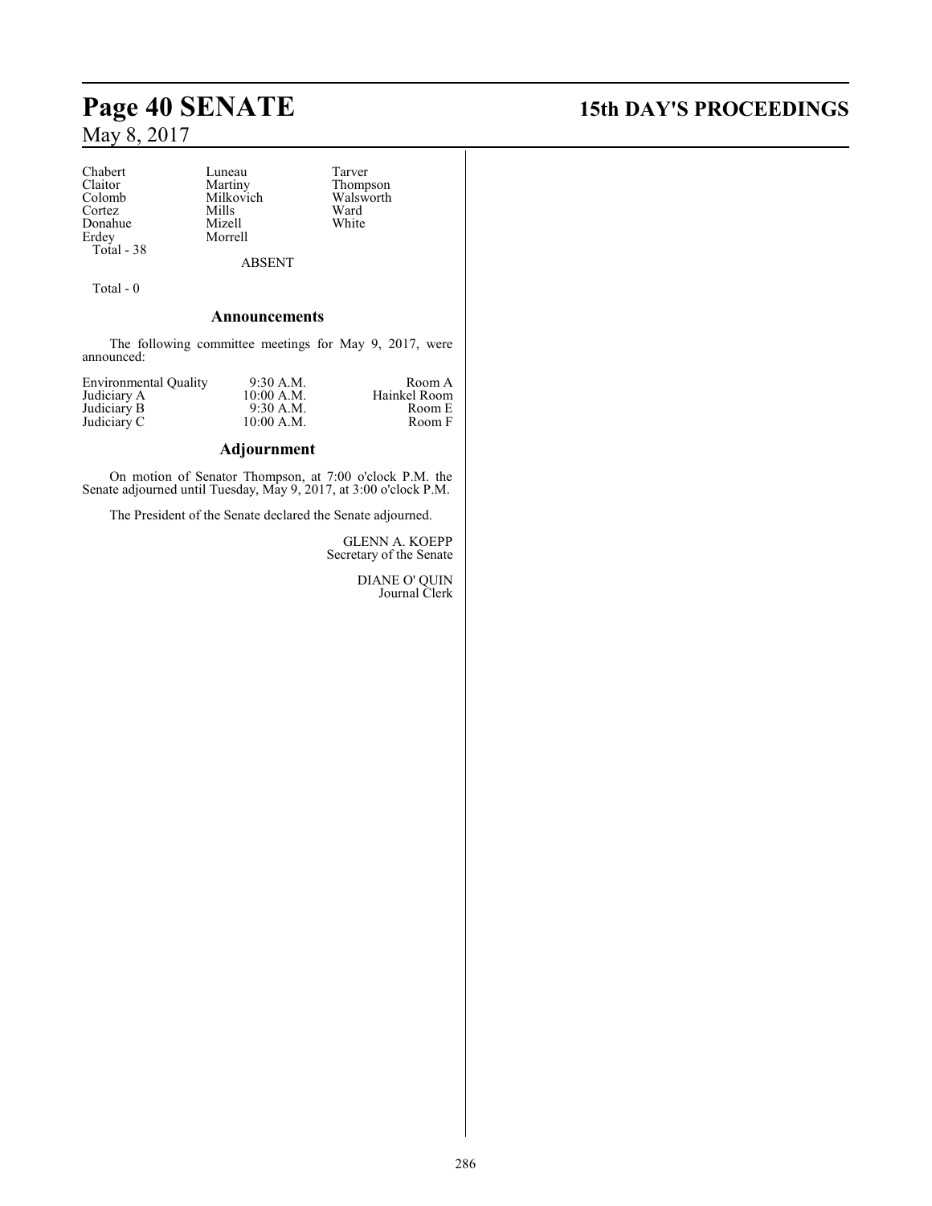| | | |
|---|---|---|
| Chabert | Luneau | Tarver |
| Claitor | Martiny | Thompson |
| Colomb | Milkovich | Walsworth |
| Cortez | Mills | Ward |
| Donahue | Mizell | White |
| Erdey | Morrell | |

Total - 38

ABSENT

Total - 0

## Announcements

The following committee meetings for May 9, 2017, were announced:

| | | |
|---|---|---|
| Environmental Quality | 9:30 A.M. | Room A |
| Judiciary A | 10:00 A.M. | Hainkel Room |
| Judiciary B | 9:30 A.M. | Room E |
| Judiciary C | 10:00 A.M. | Room F |

## Adjournment

On motion of Senator Thompson, at 7:00 o'clock P.M. the Senate adjourned until Tuesday, May 9, 2017, at 3:00 o'clock P.M.

The President of the Senate declared the Senate adjourned.

GLENN A. KOEPP
Secretary of the Senate

DIANE O' QUIN
Journal Clerk